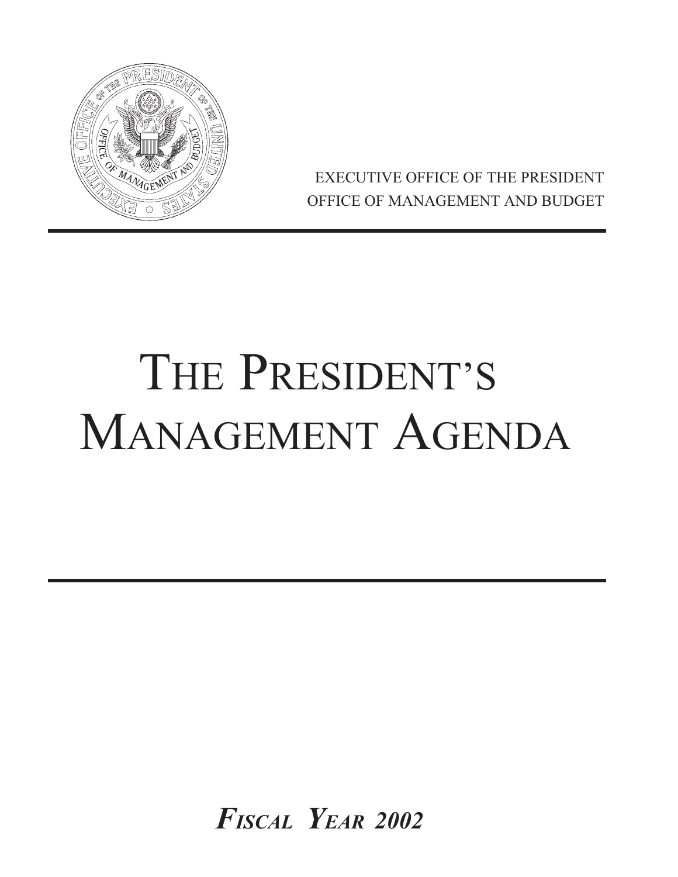EXECUTIVE OFFICE OF THE PRESIDENT
OFFICE OF MANAGEMENT AND BUDGET

# THE PRESIDENT'S MANAGEMENT AGENDA

***FISCAL YEAR 2002***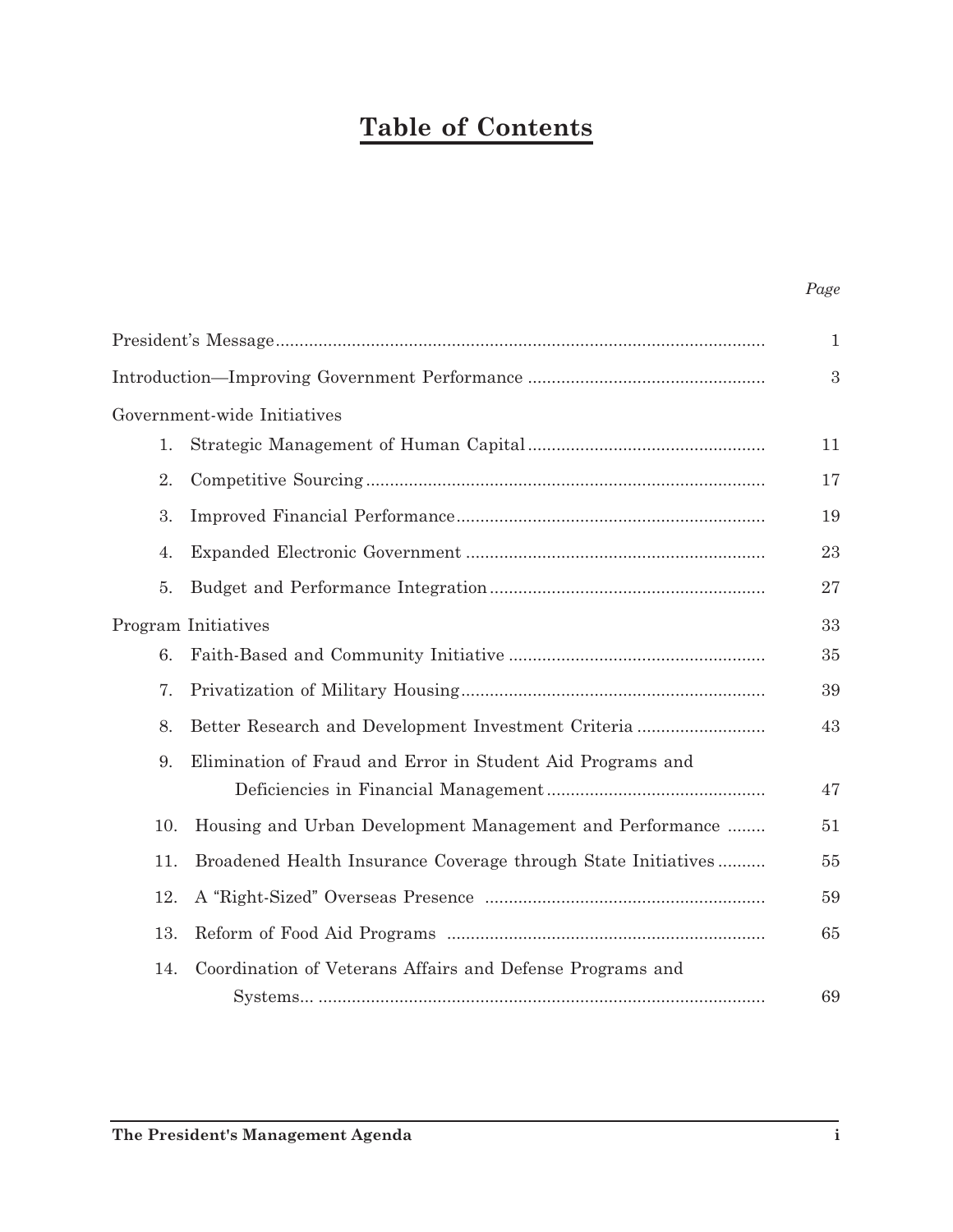# Table of Contents

| | Page |
|---|---|
| President's Message | 1 |
| Introduction—Improving Government Performance | 3 |
| Government-wide Initiatives | |
| 1. Strategic Management of Human Capital | 11 |
| 2. Competitive Sourcing | 17 |
| 3. Improved Financial Performance | 19 |
| 4. Expanded Electronic Government | 23 |
| 5. Budget and Performance Integration | 27 |
| Program Initiatives | 33 |
| 6. Faith-Based and Community Initiative | 35 |
| 7. Privatization of Military Housing | 39 |
| 8. Better Research and Development Investment Criteria | 43 |
| 9. Elimination of Fraud and Error in Student Aid Programs and Deficiencies in Financial Management | 47 |
| 10. Housing and Urban Development Management and Performance | 51 |
| 11. Broadened Health Insurance Coverage through State Initiatives | 55 |
| 12. A "Right-Sized" Overseas Presence | 59 |
| 13. Reform of Food Aid Programs | 65 |
| 14. Coordination of Veterans Affairs and Defense Programs and Systems... | 69 |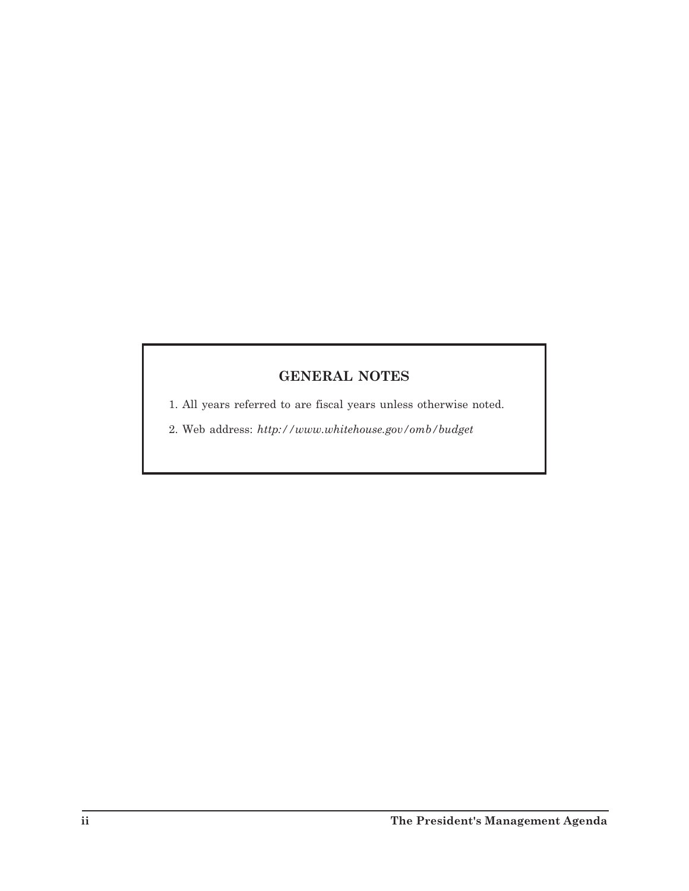## GENERAL NOTES

1. All years referred to are fiscal years unless otherwise noted.
2. Web address: *http://www.whitehouse.gov/omb/budget*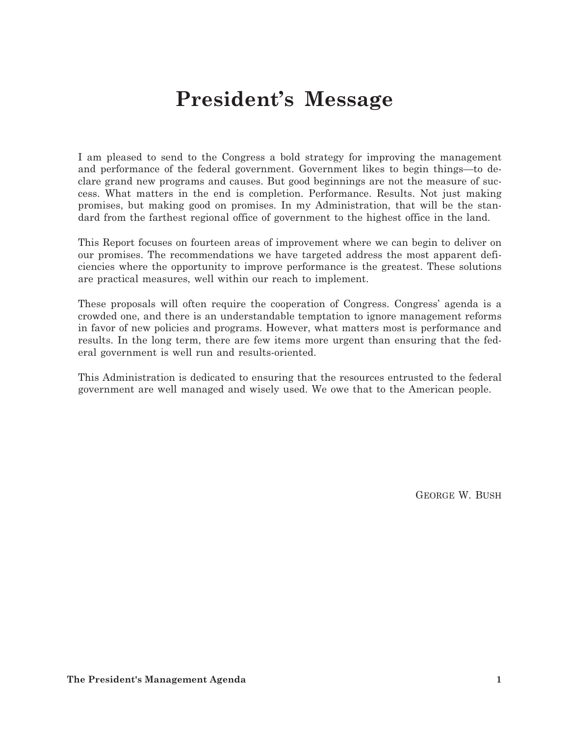# President's Message

I am pleased to send to the Congress a bold strategy for improving the management and performance of the federal government. Government likes to begin things—to declare grand new programs and causes. But good beginnings are not the measure of success. What matters in the end is completion. Performance. Results. Not just making promises, but making good on promises. In my Administration, that will be the standard from the farthest regional office of government to the highest office in the land.

This Report focuses on fourteen areas of improvement where we can begin to deliver on our promises. The recommendations we have targeted address the most apparent deficiencies where the opportunity to improve performance is the greatest. These solutions are practical measures, well within our reach to implement.

These proposals will often require the cooperation of Congress. Congress' agenda is a crowded one, and there is an understandable temptation to ignore management reforms in favor of new policies and programs. However, what matters most is performance and results. In the long term, there are few items more urgent than ensuring that the federal government is well run and results-oriented.

This Administration is dedicated to ensuring that the resources entrusted to the federal government are well managed and wisely used. We owe that to the American people.

GEORGE W. BUSH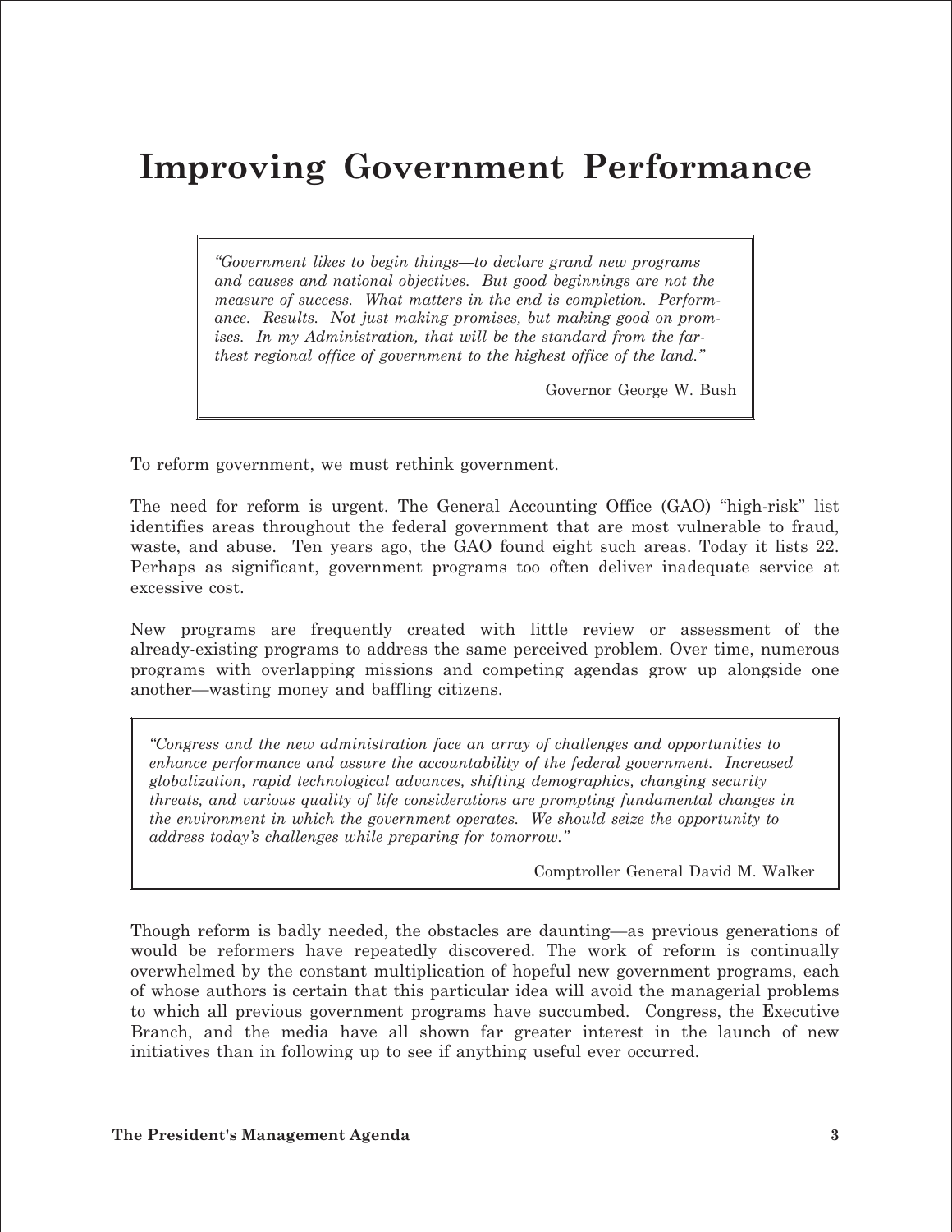# Improving Government Performance

> *"Government likes to begin things—to declare grand new programs and causes and national objectives. But good beginnings are not the measure of success. What matters in the end is completion. Performance. Results. Not just making promises, but making good on promises. In my Administration, that will be the standard from the farthest regional office of government to the highest office of the land."*
>
> Governor George W. Bush

To reform government, we must rethink government.

The need for reform is urgent. The General Accounting Office (GAO) "high-risk" list identifies areas throughout the federal government that are most vulnerable to fraud, waste, and abuse. Ten years ago, the GAO found eight such areas. Today it lists 22. Perhaps as significant, government programs too often deliver inadequate service at excessive cost.

New programs are frequently created with little review or assessment of the already-existing programs to address the same perceived problem. Over time, numerous programs with overlapping missions and competing agendas grow up alongside one another—wasting money and baffling citizens.

> *"Congress and the new administration face an array of challenges and opportunities to enhance performance and assure the accountability of the federal government. Increased globalization, rapid technological advances, shifting demographics, changing security threats, and various quality of life considerations are prompting fundamental changes in the environment in which the government operates. We should seize the opportunity to address today's challenges while preparing for tomorrow."*
>
> Comptroller General David M. Walker

Though reform is badly needed, the obstacles are daunting—as previous generations of would be reformers have repeatedly discovered. The work of reform is continually overwhelmed by the constant multiplication of hopeful new government programs, each of whose authors is certain that this particular idea will avoid the managerial problems to which all previous government programs have succumbed. Congress, the Executive Branch, and the media have all shown far greater interest in the launch of new initiatives than in following up to see if anything useful ever occurred.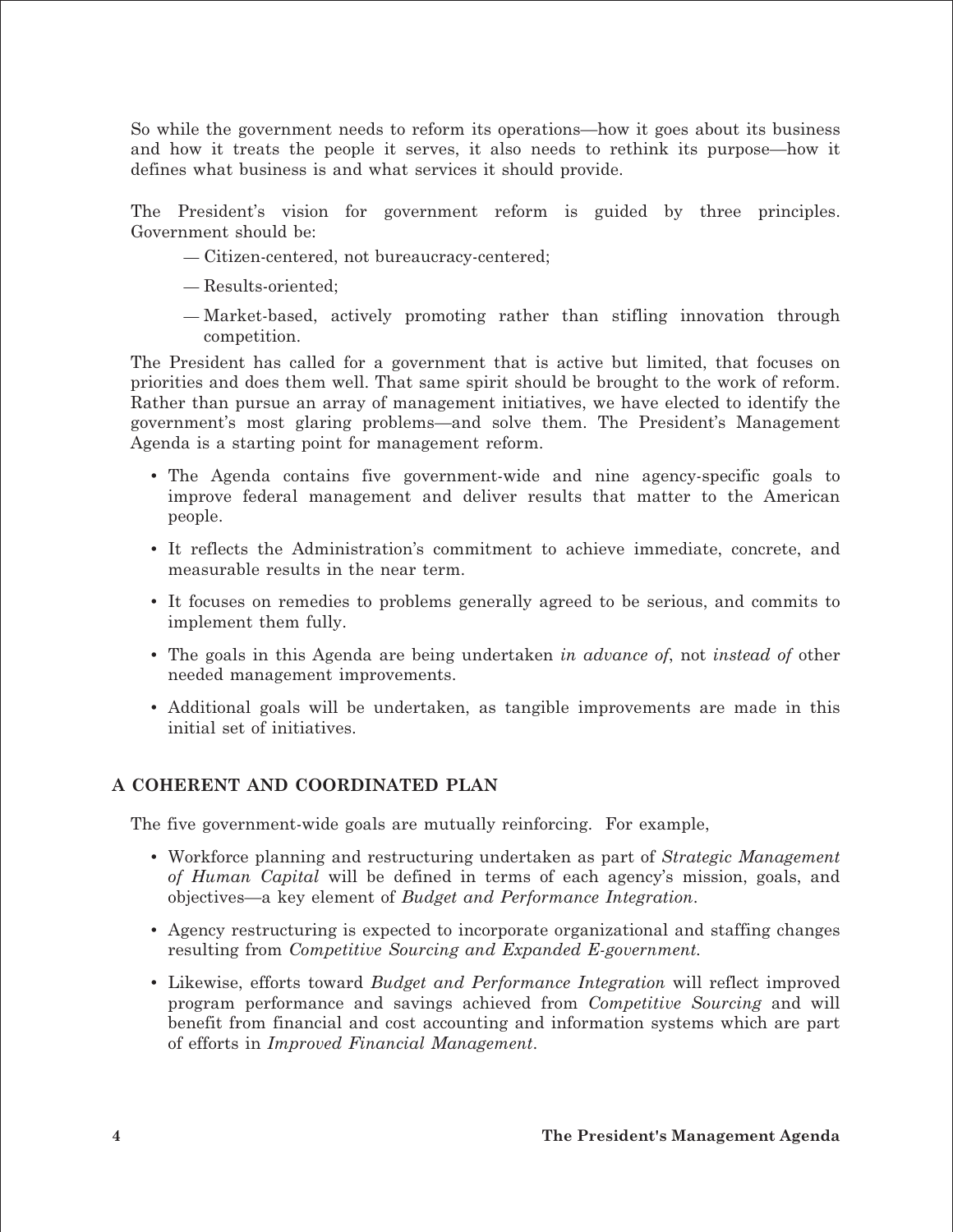So while the government needs to reform its operations—how it goes about its business and how it treats the people it serves, it also needs to rethink its purpose—how it defines what business is and what services it should provide.

The President's vision for government reform is guided by three principles. Government should be:

- — Citizen-centered, not bureaucracy-centered;
- — Results-oriented;
- — Market-based, actively promoting rather than stifling innovation through competition.

The President has called for a government that is active but limited, that focuses on priorities and does them well. That same spirit should be brought to the work of reform. Rather than pursue an array of management initiatives, we have elected to identify the government's most glaring problems—and solve them. The President's Management Agenda is a starting point for management reform.

- The Agenda contains five government-wide and nine agency-specific goals to improve federal management and deliver results that matter to the American people.
- It reflects the Administration's commitment to achieve immediate, concrete, and measurable results in the near term.
- It focuses on remedies to problems generally agreed to be serious, and commits to implement them fully.
- The goals in this Agenda are being undertaken *in advance of*, not *instead of* other needed management improvements.
- Additional goals will be undertaken, as tangible improvements are made in this initial set of initiatives.

## A COHERENT AND COORDINATED PLAN

The five government-wide goals are mutually reinforcing. For example,

- Workforce planning and restructuring undertaken as part of *Strategic Management of Human Capital* will be defined in terms of each agency's mission, goals, and objectives—a key element of *Budget and Performance Integration*.
- Agency restructuring is expected to incorporate organizational and staffing changes resulting from *Competitive Sourcing and Expanded E-government.*
- Likewise, efforts toward *Budget and Performance Integration* will reflect improved program performance and savings achieved from *Competitive Sourcing* and will benefit from financial and cost accounting and information systems which are part of efforts in *Improved Financial Management*.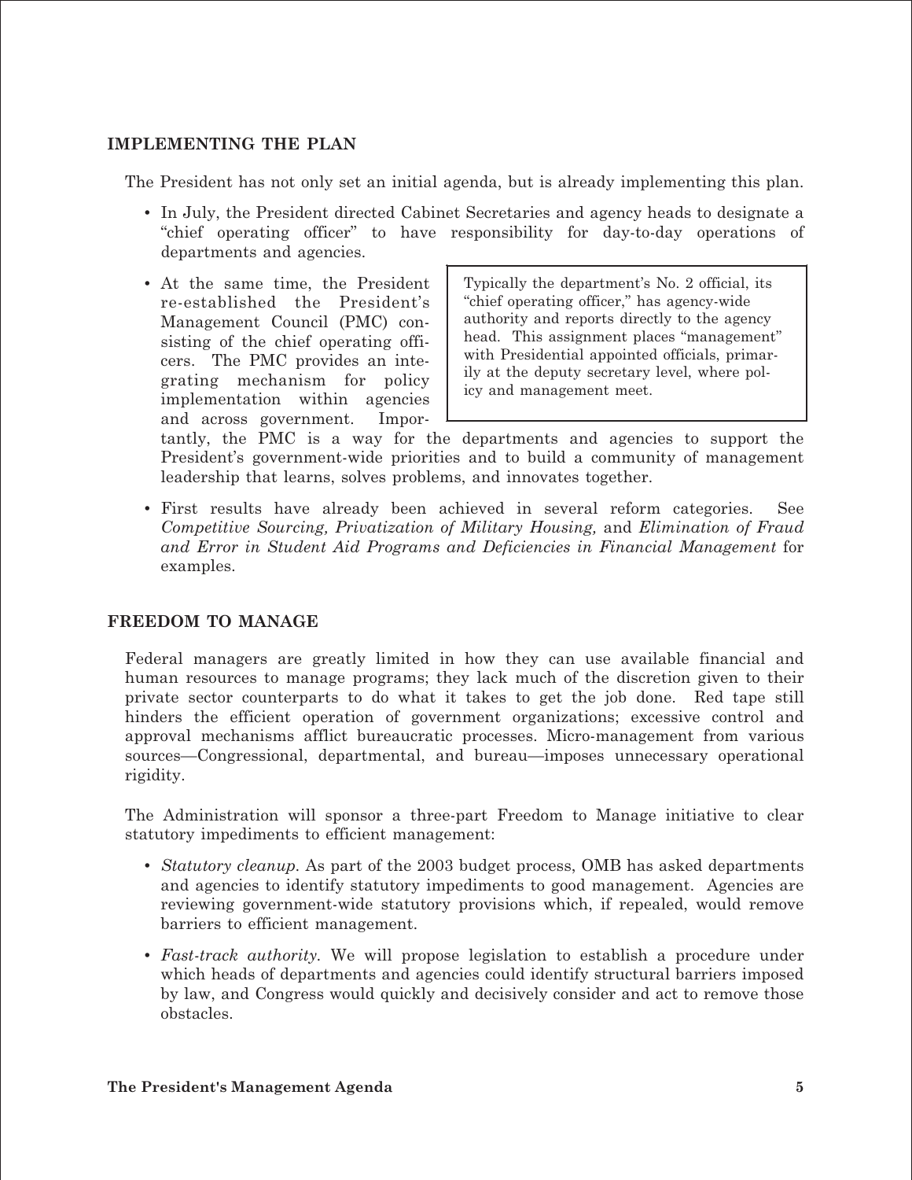## IMPLEMENTING THE PLAN

The President has not only set an initial agenda, but is already implementing this plan.

- In July, the President directed Cabinet Secretaries and agency heads to designate a "chief operating officer" to have responsibility for day-to-day operations of departments and agencies.
- At the same time, the President re-established the President's Management Council (PMC) consisting of the chief operating officers. The PMC provides an integrating mechanism for policy implementation within agencies and across government. Importantly, the PMC is a way for the departments and agencies to support the President's government-wide priorities and to build a community of management leadership that learns, solves problems, and innovates together.

> Typically the department's No. 2 official, its "chief operating officer," has agency-wide authority and reports directly to the agency head. This assignment places "management" with Presidential appointed officials, primarily at the deputy secretary level, where policy and management meet.

- First results have already been achieved in several reform categories. See *Competitive Sourcing, Privatization of Military Housing,* and *Elimination of Fraud and Error in Student Aid Programs and Deficiencies in Financial Management* for examples.

## FREEDOM TO MANAGE

Federal managers are greatly limited in how they can use available financial and human resources to manage programs; they lack much of the discretion given to their private sector counterparts to do what it takes to get the job done. Red tape still hinders the efficient operation of government organizations; excessive control and approval mechanisms afflict bureaucratic processes. Micro-management from various sources—Congressional, departmental, and bureau—imposes unnecessary operational rigidity.

The Administration will sponsor a three-part Freedom to Manage initiative to clear statutory impediments to efficient management:

- *Statutory cleanup.* As part of the 2003 budget process, OMB has asked departments and agencies to identify statutory impediments to good management. Agencies are reviewing government-wide statutory provisions which, if repealed, would remove barriers to efficient management.
- *Fast-track authority.* We will propose legislation to establish a procedure under which heads of departments and agencies could identify structural barriers imposed by law, and Congress would quickly and decisively consider and act to remove those obstacles.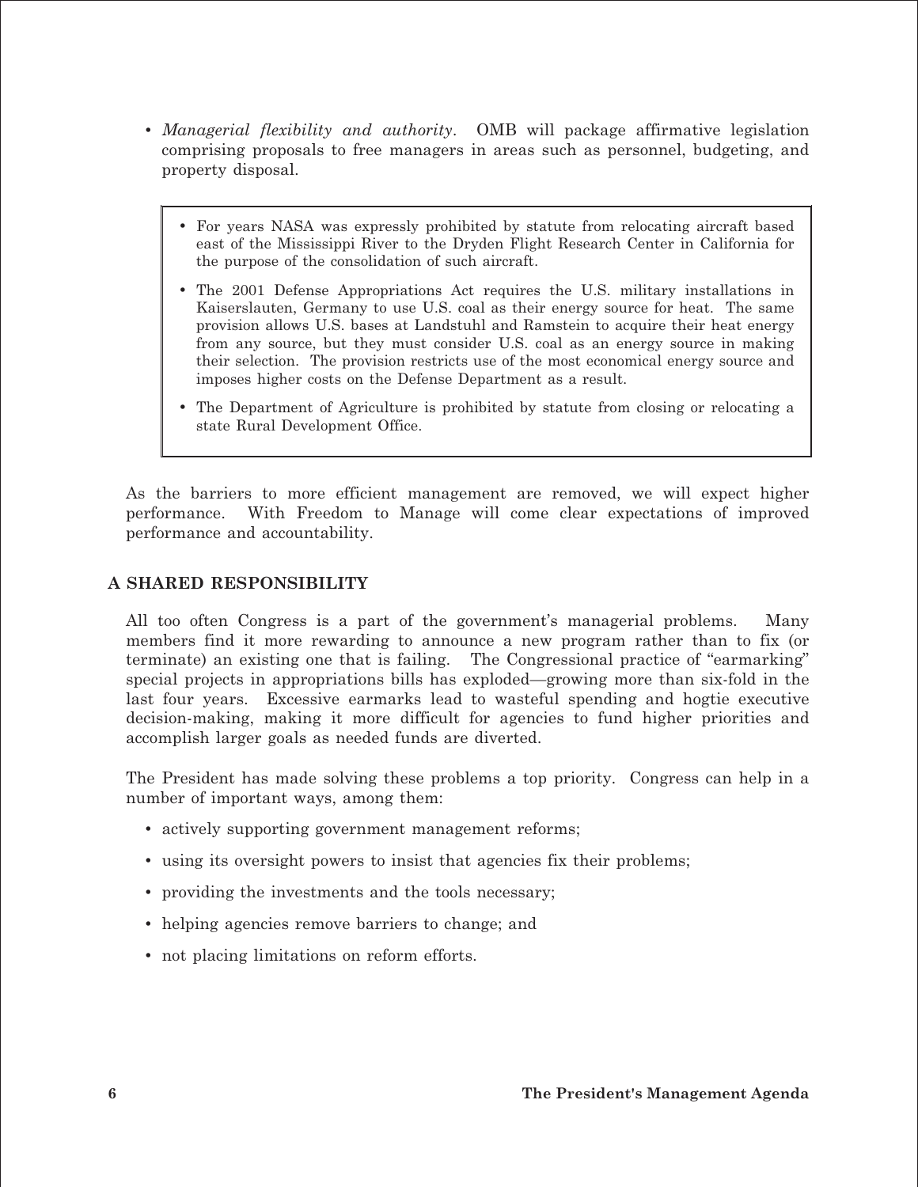- *Managerial flexibility and authority*. OMB will package affirmative legislation comprising proposals to free managers in areas such as personnel, budgeting, and property disposal.

> - For years NASA was expressly prohibited by statute from relocating aircraft based east of the Mississippi River to the Dryden Flight Research Center in California for the purpose of the consolidation of such aircraft.
> - The 2001 Defense Appropriations Act requires the U.S. military installations in Kaiserslauten, Germany to use U.S. coal as their energy source for heat. The same provision allows U.S. bases at Landstuhl and Ramstein to acquire their heat energy from any source, but they must consider U.S. coal as an energy source in making their selection. The provision restricts use of the most economical energy source and imposes higher costs on the Defense Department as a result.
> - The Department of Agriculture is prohibited by statute from closing or relocating a state Rural Development Office.

As the barriers to more efficient management are removed, we will expect higher performance. With Freedom to Manage will come clear expectations of improved performance and accountability.

## A SHARED RESPONSIBILITY

All too often Congress is a part of the government's managerial problems. Many members find it more rewarding to announce a new program rather than to fix (or terminate) an existing one that is failing. The Congressional practice of "earmarking" special projects in appropriations bills has exploded—growing more than six-fold in the last four years. Excessive earmarks lead to wasteful spending and hogtie executive decision-making, making it more difficult for agencies to fund higher priorities and accomplish larger goals as needed funds are diverted.

The President has made solving these problems a top priority. Congress can help in a number of important ways, among them:

- actively supporting government management reforms;
- using its oversight powers to insist that agencies fix their problems;
- providing the investments and the tools necessary;
- helping agencies remove barriers to change; and
- not placing limitations on reform efforts.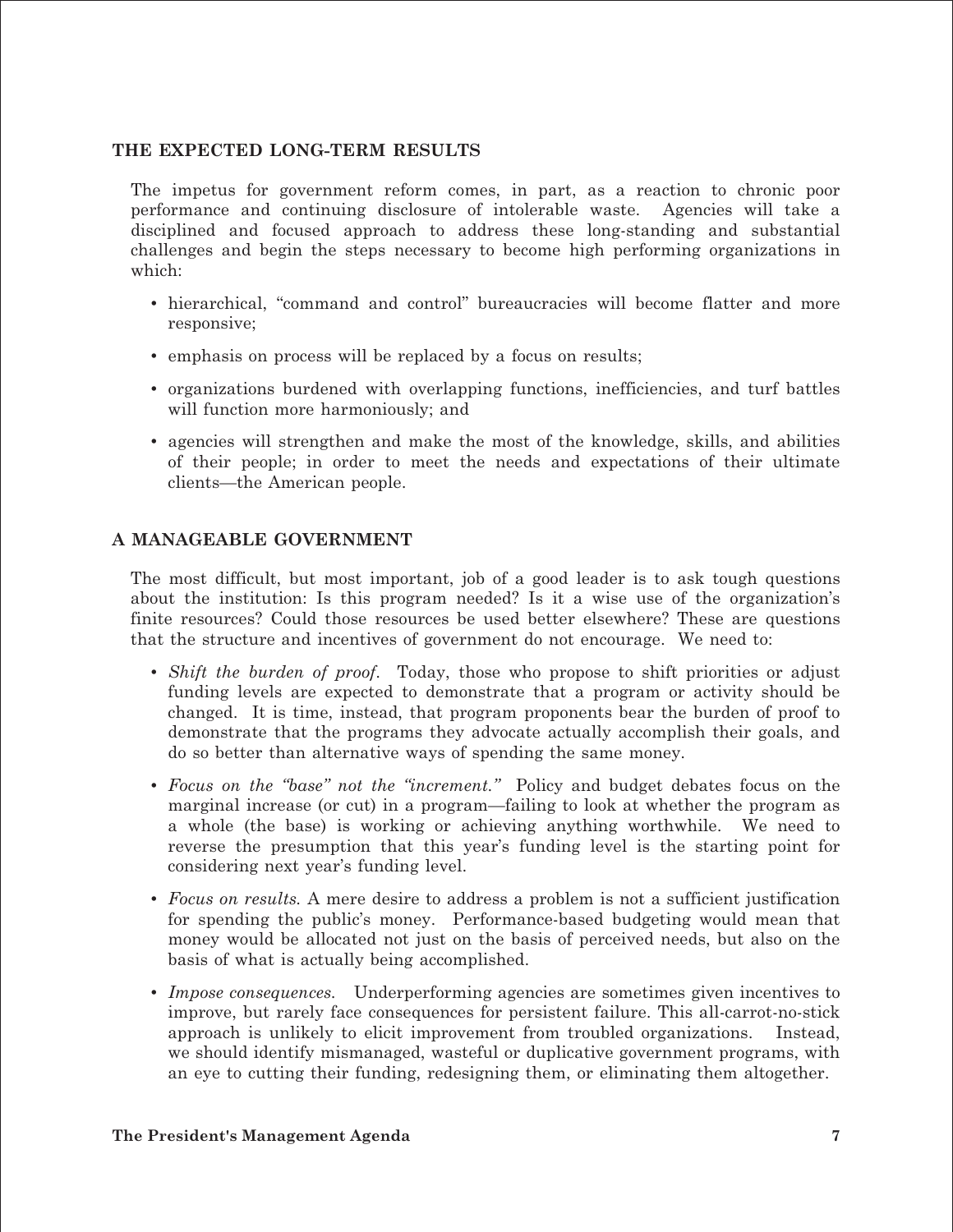## THE EXPECTED LONG-TERM RESULTS

The impetus for government reform comes, in part, as a reaction to chronic poor performance and continuing disclosure of intolerable waste. Agencies will take a disciplined and focused approach to address these long-standing and substantial challenges and begin the steps necessary to become high performing organizations in which:

- hierarchical, "command and control" bureaucracies will become flatter and more responsive;
- emphasis on process will be replaced by a focus on results;
- organizations burdened with overlapping functions, inefficiencies, and turf battles will function more harmoniously; and
- agencies will strengthen and make the most of the knowledge, skills, and abilities of their people; in order to meet the needs and expectations of their ultimate clients—the American people.

## A MANAGEABLE GOVERNMENT

The most difficult, but most important, job of a good leader is to ask tough questions about the institution: Is this program needed? Is it a wise use of the organization's finite resources? Could those resources be used better elsewhere? These are questions that the structure and incentives of government do not encourage. We need to:

- *Shift the burden of proof.* Today, those who propose to shift priorities or adjust funding levels are expected to demonstrate that a program or activity should be changed. It is time, instead, that program proponents bear the burden of proof to demonstrate that the programs they advocate actually accomplish their goals, and do so better than alternative ways of spending the same money.
- *Focus on the "base" not the "increment."* Policy and budget debates focus on the marginal increase (or cut) in a program—failing to look at whether the program as a whole (the base) is working or achieving anything worthwhile. We need to reverse the presumption that this year's funding level is the starting point for considering next year's funding level.
- *Focus on results.* A mere desire to address a problem is not a sufficient justification for spending the public's money. Performance-based budgeting would mean that money would be allocated not just on the basis of perceived needs, but also on the basis of what is actually being accomplished.
- *Impose consequences.* Underperforming agencies are sometimes given incentives to improve, but rarely face consequences for persistent failure. This all-carrot-no-stick approach is unlikely to elicit improvement from troubled organizations. Instead, we should identify mismanaged, wasteful or duplicative government programs, with an eye to cutting their funding, redesigning them, or eliminating them altogether.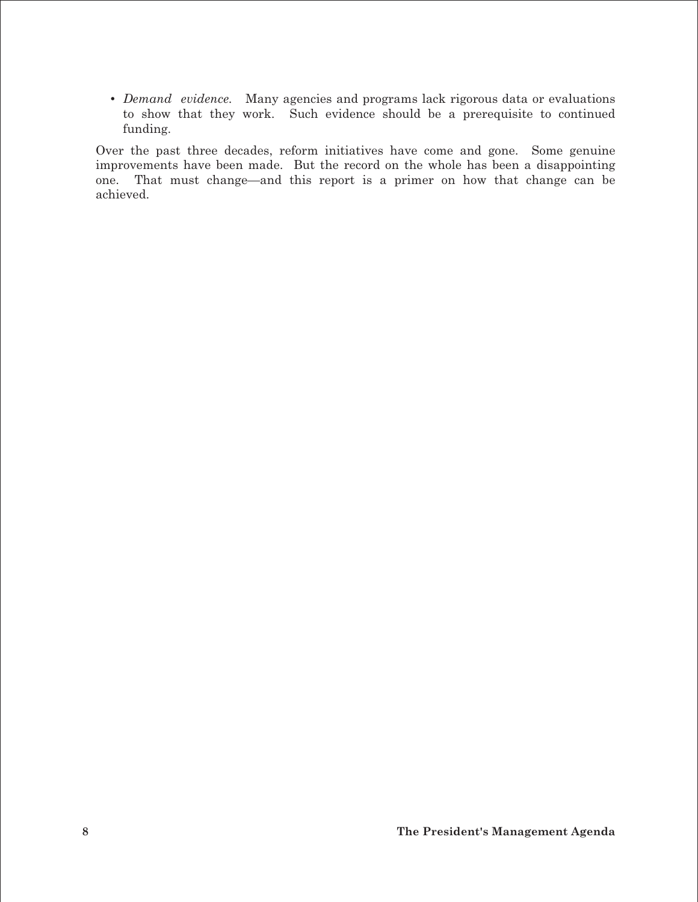- *Demand evidence.* Many agencies and programs lack rigorous data or evaluations to show that they work. Such evidence should be a prerequisite to continued funding.

Over the past three decades, reform initiatives have come and gone. Some genuine improvements have been made. But the record on the whole has been a disappointing one. That must change—and this report is a primer on how that change can be achieved.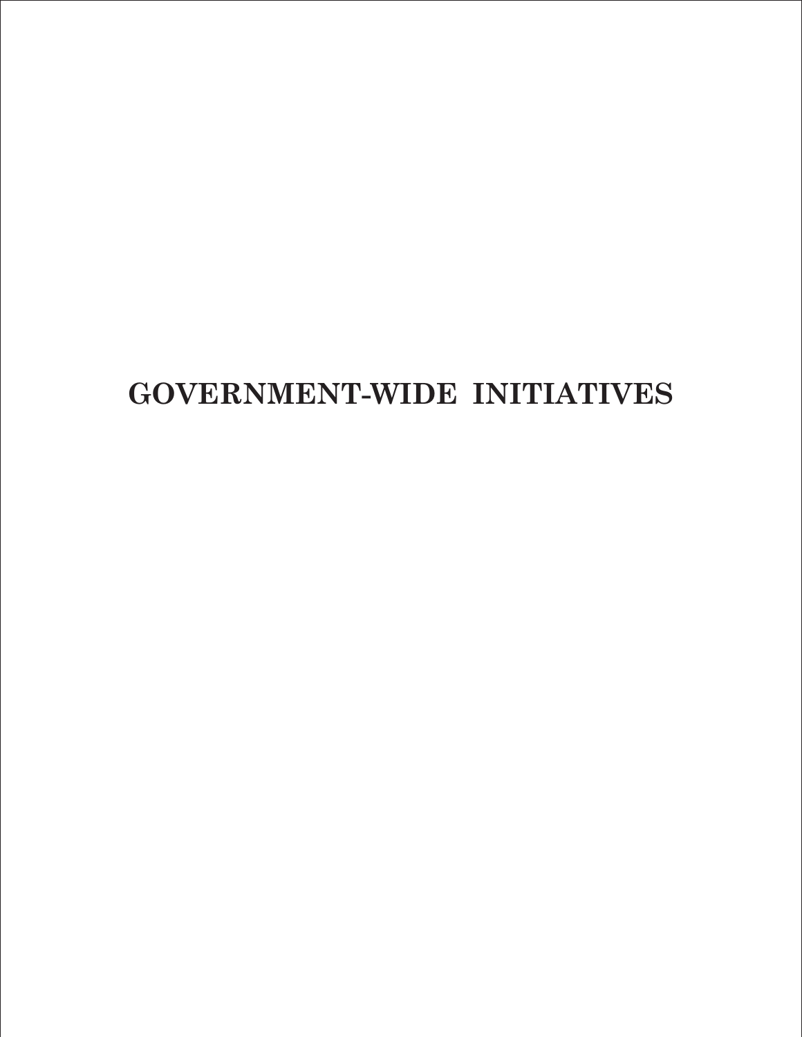# GOVERNMENT-WIDE INITIATIVES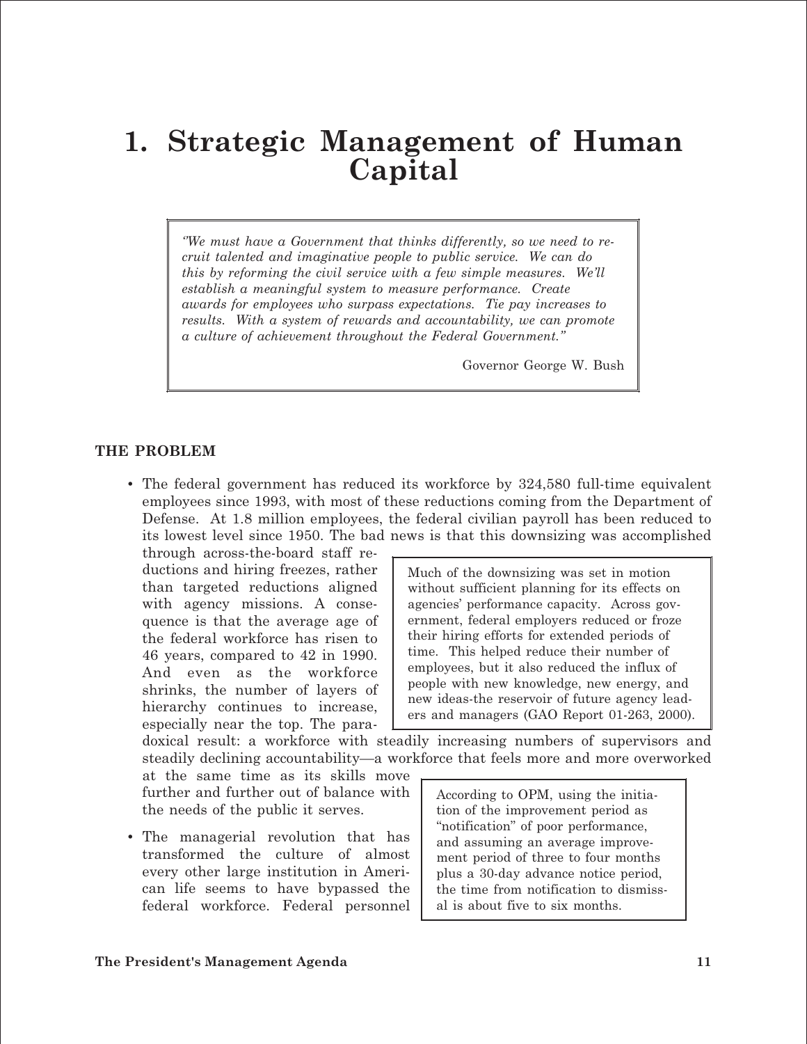# 1. Strategic Management of Human Capital

> *"We must have a Government that thinks differently, so we need to recruit talented and imaginative people to public service. We can do this by reforming the civil service with a few simple measures. We'll establish a meaningful system to measure performance. Create awards for employees who surpass expectations. Tie pay increases to results. With a system of rewards and accountability, we can promote a culture of achievement throughout the Federal Government."*
>
> Governor George W. Bush

## THE PROBLEM

- The federal government has reduced its workforce by 324,580 full-time equivalent employees since 1993, with most of these reductions coming from the Department of Defense. At 1.8 million employees, the federal civilian payroll has been reduced to its lowest level since 1950. The bad news is that this downsizing was accomplished through across-the-board staff reductions and hiring freezes, rather than targeted reductions aligned with agency missions. A consequence is that the average age of the federal workforce has risen to 46 years, compared to 42 in 1990. And even as the workforce shrinks, the number of layers of hierarchy continues to increase, especially near the top. The paradoxical result: a workforce with steadily increasing numbers of supervisors and steadily declining accountability—a workforce that feels more and more overworked at the same time as its skills move further and further out of balance with the needs of the public it serves.

> Much of the downsizing was set in motion without sufficient planning for its effects on agencies' performance capacity. Across government, federal employers reduced or froze their hiring efforts for extended periods of time. This helped reduce their number of employees, but it also reduced the influx of people with new knowledge, new energy, and new ideas-the reservoir of future agency leaders and managers (GAO Report 01-263, 2000).

- The managerial revolution that has transformed the culture of almost every other large institution in American life seems to have bypassed the federal workforce. Federal personnel

> According to OPM, using the initiation of the improvement period as "notification" of poor performance, and assuming an average improvement period of three to four months plus a 30-day advance notice period, the time from notification to dismissal is about five to six months.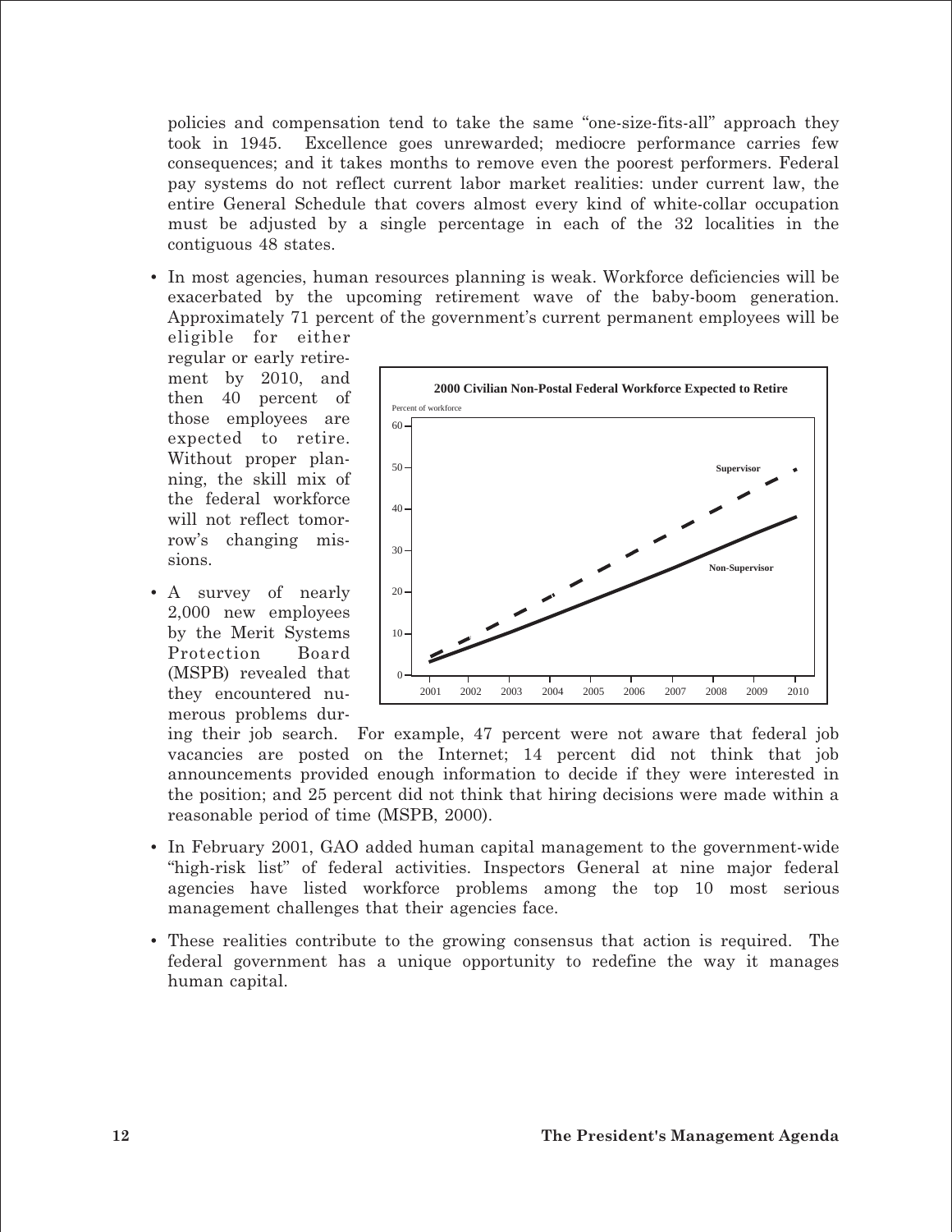policies and compensation tend to take the same "one-size-fits-all" approach they took in 1945. Excellence goes unrewarded; mediocre performance carries few consequences; and it takes months to remove even the poorest performers. Federal pay systems do not reflect current labor market realities: under current law, the entire General Schedule that covers almost every kind of white-collar occupation must be adjusted by a single percentage in each of the 32 localities in the contiguous 48 states.

- In most agencies, human resources planning is weak. Workforce deficiencies will be exacerbated by the upcoming retirement wave of the baby-boom generation. Approximately 71 percent of the government's current permanent employees will be eligible for either regular or early retirement by 2010, and then 40 percent of those employees are expected to retire. Without proper planning, the skill mix of the federal workforce will not reflect tomorrow's changing missions.

**2000 Civilian Non-Postal Federal Workforce Expected to Retire**

Percent of workforce

Supervisor

Non-Supervisor

2001 2002 2003 2004 2005 2006 2007 2008 2009 2010

- A survey of nearly 2,000 new employees by the Merit Systems Protection Board (MSPB) revealed that they encountered numerous problems during their job search. For example, 47 percent were not aware that federal job vacancies are posted on the Internet; 14 percent did not think that job announcements provided enough information to decide if they were interested in the position; and 25 percent did not think that hiring decisions were made within a reasonable period of time (MSPB, 2000).

- In February 2001, GAO added human capital management to the government-wide "high-risk list" of federal activities. Inspectors General at nine major federal agencies have listed workforce problems among the top 10 most serious management challenges that their agencies face.

- These realities contribute to the growing consensus that action is required. The federal government has a unique opportunity to redefine the way it manages human capital.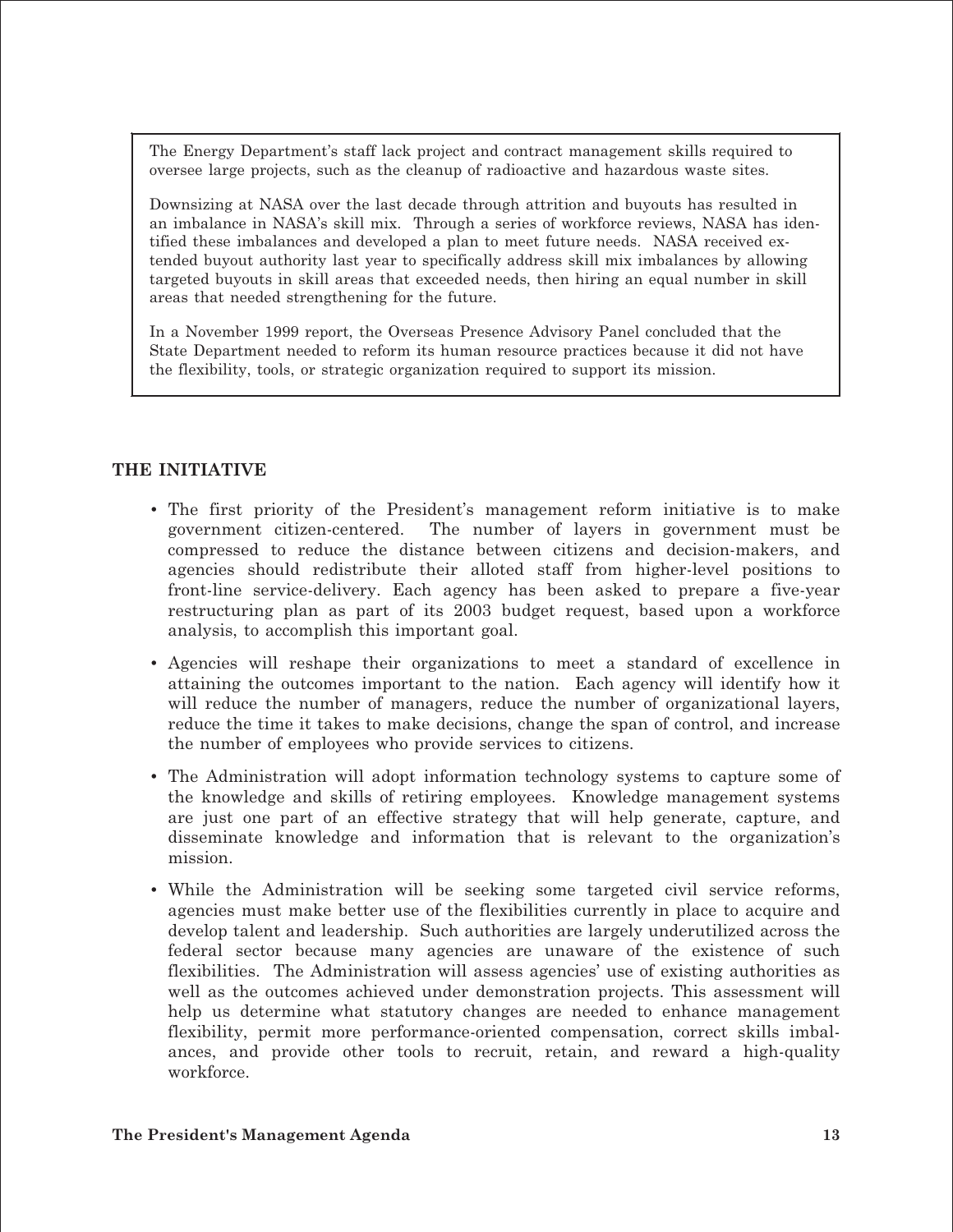The Energy Department's staff lack project and contract management skills required to oversee large projects, such as the cleanup of radioactive and hazardous waste sites.

Downsizing at NASA over the last decade through attrition and buyouts has resulted in an imbalance in NASA's skill mix. Through a series of workforce reviews, NASA has identified these imbalances and developed a plan to meet future needs. NASA received extended buyout authority last year to specifically address skill mix imbalances by allowing targeted buyouts in skill areas that exceeded needs, then hiring an equal number in skill areas that needed strengthening for the future.

In a November 1999 report, the Overseas Presence Advisory Panel concluded that the State Department needed to reform its human resource practices because it did not have the flexibility, tools, or strategic organization required to support its mission.

## THE INITIATIVE

- The first priority of the President's management reform initiative is to make government citizen-centered. The number of layers in government must be compressed to reduce the distance between citizens and decision-makers, and agencies should redistribute their alloted staff from higher-level positions to front-line service-delivery. Each agency has been asked to prepare a five-year restructuring plan as part of its 2003 budget request, based upon a workforce analysis, to accomplish this important goal.
- Agencies will reshape their organizations to meet a standard of excellence in attaining the outcomes important to the nation. Each agency will identify how it will reduce the number of managers, reduce the number of organizational layers, reduce the time it takes to make decisions, change the span of control, and increase the number of employees who provide services to citizens.
- The Administration will adopt information technology systems to capture some of the knowledge and skills of retiring employees. Knowledge management systems are just one part of an effective strategy that will help generate, capture, and disseminate knowledge and information that is relevant to the organization's mission.
- While the Administration will be seeking some targeted civil service reforms, agencies must make better use of the flexibilities currently in place to acquire and develop talent and leadership. Such authorities are largely underutilized across the federal sector because many agencies are unaware of the existence of such flexibilities. The Administration will assess agencies' use of existing authorities as well as the outcomes achieved under demonstration projects. This assessment will help us determine what statutory changes are needed to enhance management flexibility, permit more performance-oriented compensation, correct skills imbalances, and provide other tools to recruit, retain, and reward a high-quality workforce.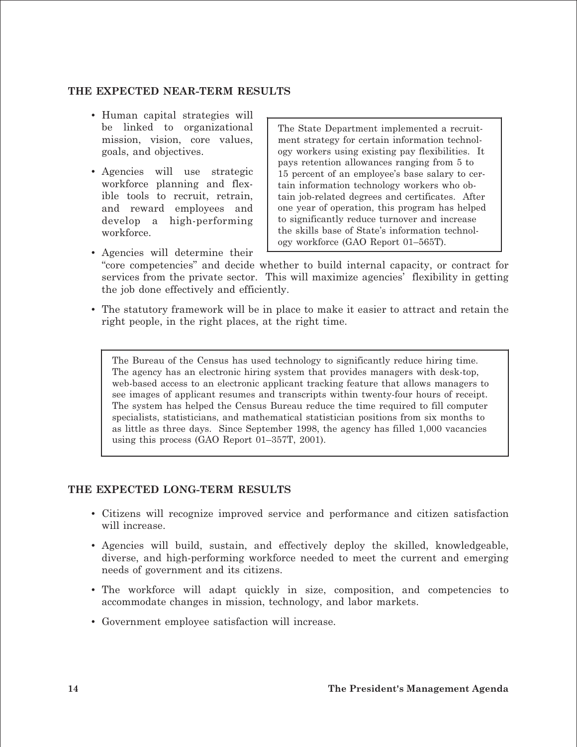## THE EXPECTED NEAR-TERM RESULTS

- Human capital strategies will be linked to organizational mission, vision, core values, goals, and objectives.
- Agencies will use strategic workforce planning and flexible tools to recruit, retrain, and reward employees and develop a high-performing workforce.

> The State Department implemented a recruitment strategy for certain information technology workers using existing pay flexibilities. It pays retention allowances ranging from 5 to 15 percent of an employee's base salary to certain information technology workers who obtain job-related degrees and certificates. After one year of operation, this program has helped to significantly reduce turnover and increase the skills base of State's information technology workforce (GAO Report 01–565T).

- Agencies will determine their "core competencies" and decide whether to build internal capacity, or contract for services from the private sector. This will maximize agencies' flexibility in getting the job done effectively and efficiently.
- The statutory framework will be in place to make it easier to attract and retain the right people, in the right places, at the right time.

> The Bureau of the Census has used technology to significantly reduce hiring time. The agency has an electronic hiring system that provides managers with desk-top, web-based access to an electronic applicant tracking feature that allows managers to see images of applicant resumes and transcripts within twenty-four hours of receipt. The system has helped the Census Bureau reduce the time required to fill computer specialists, statisticians, and mathematical statistician positions from six months to as little as three days. Since September 1998, the agency has filled 1,000 vacancies using this process (GAO Report 01–357T, 2001).

## THE EXPECTED LONG-TERM RESULTS

- Citizens will recognize improved service and performance and citizen satisfaction will increase.
- Agencies will build, sustain, and effectively deploy the skilled, knowledgeable, diverse, and high-performing workforce needed to meet the current and emerging needs of government and its citizens.
- The workforce will adapt quickly in size, composition, and competencies to accommodate changes in mission, technology, and labor markets.
- Government employee satisfaction will increase.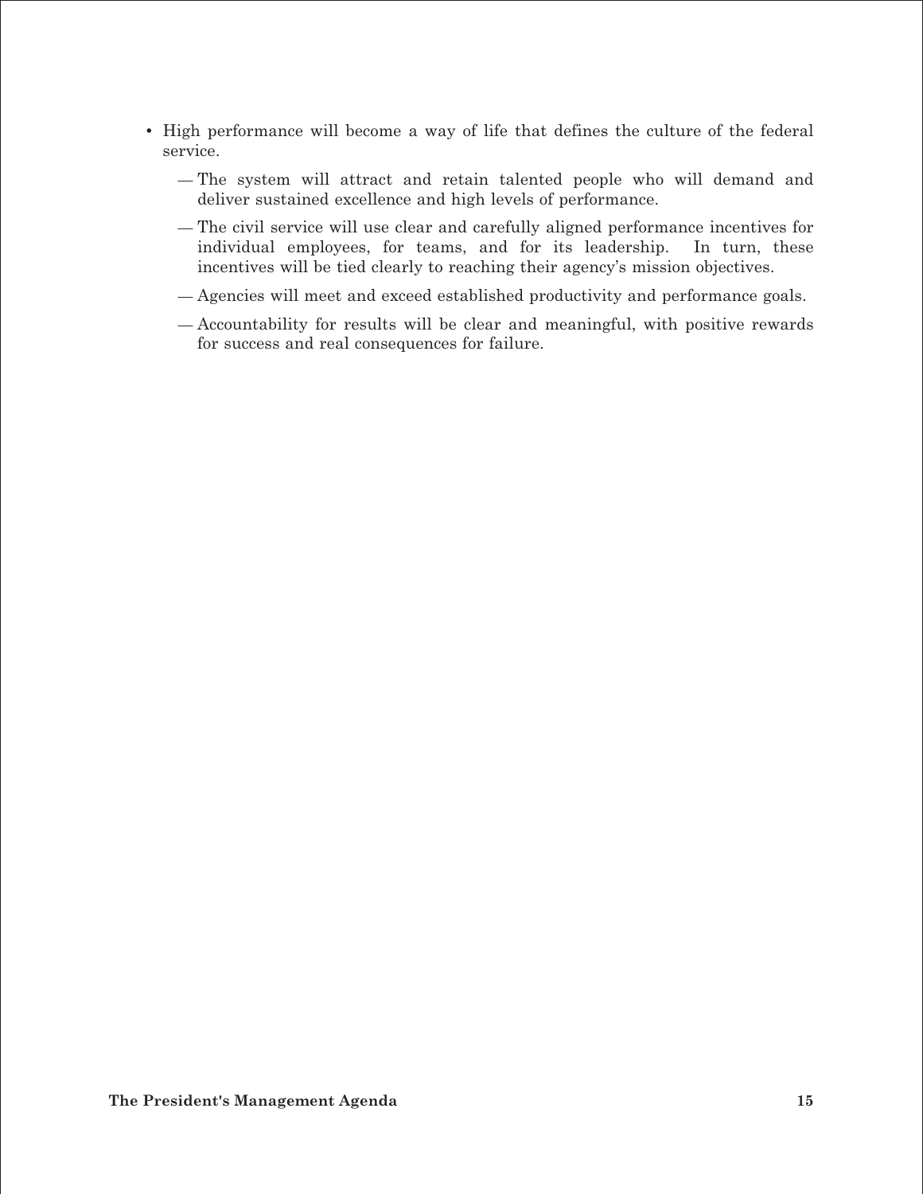- High performance will become a way of life that defines the culture of the federal service.
  - The system will attract and retain talented people who will demand and deliver sustained excellence and high levels of performance.
  - The civil service will use clear and carefully aligned performance incentives for individual employees, for teams, and for its leadership. In turn, these incentives will be tied clearly to reaching their agency's mission objectives.
  - Agencies will meet and exceed established productivity and performance goals.
  - Accountability for results will be clear and meaningful, with positive rewards for success and real consequences for failure.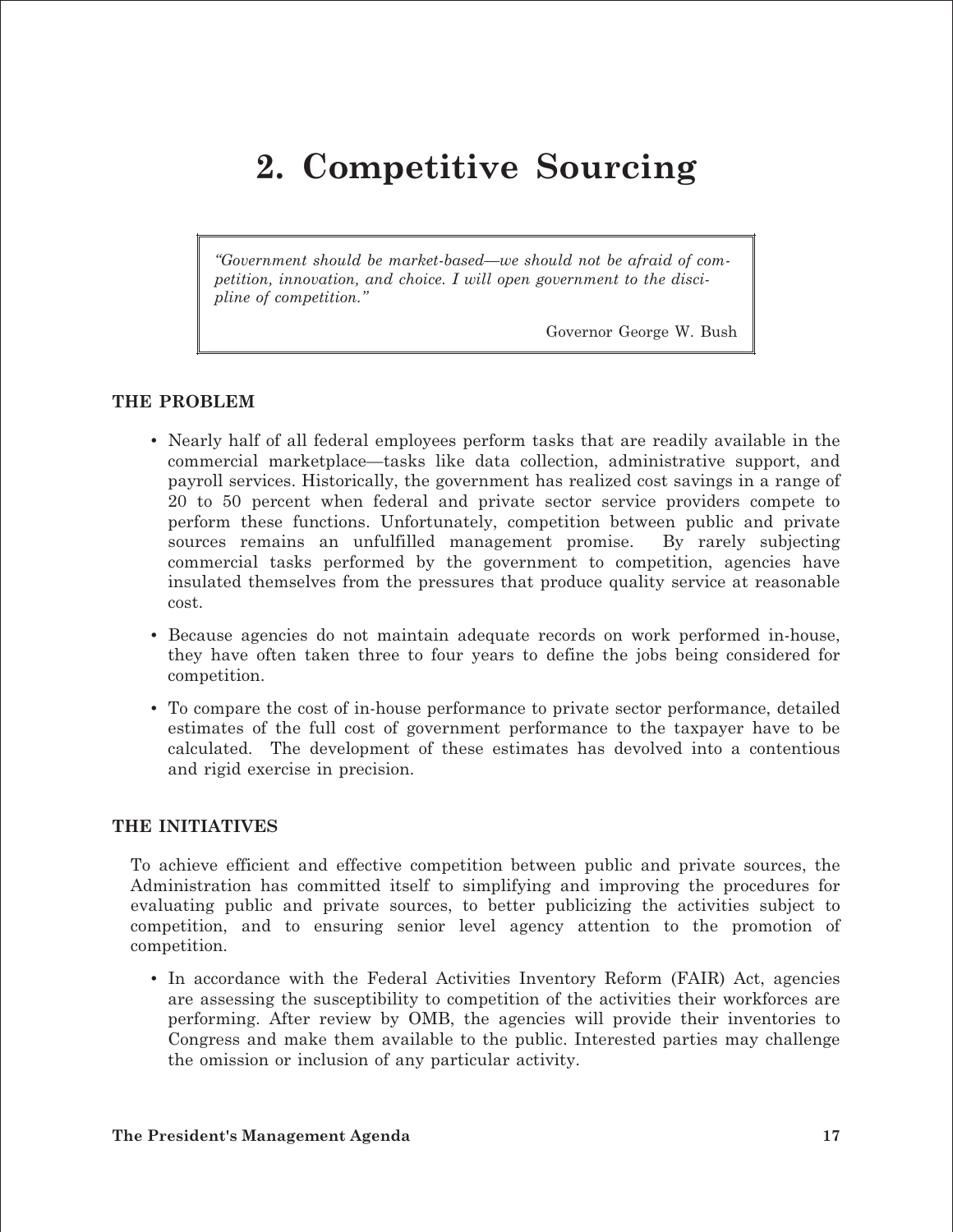# 2. Competitive Sourcing

> *"Government should be market-based—we should not be afraid of competition, innovation, and choice. I will open government to the discipline of competition."*
>
> Governor George W. Bush

## THE PROBLEM

- Nearly half of all federal employees perform tasks that are readily available in the commercial marketplace—tasks like data collection, administrative support, and payroll services. Historically, the government has realized cost savings in a range of 20 to 50 percent when federal and private sector service providers compete to perform these functions. Unfortunately, competition between public and private sources remains an unfulfilled management promise. By rarely subjecting commercial tasks performed by the government to competition, agencies have insulated themselves from the pressures that produce quality service at reasonable cost.
- Because agencies do not maintain adequate records on work performed in-house, they have often taken three to four years to define the jobs being considered for competition.
- To compare the cost of in-house performance to private sector performance, detailed estimates of the full cost of government performance to the taxpayer have to be calculated. The development of these estimates has devolved into a contentious and rigid exercise in precision.

## THE INITIATIVES

To achieve efficient and effective competition between public and private sources, the Administration has committed itself to simplifying and improving the procedures for evaluating public and private sources, to better publicizing the activities subject to competition, and to ensuring senior level agency attention to the promotion of competition.

- In accordance with the Federal Activities Inventory Reform (FAIR) Act, agencies are assessing the susceptibility to competition of the activities their workforces are performing. After review by OMB, the agencies will provide their inventories to Congress and make them available to the public. Interested parties may challenge the omission or inclusion of any particular activity.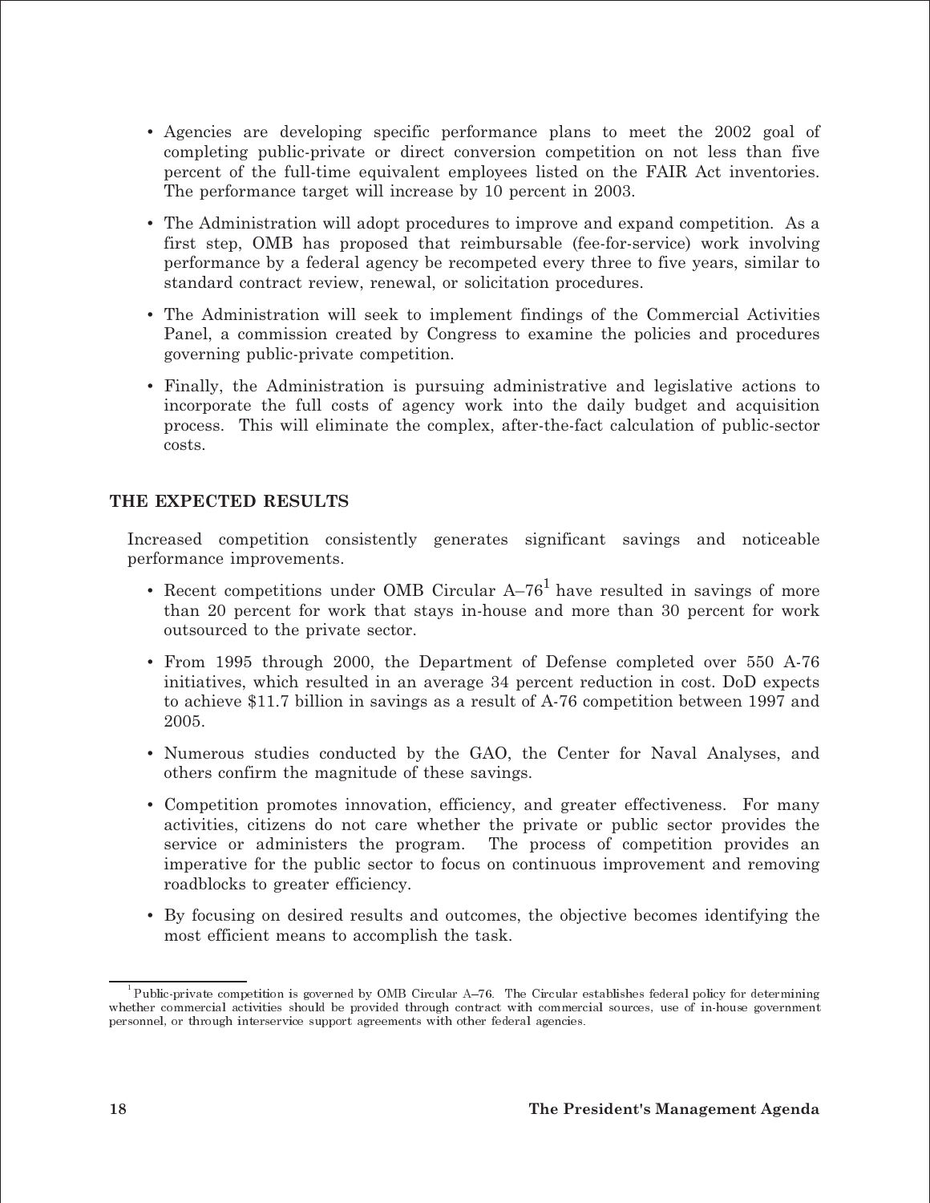- Agencies are developing specific performance plans to meet the 2002 goal of completing public-private or direct conversion competition on not less than five percent of the full-time equivalent employees listed on the FAIR Act inventories. The performance target will increase by 10 percent in 2003.
- The Administration will adopt procedures to improve and expand competition. As a first step, OMB has proposed that reimbursable (fee-for-service) work involving performance by a federal agency be recompeted every three to five years, similar to standard contract review, renewal, or solicitation procedures.
- The Administration will seek to implement findings of the Commercial Activities Panel, a commission created by Congress to examine the policies and procedures governing public-private competition.
- Finally, the Administration is pursuing administrative and legislative actions to incorporate the full costs of agency work into the daily budget and acquisition process. This will eliminate the complex, after-the-fact calculation of public-sector costs.

## THE EXPECTED RESULTS

Increased competition consistently generates significant savings and noticeable performance improvements.

- Recent competitions under OMB Circular A–76[1] have resulted in savings of more than 20 percent for work that stays in-house and more than 30 percent for work outsourced to the private sector.
- From 1995 through 2000, the Department of Defense completed over 550 A-76 initiatives, which resulted in an average 34 percent reduction in cost. DoD expects to achieve $11.7 billion in savings as a result of A-76 competition between 1997 and 2005.
- Numerous studies conducted by the GAO, the Center for Naval Analyses, and others confirm the magnitude of these savings.
- Competition promotes innovation, efficiency, and greater effectiveness. For many activities, citizens do not care whether the private or public sector provides the service or administers the program. The process of competition provides an imperative for the public sector to focus on continuous improvement and removing roadblocks to greater efficiency.
- By focusing on desired results and outcomes, the objective becomes identifying the most efficient means to accomplish the task.

---

[1] Public-private competition is governed by OMB Circular A–76. The Circular establishes federal policy for determining whether commercial activities should be provided through contract with commercial sources, use of in-house government personnel, or through interservice support agreements with other federal agencies.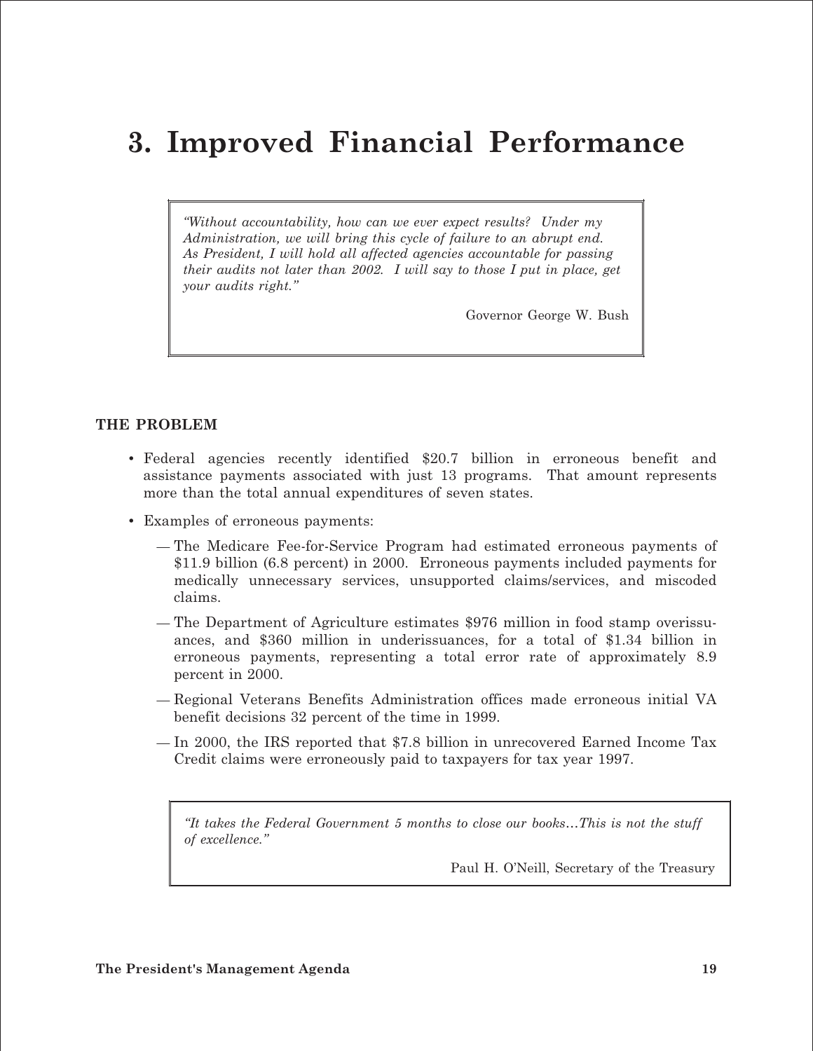# 3. Improved Financial Performance

> *"Without accountability, how can we ever expect results? Under my Administration, we will bring this cycle of failure to an abrupt end. As President, I will hold all affected agencies accountable for passing their audits not later than 2002. I will say to those I put in place, get your audits right."*
>
> Governor George W. Bush

**THE PROBLEM**

- Federal agencies recently identified $20.7 billion in erroneous benefit and assistance payments associated with just 13 programs. That amount represents more than the total annual expenditures of seven states.
- Examples of erroneous payments:
  - — The Medicare Fee-for-Service Program had estimated erroneous payments of $11.9 billion (6.8 percent) in 2000. Erroneous payments included payments for medically unnecessary services, unsupported claims/services, and miscoded claims.
  - — The Department of Agriculture estimates $976 million in food stamp overissuances, and $360 million in underissuances, for a total of $1.34 billion in erroneous payments, representing a total error rate of approximately 8.9 percent in 2000.
  - — Regional Veterans Benefits Administration offices made erroneous initial VA benefit decisions 32 percent of the time in 1999.
  - — In 2000, the IRS reported that $7.8 billion in unrecovered Earned Income Tax Credit claims were erroneously paid to taxpayers for tax year 1997.

> *"It takes the Federal Government 5 months to close our books…This is not the stuff of excellence."*
>
> Paul H. O'Neill, Secretary of the Treasury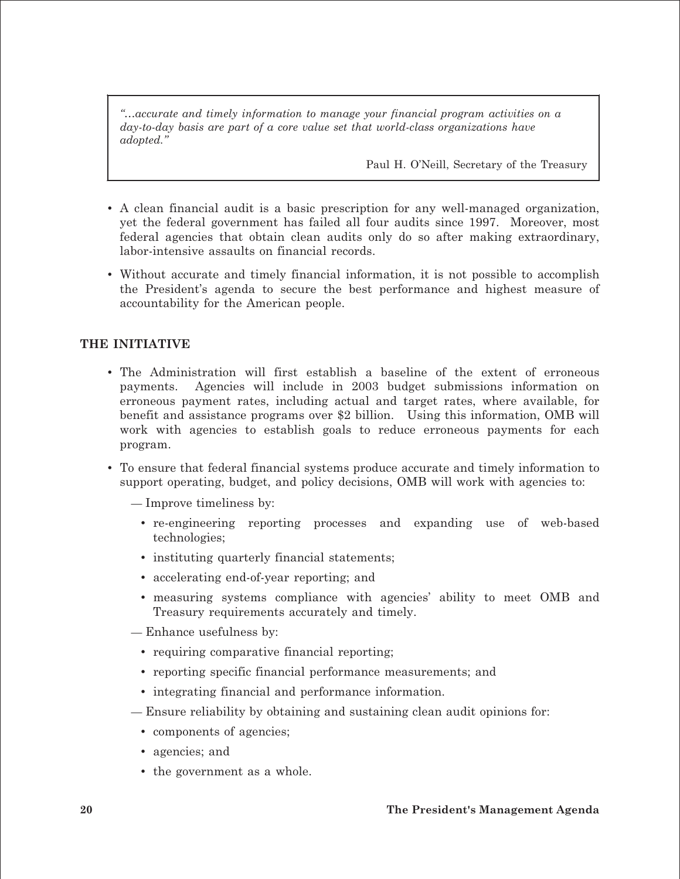> *"...accurate and timely information to manage your financial program activities on a day-to-day basis are part of a core value set that world-class organizations have adopted."*
>
> Paul H. O'Neill, Secretary of the Treasury

- A clean financial audit is a basic prescription for any well-managed organization, yet the federal government has failed all four audits since 1997. Moreover, most federal agencies that obtain clean audits only do so after making extraordinary, labor-intensive assaults on financial records.
- Without accurate and timely financial information, it is not possible to accomplish the President's agenda to secure the best performance and highest measure of accountability for the American people.

## THE INITIATIVE

- The Administration will first establish a baseline of the extent of erroneous payments. Agencies will include in 2003 budget submissions information on erroneous payment rates, including actual and target rates, where available, for benefit and assistance programs over $2 billion. Using this information, OMB will work with agencies to establish goals to reduce erroneous payments for each program.
- To ensure that federal financial systems produce accurate and timely information to support operating, budget, and policy decisions, OMB will work with agencies to:
  - — Improve timeliness by:
    - re-engineering reporting processes and expanding use of web-based technologies;
    - instituting quarterly financial statements;
    - accelerating end-of-year reporting; and
    - measuring systems compliance with agencies' ability to meet OMB and Treasury requirements accurately and timely.
  - — Enhance usefulness by:
    - requiring comparative financial reporting;
    - reporting specific financial performance measurements; and
    - integrating financial and performance information.
  - — Ensure reliability by obtaining and sustaining clean audit opinions for:
    - components of agencies;
    - agencies; and
    - the government as a whole.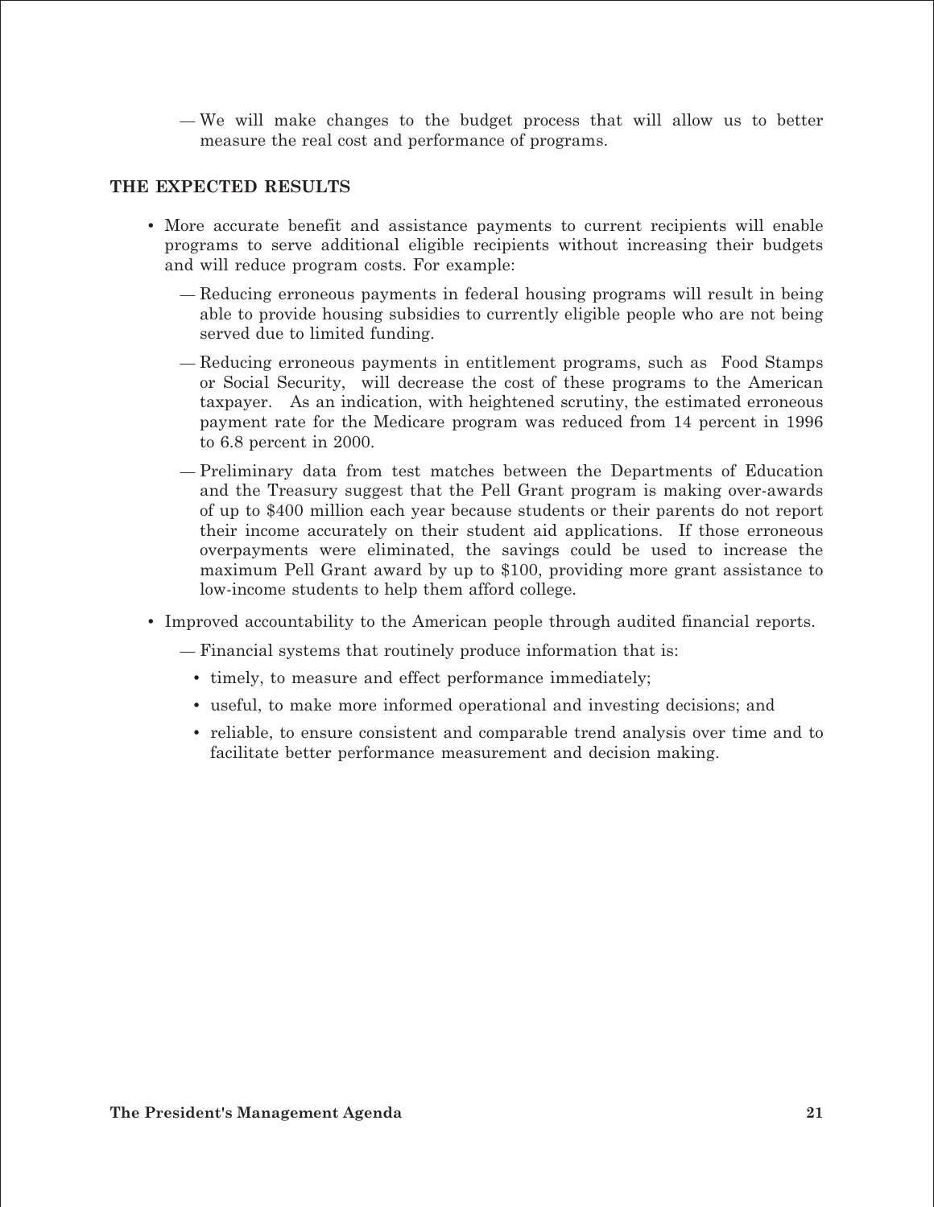— We will make changes to the budget process that will allow us to better measure the real cost and performance of programs.

**THE EXPECTED RESULTS**

- More accurate benefit and assistance payments to current recipients will enable programs to serve additional eligible recipients without increasing their budgets and will reduce program costs. For example:
  - — Reducing erroneous payments in federal housing programs will result in being able to provide housing subsidies to currently eligible people who are not being served due to limited funding.
  - — Reducing erroneous payments in entitlement programs, such as Food Stamps or Social Security, will decrease the cost of these programs to the American taxpayer. As an indication, with heightened scrutiny, the estimated erroneous payment rate for the Medicare program was reduced from 14 percent in 1996 to 6.8 percent in 2000.
  - — Preliminary data from test matches between the Departments of Education and the Treasury suggest that the Pell Grant program is making over-awards of up to $400 million each year because students or their parents do not report their income accurately on their student aid applications. If those erroneous overpayments were eliminated, the savings could be used to increase the maximum Pell Grant award by up to $100, providing more grant assistance to low-income students to help them afford college.
- Improved accountability to the American people through audited financial reports.
  - — Financial systems that routinely produce information that is:
    - timely, to measure and effect performance immediately;
    - useful, to make more informed operational and investing decisions; and
    - reliable, to ensure consistent and comparable trend analysis over time and to facilitate better performance measurement and decision making.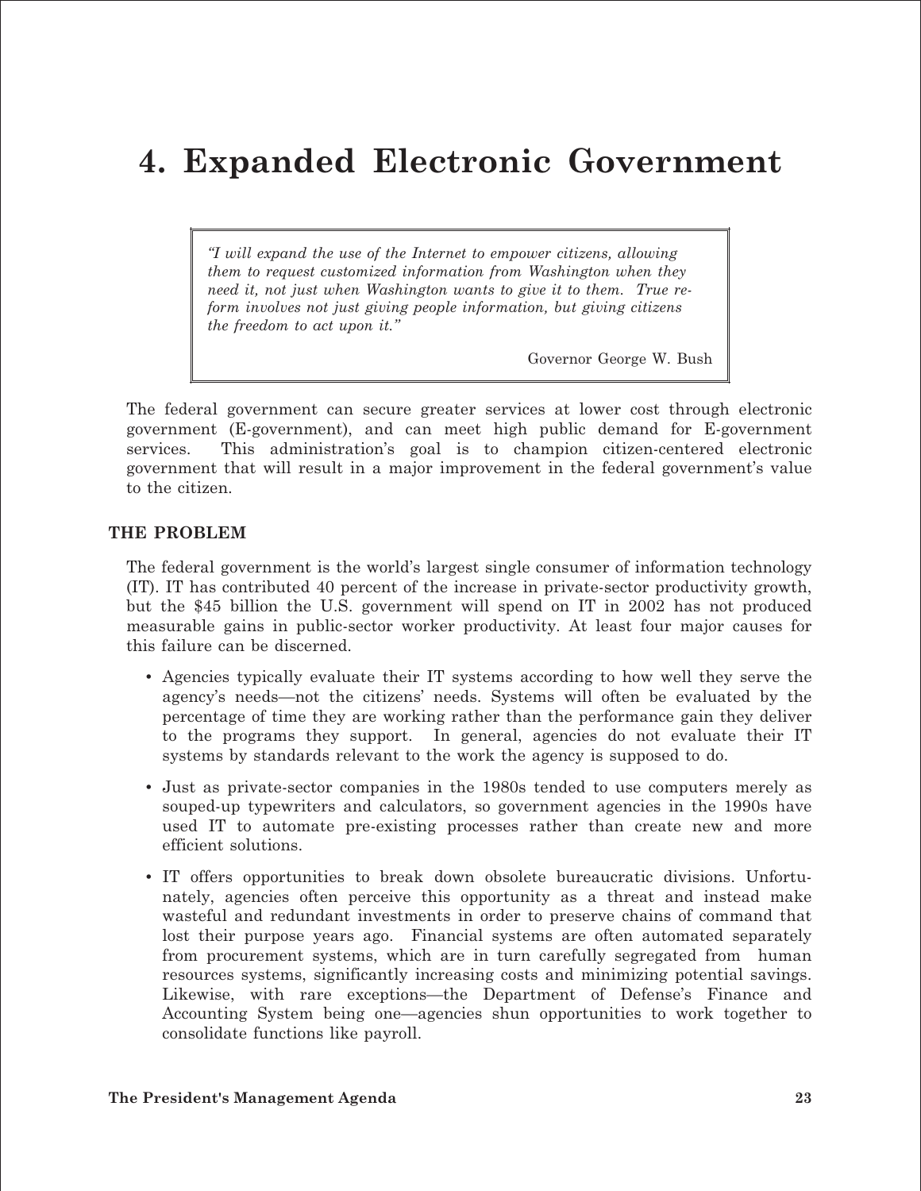# 4. Expanded Electronic Government

> *"I will expand the use of the Internet to empower citizens, allowing them to request customized information from Washington when they need it, not just when Washington wants to give it to them. True reform involves not just giving people information, but giving citizens the freedom to act upon it."*
>
> Governor George W. Bush

The federal government can secure greater services at lower cost through electronic government (E-government), and can meet high public demand for E-government services. This administration's goal is to champion citizen-centered electronic government that will result in a major improvement in the federal government's value to the citizen.

### THE PROBLEM

The federal government is the world's largest single consumer of information technology (IT). IT has contributed 40 percent of the increase in private-sector productivity growth, but the $45 billion the U.S. government will spend on IT in 2002 has not produced measurable gains in public-sector worker productivity. At least four major causes for this failure can be discerned.

- Agencies typically evaluate their IT systems according to how well they serve the agency's needs—not the citizens' needs. Systems will often be evaluated by the percentage of time they are working rather than the performance gain they deliver to the programs they support. In general, agencies do not evaluate their IT systems by standards relevant to the work the agency is supposed to do.
- Just as private-sector companies in the 1980s tended to use computers merely as souped-up typewriters and calculators, so government agencies in the 1990s have used IT to automate pre-existing processes rather than create new and more efficient solutions.
- IT offers opportunities to break down obsolete bureaucratic divisions. Unfortunately, agencies often perceive this opportunity as a threat and instead make wasteful and redundant investments in order to preserve chains of command that lost their purpose years ago. Financial systems are often automated separately from procurement systems, which are in turn carefully segregated from human resources systems, significantly increasing costs and minimizing potential savings. Likewise, with rare exceptions—the Department of Defense's Finance and Accounting System being one—agencies shun opportunities to work together to consolidate functions like payroll.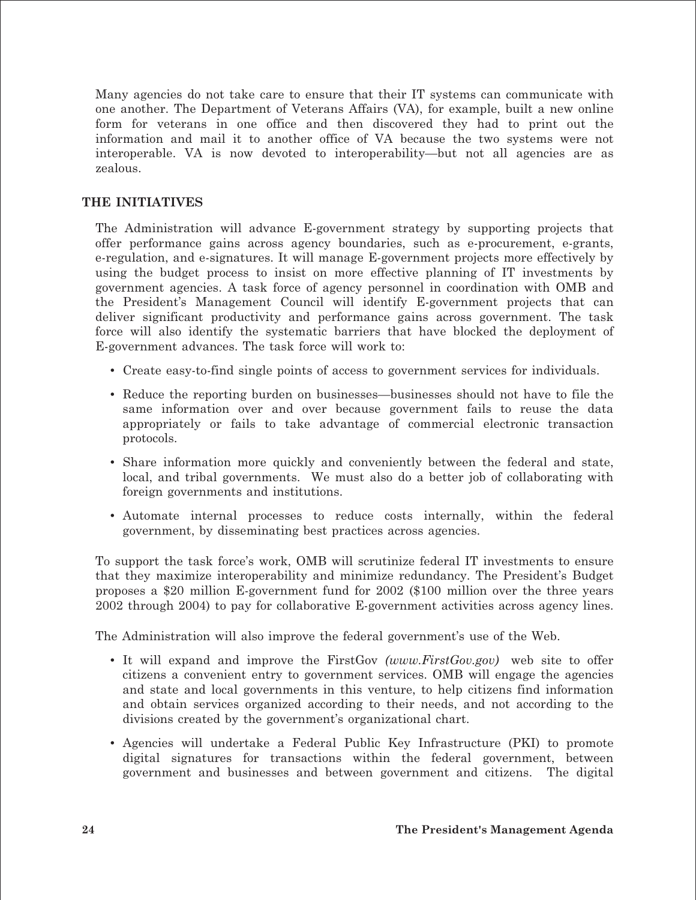Many agencies do not take care to ensure that their IT systems can communicate with one another. The Department of Veterans Affairs (VA), for example, built a new online form for veterans in one office and then discovered they had to print out the information and mail it to another office of VA because the two systems were not interoperable. VA is now devoted to interoperability—but not all agencies are as zealous.

## THE INITIATIVES

The Administration will advance E-government strategy by supporting projects that offer performance gains across agency boundaries, such as e-procurement, e-grants, e-regulation, and e-signatures. It will manage E-government projects more effectively by using the budget process to insist on more effective planning of IT investments by government agencies. A task force of agency personnel in coordination with OMB and the President's Management Council will identify E-government projects that can deliver significant productivity and performance gains across government. The task force will also identify the systematic barriers that have blocked the deployment of E-government advances. The task force will work to:

- Create easy-to-find single points of access to government services for individuals.
- Reduce the reporting burden on businesses—businesses should not have to file the same information over and over because government fails to reuse the data appropriately or fails to take advantage of commercial electronic transaction protocols.
- Share information more quickly and conveniently between the federal and state, local, and tribal governments. We must also do a better job of collaborating with foreign governments and institutions.
- Automate internal processes to reduce costs internally, within the federal government, by disseminating best practices across agencies.

To support the task force's work, OMB will scrutinize federal IT investments to ensure that they maximize interoperability and minimize redundancy. The President's Budget proposes a $20 million E-government fund for 2002 ($100 million over the three years 2002 through 2004) to pay for collaborative E-government activities across agency lines.

The Administration will also improve the federal government's use of the Web.

- It will expand and improve the FirstGov *(www.FirstGov.gov)* web site to offer citizens a convenient entry to government services. OMB will engage the agencies and state and local governments in this venture, to help citizens find information and obtain services organized according to their needs, and not according to the divisions created by the government's organizational chart.
- Agencies will undertake a Federal Public Key Infrastructure (PKI) to promote digital signatures for transactions within the federal government, between government and businesses and between government and citizens. The digital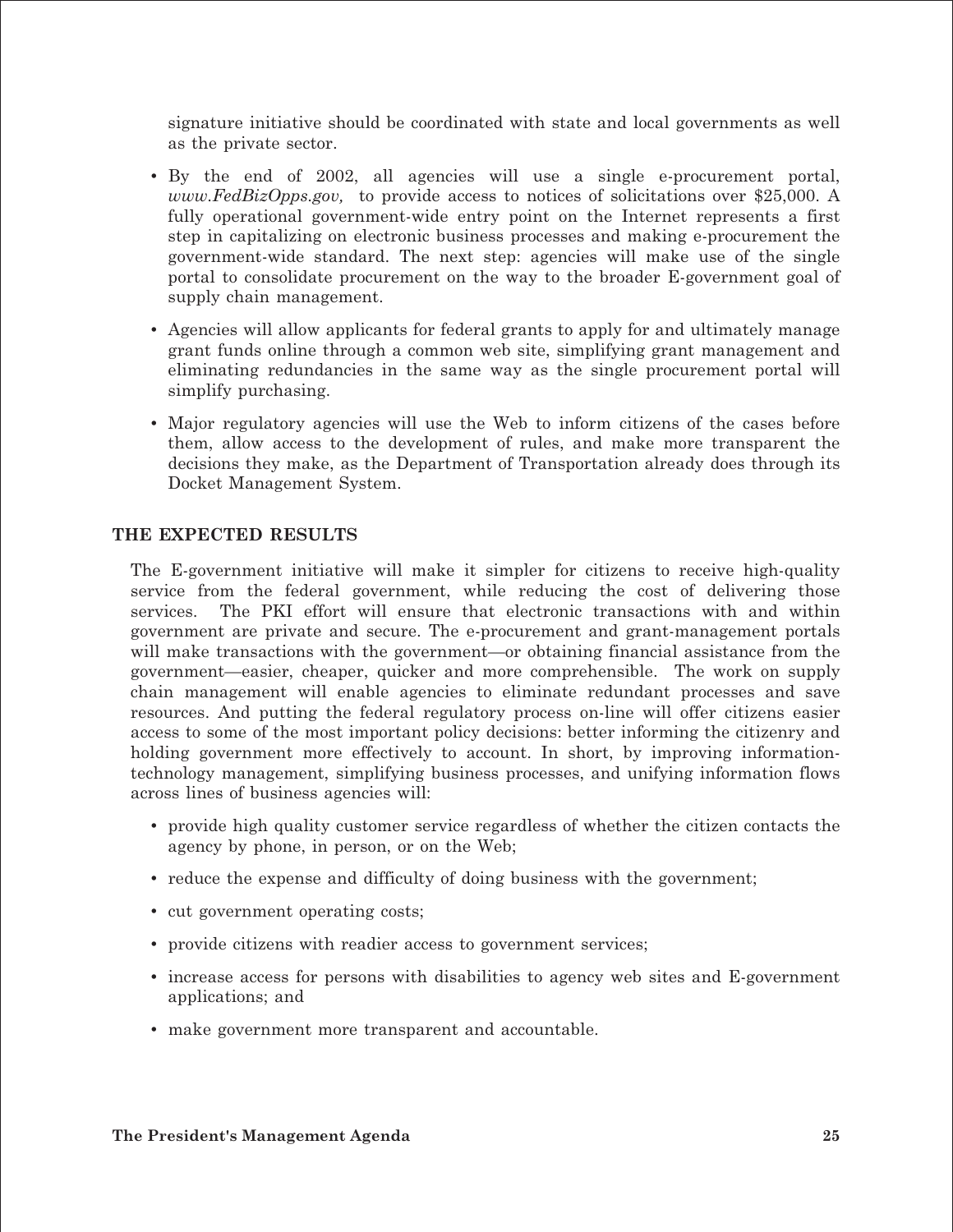signature initiative should be coordinated with state and local governments as well as the private sector.

- By the end of 2002, all agencies will use a single e-procurement portal, *www.FedBizOpps.gov,* to provide access to notices of solicitations over $25,000. A fully operational government-wide entry point on the Internet represents a first step in capitalizing on electronic business processes and making e-procurement the government-wide standard. The next step: agencies will make use of the single portal to consolidate procurement on the way to the broader E-government goal of supply chain management.
- Agencies will allow applicants for federal grants to apply for and ultimately manage grant funds online through a common web site, simplifying grant management and eliminating redundancies in the same way as the single procurement portal will simplify purchasing.
- Major regulatory agencies will use the Web to inform citizens of the cases before them, allow access to the development of rules, and make more transparent the decisions they make, as the Department of Transportation already does through its Docket Management System.

## THE EXPECTED RESULTS

The E-government initiative will make it simpler for citizens to receive high-quality service from the federal government, while reducing the cost of delivering those services. The PKI effort will ensure that electronic transactions with and within government are private and secure. The e-procurement and grant-management portals will make transactions with the government—or obtaining financial assistance from the government—easier, cheaper, quicker and more comprehensible. The work on supply chain management will enable agencies to eliminate redundant processes and save resources. And putting the federal regulatory process on-line will offer citizens easier access to some of the most important policy decisions: better informing the citizenry and holding government more effectively to account. In short, by improving information-technology management, simplifying business processes, and unifying information flows across lines of business agencies will:

- provide high quality customer service regardless of whether the citizen contacts the agency by phone, in person, or on the Web;
- reduce the expense and difficulty of doing business with the government;
- cut government operating costs;
- provide citizens with readier access to government services;
- increase access for persons with disabilities to agency web sites and E-government applications; and
- make government more transparent and accountable.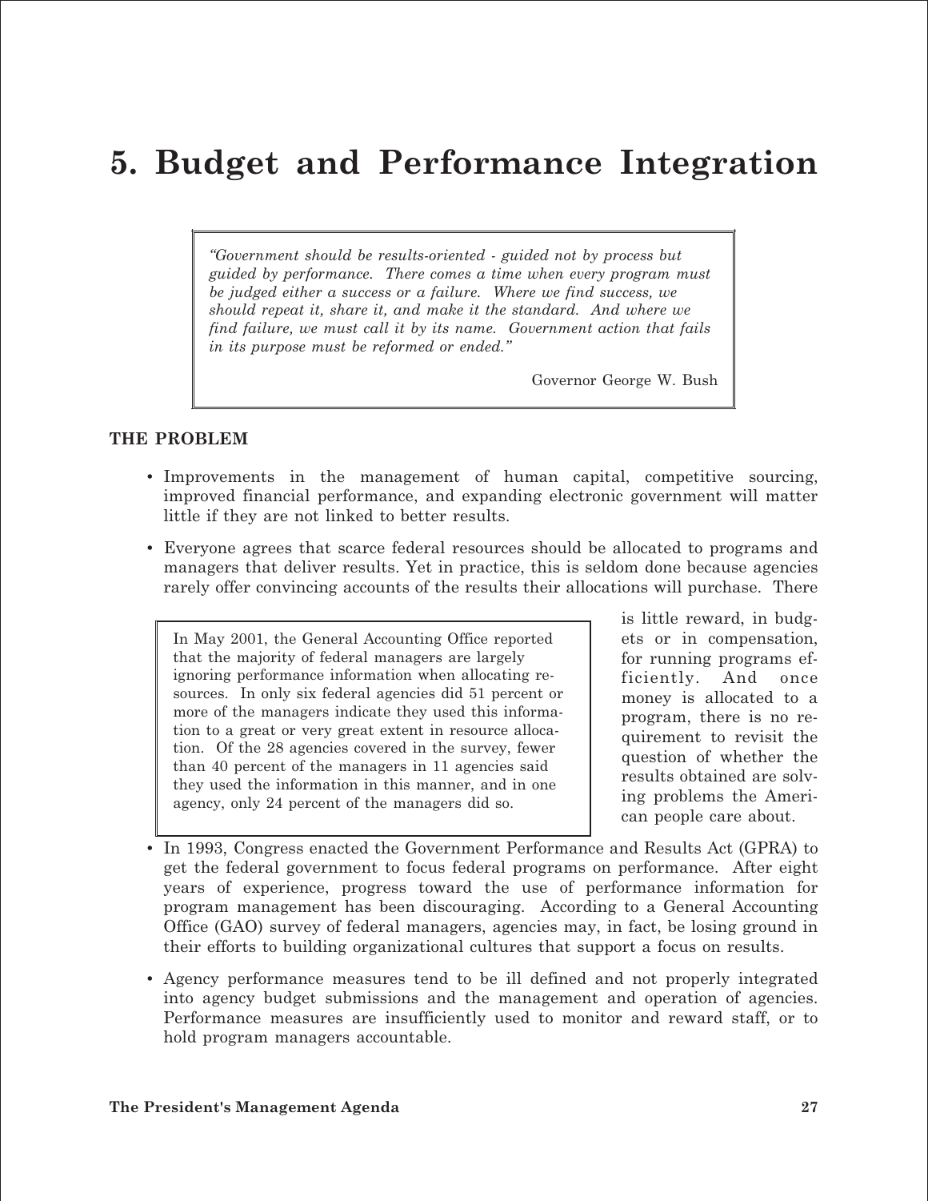# 5. Budget and Performance Integration

> *"Government should be results-oriented - guided not by process but guided by performance. There comes a time when every program must be judged either a success or a failure. Where we find success, we should repeat it, share it, and make it the standard. And where we find failure, we must call it by its name. Government action that fails in its purpose must be reformed or ended."*
>
> Governor George W. Bush

**THE PROBLEM**

- Improvements in the management of human capital, competitive sourcing, improved financial performance, and expanding electronic government will matter little if they are not linked to better results.

- Everyone agrees that scarce federal resources should be allocated to programs and managers that deliver results. Yet in practice, this is seldom done because agencies rarely offer convincing accounts of the results their allocations will purchase. There is little reward, in budgets or in compensation, for running programs efficiently. And once money is allocated to a program, there is no requirement to revisit the question of whether the results obtained are solving problems the American people care about.

> In May 2001, the General Accounting Office reported that the majority of federal managers are largely ignoring performance information when allocating resources. In only six federal agencies did 51 percent or more of the managers indicate they used this information to a great or very great extent in resource allocation. Of the 28 agencies covered in the survey, fewer than 40 percent of the managers in 11 agencies said they used the information in this manner, and in one agency, only 24 percent of the managers did so.

- In 1993, Congress enacted the Government Performance and Results Act (GPRA) to get the federal government to focus federal programs on performance. After eight years of experience, progress toward the use of performance information for program management has been discouraging. According to a General Accounting Office (GAO) survey of federal managers, agencies may, in fact, be losing ground in their efforts to building organizational cultures that support a focus on results.

- Agency performance measures tend to be ill defined and not properly integrated into agency budget submissions and the management and operation of agencies. Performance measures are insufficiently used to monitor and reward staff, or to hold program managers accountable.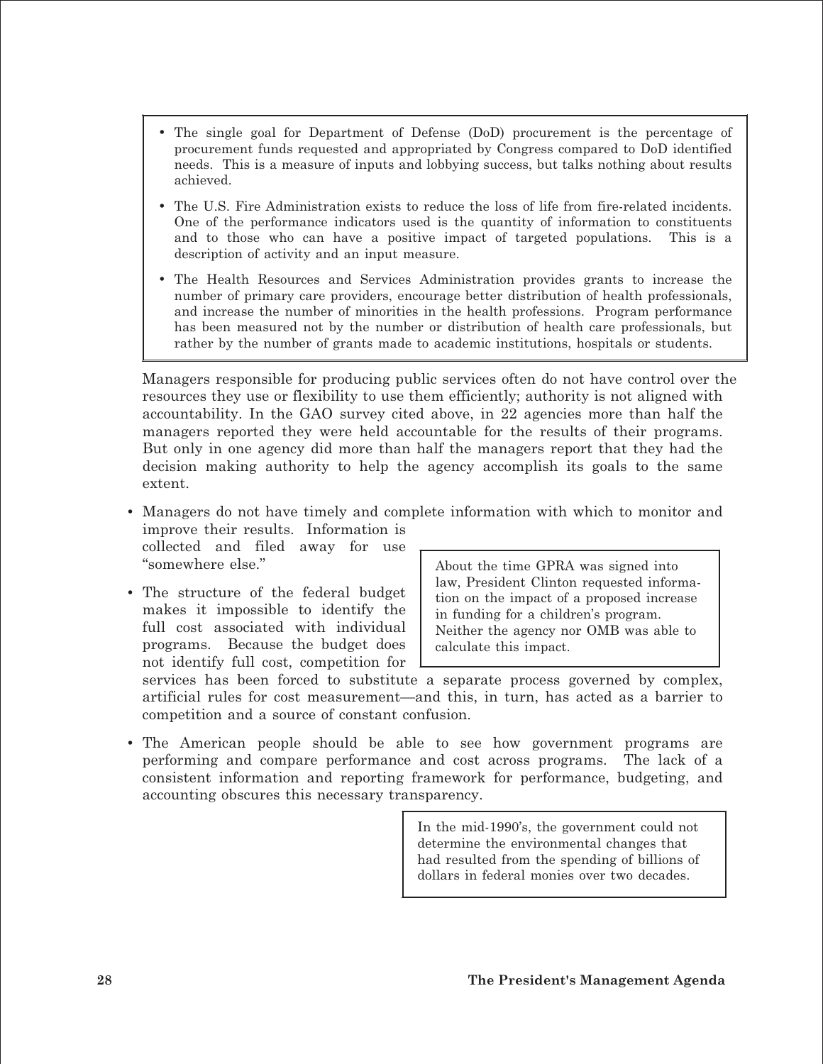> - The single goal for Department of Defense (DoD) procurement is the percentage of procurement funds requested and appropriated by Congress compared to DoD identified needs. This is a measure of inputs and lobbying success, but talks nothing about results achieved.
> - The U.S. Fire Administration exists to reduce the loss of life from fire-related incidents. One of the performance indicators used is the quantity of information to constituents and to those who can have a positive impact of targeted populations. This is a description of activity and an input measure.
> - The Health Resources and Services Administration provides grants to increase the number of primary care providers, encourage better distribution of health professionals, and increase the number of minorities in the health professions. Program performance has been measured not by the number or distribution of health care professionals, but rather by the number of grants made to academic institutions, hospitals or students.

Managers responsible for producing public services often do not have control over the resources they use or flexibility to use them efficiently; authority is not aligned with accountability. In the GAO survey cited above, in 22 agencies more than half the managers reported they were held accountable for the results of their programs. But only in one agency did more than half the managers report that they had the decision making authority to help the agency accomplish its goals to the same extent.

- Managers do not have timely and complete information with which to monitor and improve their results. Information is collected and filed away for use "somewhere else."
- The structure of the federal budget makes it impossible to identify the full cost associated with individual programs. Because the budget does not identify full cost, competition for services has been forced to substitute a separate process governed by complex, artificial rules for cost measurement—and this, in turn, has acted as a barrier to competition and a source of constant confusion.

> About the time GPRA was signed into law, President Clinton requested information on the impact of a proposed increase in funding for a children's program. Neither the agency nor OMB was able to calculate this impact.

- The American people should be able to see how government programs are performing and compare performance and cost across programs. The lack of a consistent information and reporting framework for performance, budgeting, and accounting obscures this necessary transparency.

> In the mid-1990's, the government could not determine the environmental changes that had resulted from the spending of billions of dollars in federal monies over two decades.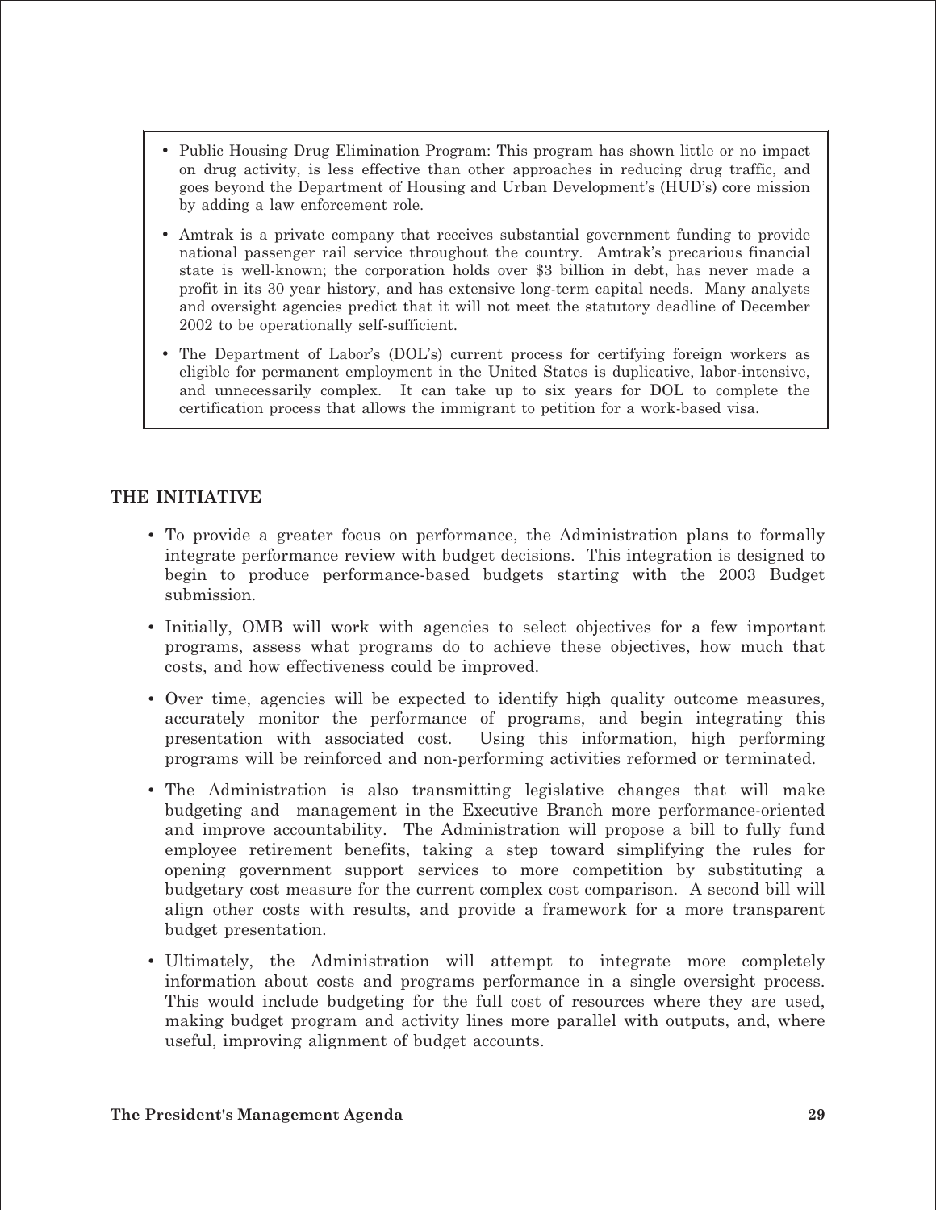- Public Housing Drug Elimination Program: This program has shown little or no impact on drug activity, is less effective than other approaches in reducing drug traffic, and goes beyond the Department of Housing and Urban Development's (HUD's) core mission by adding a law enforcement role.
- Amtrak is a private company that receives substantial government funding to provide national passenger rail service throughout the country. Amtrak's precarious financial state is well-known; the corporation holds over $3 billion in debt, has never made a profit in its 30 year history, and has extensive long-term capital needs. Many analysts and oversight agencies predict that it will not meet the statutory deadline of December 2002 to be operationally self-sufficient.
- The Department of Labor's (DOL's) current process for certifying foreign workers as eligible for permanent employment in the United States is duplicative, labor-intensive, and unnecessarily complex. It can take up to six years for DOL to complete the certification process that allows the immigrant to petition for a work-based visa.

## THE INITIATIVE

- To provide a greater focus on performance, the Administration plans to formally integrate performance review with budget decisions. This integration is designed to begin to produce performance-based budgets starting with the 2003 Budget submission.
- Initially, OMB will work with agencies to select objectives for a few important programs, assess what programs do to achieve these objectives, how much that costs, and how effectiveness could be improved.
- Over time, agencies will be expected to identify high quality outcome measures, accurately monitor the performance of programs, and begin integrating this presentation with associated cost. Using this information, high performing programs will be reinforced and non-performing activities reformed or terminated.
- The Administration is also transmitting legislative changes that will make budgeting and management in the Executive Branch more performance-oriented and improve accountability. The Administration will propose a bill to fully fund employee retirement benefits, taking a step toward simplifying the rules for opening government support services to more competition by substituting a budgetary cost measure for the current complex cost comparison. A second bill will align other costs with results, and provide a framework for a more transparent budget presentation.
- Ultimately, the Administration will attempt to integrate more completely information about costs and programs performance in a single oversight process. This would include budgeting for the full cost of resources where they are used, making budget program and activity lines more parallel with outputs, and, where useful, improving alignment of budget accounts.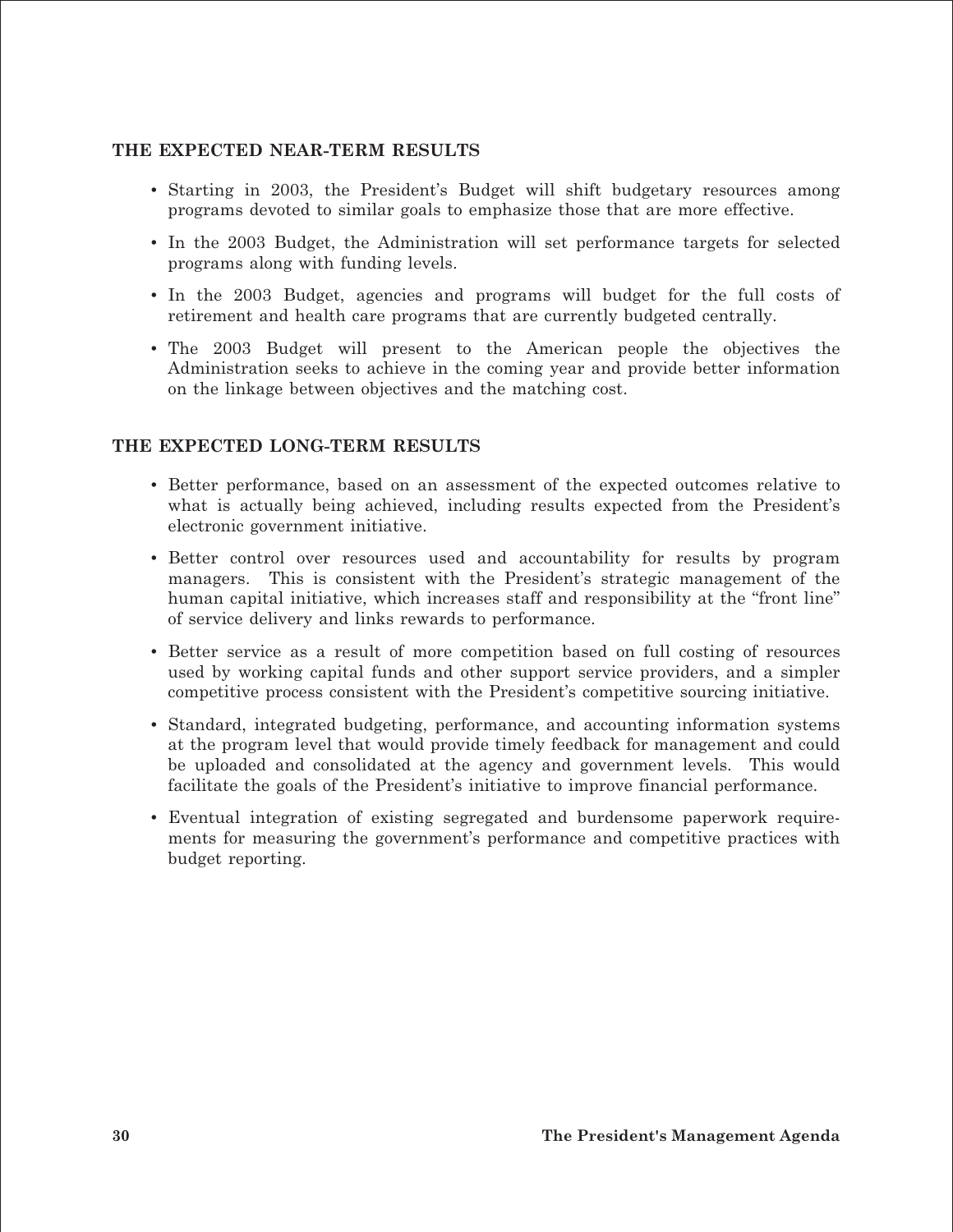### THE EXPECTED NEAR-TERM RESULTS

- Starting in 2003, the President's Budget will shift budgetary resources among programs devoted to similar goals to emphasize those that are more effective.
- In the 2003 Budget, the Administration will set performance targets for selected programs along with funding levels.
- In the 2003 Budget, agencies and programs will budget for the full costs of retirement and health care programs that are currently budgeted centrally.
- The 2003 Budget will present to the American people the objectives the Administration seeks to achieve in the coming year and provide better information on the linkage between objectives and the matching cost.

### THE EXPECTED LONG-TERM RESULTS

- Better performance, based on an assessment of the expected outcomes relative to what is actually being achieved, including results expected from the President's electronic government initiative.
- Better control over resources used and accountability for results by program managers. This is consistent with the President's strategic management of the human capital initiative, which increases staff and responsibility at the "front line" of service delivery and links rewards to performance.
- Better service as a result of more competition based on full costing of resources used by working capital funds and other support service providers, and a simpler competitive process consistent with the President's competitive sourcing initiative.
- Standard, integrated budgeting, performance, and accounting information systems at the program level that would provide timely feedback for management and could be uploaded and consolidated at the agency and government levels. This would facilitate the goals of the President's initiative to improve financial performance.
- Eventual integration of existing segregated and burdensome paperwork requirements for measuring the government's performance and competitive practices with budget reporting.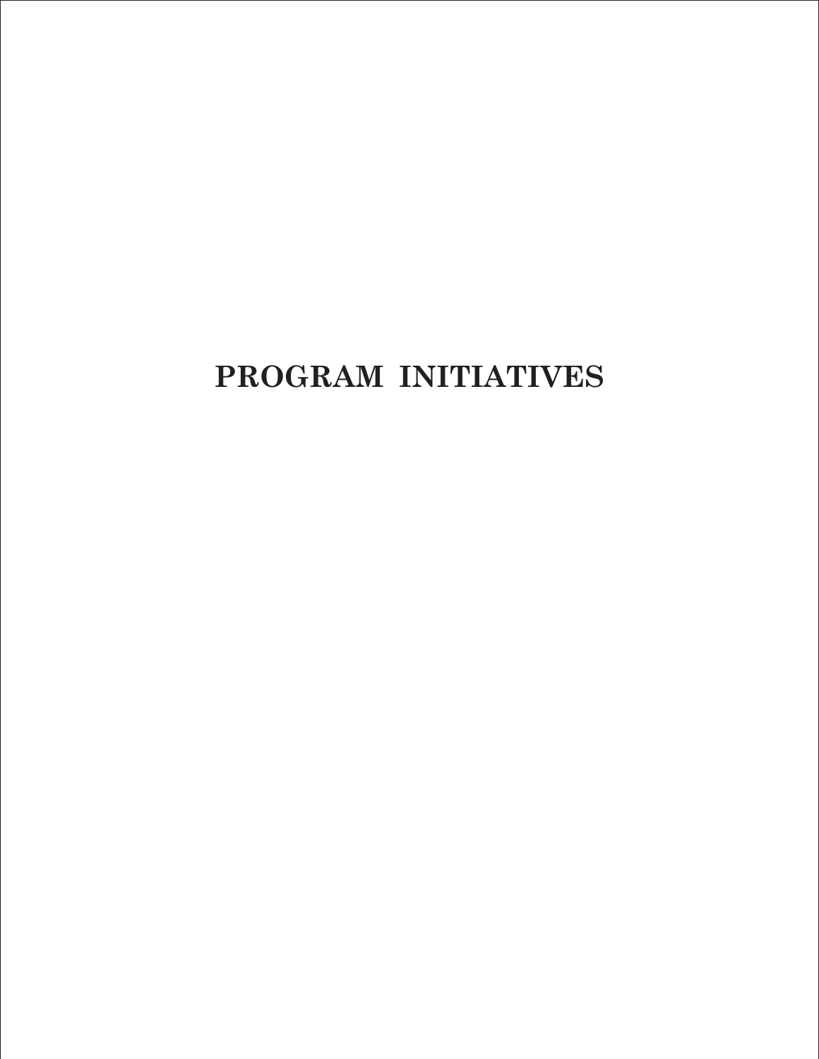# PROGRAM INITIATIVES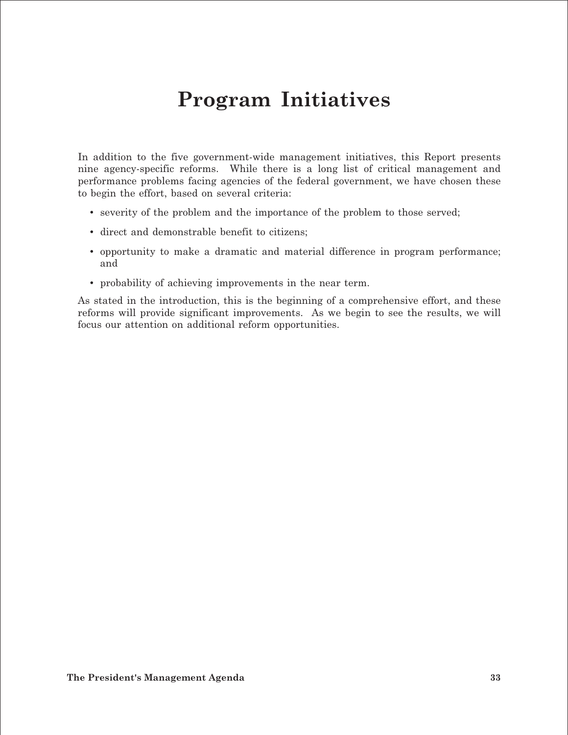# Program Initiatives

In addition to the five government-wide management initiatives, this Report presents nine agency-specific reforms. While there is a long list of critical management and performance problems facing agencies of the federal government, we have chosen these to begin the effort, based on several criteria:

- severity of the problem and the importance of the problem to those served;
- direct and demonstrable benefit to citizens;
- opportunity to make a dramatic and material difference in program performance; and
- probability of achieving improvements in the near term.

As stated in the introduction, this is the beginning of a comprehensive effort, and these reforms will provide significant improvements. As we begin to see the results, we will focus our attention on additional reform opportunities.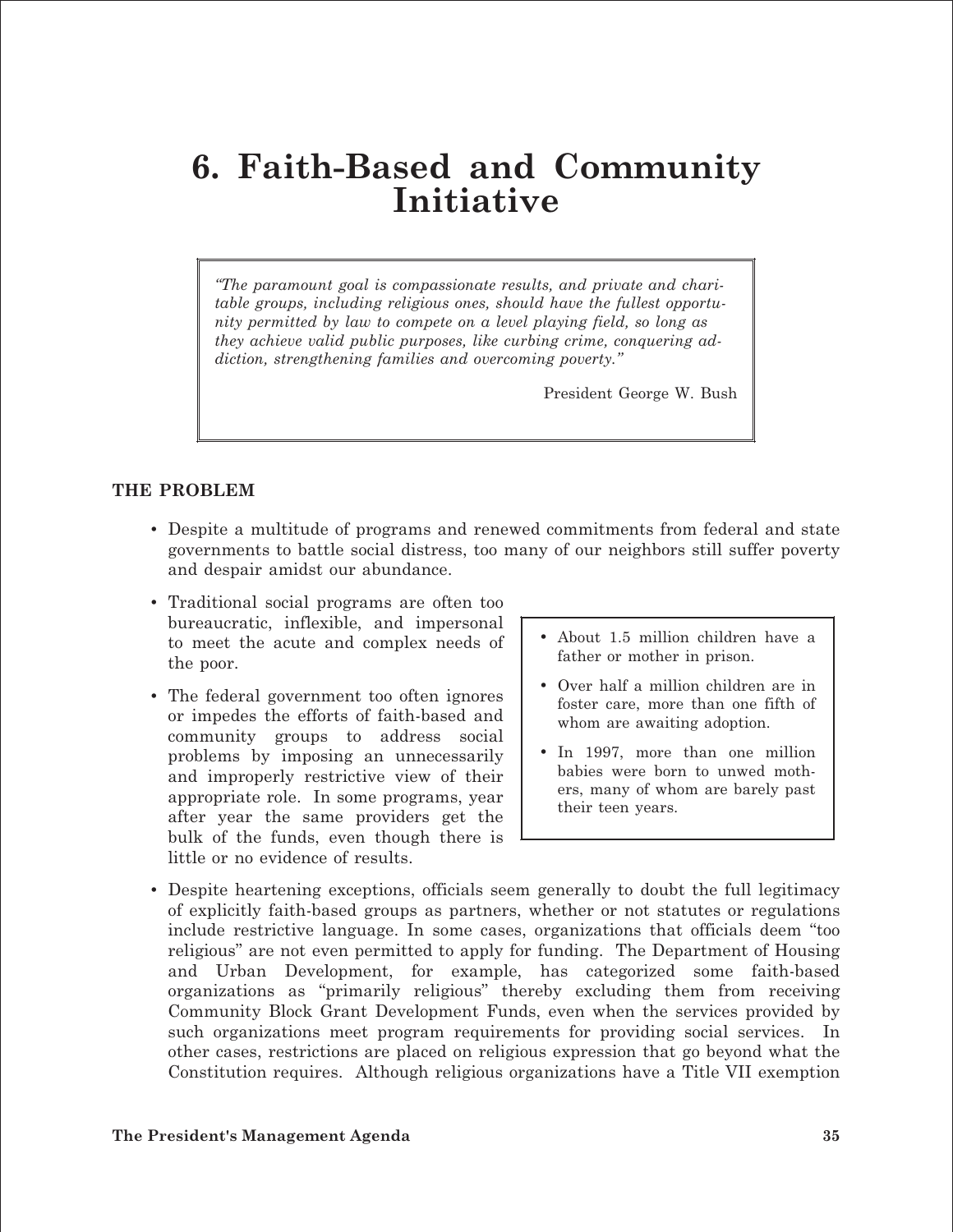# 6. Faith-Based and Community Initiative

> *"The paramount goal is compassionate results, and private and charitable groups, including religious ones, should have the fullest opportunity permitted by law to compete on a level playing field, so long as they achieve valid public purposes, like curbing crime, conquering addiction, strengthening families and overcoming poverty."*
>
> President George W. Bush

### THE PROBLEM

- Despite a multitude of programs and renewed commitments from federal and state governments to battle social distress, too many of our neighbors still suffer poverty and despair amidst our abundance.
- Traditional social programs are often too bureaucratic, inflexible, and impersonal to meet the acute and complex needs of the poor.
- The federal government too often ignores or impedes the efforts of faith-based and community groups to address social problems by imposing an unnecessarily and improperly restrictive view of their appropriate role. In some programs, year after year the same providers get the bulk of the funds, even though there is little or no evidence of results.

> - About 1.5 million children have a father or mother in prison.
> - Over half a million children are in foster care, more than one fifth of whom are awaiting adoption.
> - In 1997, more than one million babies were born to unwed mothers, many of whom are barely past their teen years.

- Despite heartening exceptions, officials seem generally to doubt the full legitimacy of explicitly faith-based groups as partners, whether or not statutes or regulations include restrictive language. In some cases, organizations that officials deem "too religious" are not even permitted to apply for funding. The Department of Housing and Urban Development, for example, has categorized some faith-based organizations as "primarily religious" thereby excluding them from receiving Community Block Grant Development Funds, even when the services provided by such organizations meet program requirements for providing social services. In other cases, restrictions are placed on religious expression that go beyond what the Constitution requires. Although religious organizations have a Title VII exemption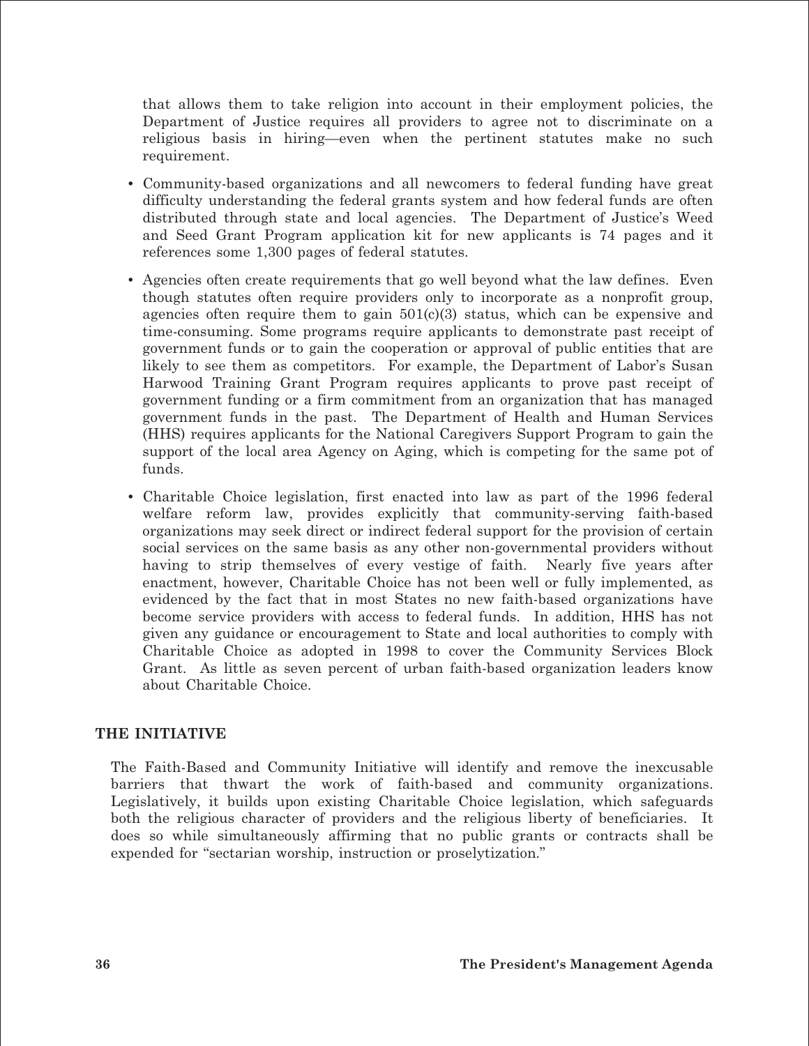that allows them to take religion into account in their employment policies, the Department of Justice requires all providers to agree not to discriminate on a religious basis in hiring—even when the pertinent statutes make no such requirement.

- Community-based organizations and all newcomers to federal funding have great difficulty understanding the federal grants system and how federal funds are often distributed through state and local agencies. The Department of Justice's Weed and Seed Grant Program application kit for new applicants is 74 pages and it references some 1,300 pages of federal statutes.
- Agencies often create requirements that go well beyond what the law defines. Even though statutes often require providers only to incorporate as a nonprofit group, agencies often require them to gain 501(c)(3) status, which can be expensive and time-consuming. Some programs require applicants to demonstrate past receipt of government funds or to gain the cooperation or approval of public entities that are likely to see them as competitors. For example, the Department of Labor's Susan Harwood Training Grant Program requires applicants to prove past receipt of government funding or a firm commitment from an organization that has managed government funds in the past. The Department of Health and Human Services (HHS) requires applicants for the National Caregivers Support Program to gain the support of the local area Agency on Aging, which is competing for the same pot of funds.
- Charitable Choice legislation, first enacted into law as part of the 1996 federal welfare reform law, provides explicitly that community-serving faith-based organizations may seek direct or indirect federal support for the provision of certain social services on the same basis as any other non-governmental providers without having to strip themselves of every vestige of faith. Nearly five years after enactment, however, Charitable Choice has not been well or fully implemented, as evidenced by the fact that in most States no new faith-based organizations have become service providers with access to federal funds. In addition, HHS has not given any guidance or encouragement to State and local authorities to comply with Charitable Choice as adopted in 1998 to cover the Community Services Block Grant. As little as seven percent of urban faith-based organization leaders know about Charitable Choice.

## THE INITIATIVE

The Faith-Based and Community Initiative will identify and remove the inexcusable barriers that thwart the work of faith-based and community organizations. Legislatively, it builds upon existing Charitable Choice legislation, which safeguards both the religious character of providers and the religious liberty of beneficiaries. It does so while simultaneously affirming that no public grants or contracts shall be expended for "sectarian worship, instruction or proselytization."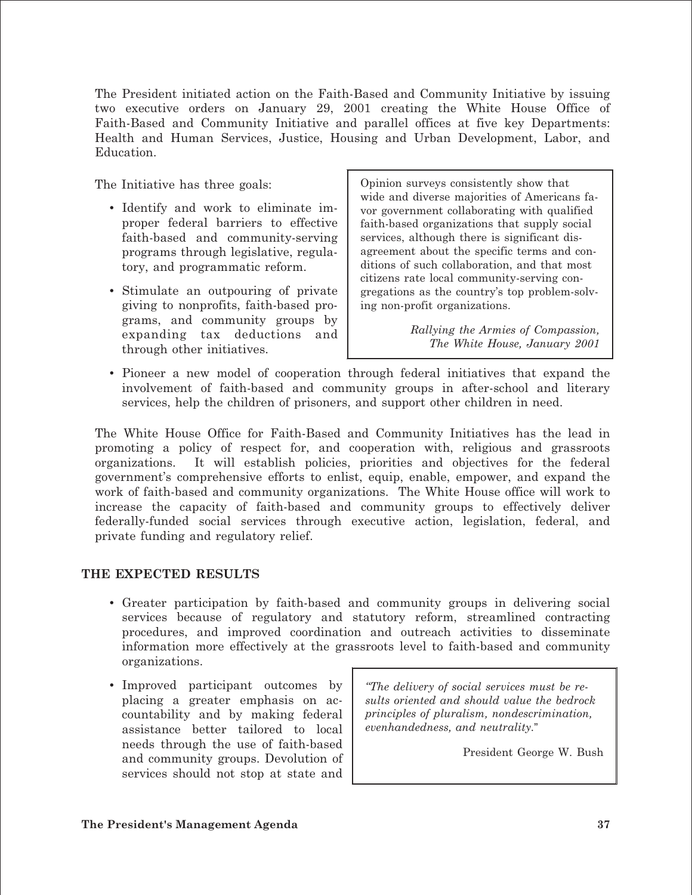The President initiated action on the Faith-Based and Community Initiative by issuing two executive orders on January 29, 2001 creating the White House Office of Faith-Based and Community Initiative and parallel offices at five key Departments: Health and Human Services, Justice, Housing and Urban Development, Labor, and Education.

The Initiative has three goals:

- Identify and work to eliminate improper federal barriers to effective faith-based and community-serving programs through legislative, regulatory, and programmatic reform.
- Stimulate an outpouring of private giving to nonprofits, faith-based programs, and community groups by expanding tax deductions and through other initiatives.
- Pioneer a new model of cooperation through federal initiatives that expand the involvement of faith-based and community groups in after-school and literary services, help the children of prisoners, and support other children in need.

> Opinion surveys consistently show that wide and diverse majorities of Americans favor government collaborating with qualified faith-based organizations that supply social services, although there is significant disagreement about the specific terms and conditions of such collaboration, and that most citizens rate local community-serving congregations as the country's top problem-solving non-profit organizations.
>
> *Rallying the Armies of Compassion, The White House, January 2001*

The White House Office for Faith-Based and Community Initiatives has the lead in promoting a policy of respect for, and cooperation with, religious and grassroots organizations. It will establish policies, priorities and objectives for the federal government's comprehensive efforts to enlist, equip, enable, empower, and expand the work of faith-based and community organizations. The White House office will work to increase the capacity of faith-based and community groups to effectively deliver federally-funded social services through executive action, legislation, federal, and private funding and regulatory relief.

## THE EXPECTED RESULTS

- Greater participation by faith-based and community groups in delivering social services because of regulatory and statutory reform, streamlined contracting procedures, and improved coordination and outreach activities to disseminate information more effectively at the grassroots level to faith-based and community organizations.
- Improved participant outcomes by placing a greater emphasis on accountability and by making federal assistance better tailored to local needs through the use of faith-based and community groups. Devolution of services should not stop at state and

> *"The delivery of social services must be results oriented and should value the bedrock principles of pluralism, nondescrimination, evenhandedness, and neutrality."*
>
> President George W. Bush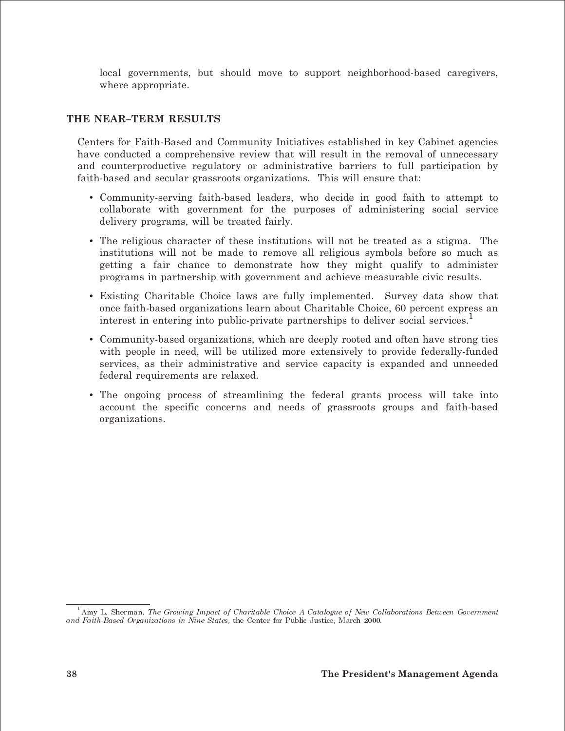local governments, but should move to support neighborhood-based caregivers, where appropriate.

## THE NEAR–TERM RESULTS

Centers for Faith-Based and Community Initiatives established in key Cabinet agencies have conducted a comprehensive review that will result in the removal of unnecessary and counterproductive regulatory or administrative barriers to full participation by faith-based and secular grassroots organizations. This will ensure that:

- Community-serving faith-based leaders, who decide in good faith to attempt to collaborate with government for the purposes of administering social service delivery programs, will be treated fairly.
- The religious character of these institutions will not be treated as a stigma. The institutions will not be made to remove all religious symbols before so much as getting a fair chance to demonstrate how they might qualify to administer programs in partnership with government and achieve measurable civic results.
- Existing Charitable Choice laws are fully implemented. Survey data show that once faith-based organizations learn about Charitable Choice, 60 percent express an interest in entering into public-private partnerships to deliver social services.[1]
- Community-based organizations, which are deeply rooted and often have strong ties with people in need, will be utilized more extensively to provide federally-funded services, as their administrative and service capacity is expanded and unneeded federal requirements are relaxed.
- The ongoing process of streamlining the federal grants process will take into account the specific concerns and needs of grassroots groups and faith-based organizations.

[1] Amy L. Sherman, *The Growing Impact of Charitable Choice A Catalogue of New Collaborations Between Government and Faith-Based Organizations in Nine States*, the Center for Public Justice, March 2000.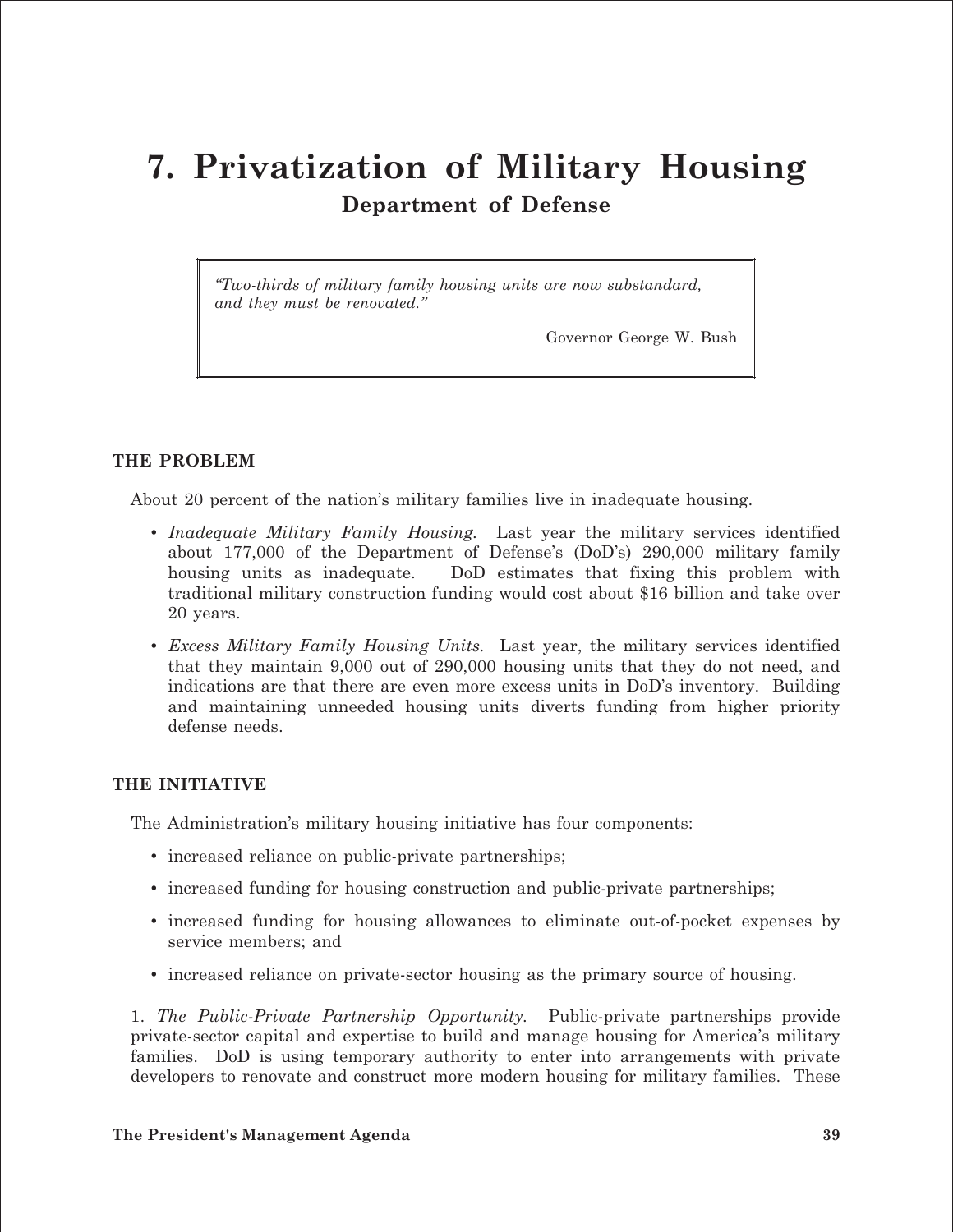# 7. Privatization of Military Housing

## Department of Defense

> *"Two-thirds of military family housing units are now substandard, and they must be renovated."*
>
> Governor George W. Bush

### THE PROBLEM

About 20 percent of the nation's military families live in inadequate housing.

- *Inadequate Military Family Housing.* Last year the military services identified about 177,000 of the Department of Defense's (DoD's) 290,000 military family housing units as inadequate. DoD estimates that fixing this problem with traditional military construction funding would cost about $16 billion and take over 20 years.
- *Excess Military Family Housing Units.* Last year, the military services identified that they maintain 9,000 out of 290,000 housing units that they do not need, and indications are that there are even more excess units in DoD's inventory. Building and maintaining unneeded housing units diverts funding from higher priority defense needs.

### THE INITIATIVE

The Administration's military housing initiative has four components:

- increased reliance on public-private partnerships;
- increased funding for housing construction and public-private partnerships;
- increased funding for housing allowances to eliminate out-of-pocket expenses by service members; and
- increased reliance on private-sector housing as the primary source of housing.

1. *The Public-Private Partnership Opportunity.* Public-private partnerships provide private-sector capital and expertise to build and manage housing for America's military families. DoD is using temporary authority to enter into arrangements with private developers to renovate and construct more modern housing for military families. These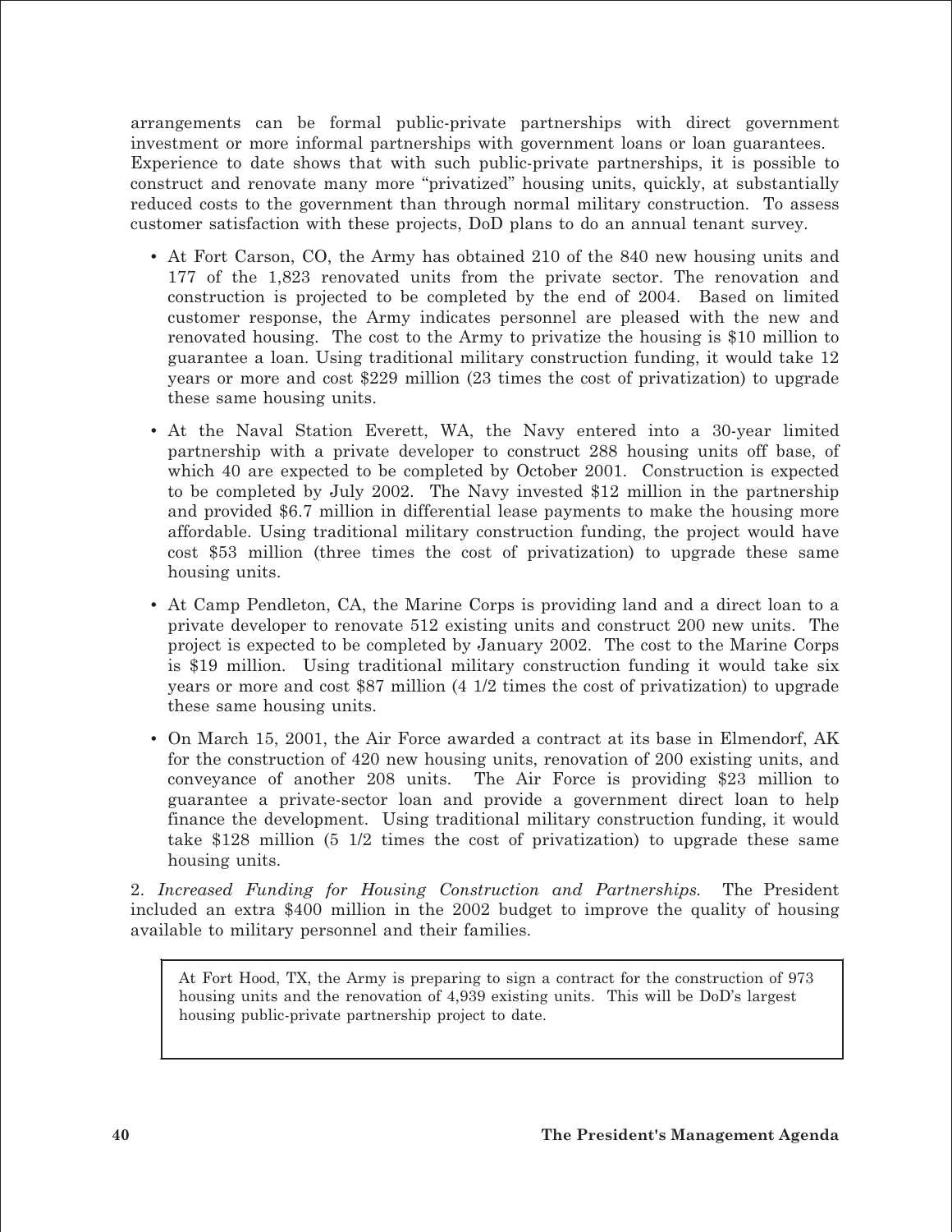arrangements can be formal public-private partnerships with direct government investment or more informal partnerships with government loans or loan guarantees. Experience to date shows that with such public-private partnerships, it is possible to construct and renovate many more "privatized" housing units, quickly, at substantially reduced costs to the government than through normal military construction. To assess customer satisfaction with these projects, DoD plans to do an annual tenant survey.

- At Fort Carson, CO, the Army has obtained 210 of the 840 new housing units and 177 of the 1,823 renovated units from the private sector. The renovation and construction is projected to be completed by the end of 2004. Based on limited customer response, the Army indicates personnel are pleased with the new and renovated housing. The cost to the Army to privatize the housing is $10 million to guarantee a loan. Using traditional military construction funding, it would take 12 years or more and cost $229 million (23 times the cost of privatization) to upgrade these same housing units.
- At the Naval Station Everett, WA, the Navy entered into a 30-year limited partnership with a private developer to construct 288 housing units off base, of which 40 are expected to be completed by October 2001. Construction is expected to be completed by July 2002. The Navy invested $12 million in the partnership and provided $6.7 million in differential lease payments to make the housing more affordable. Using traditional military construction funding, the project would have cost $53 million (three times the cost of privatization) to upgrade these same housing units.
- At Camp Pendleton, CA, the Marine Corps is providing land and a direct loan to a private developer to renovate 512 existing units and construct 200 new units. The project is expected to be completed by January 2002. The cost to the Marine Corps is $19 million. Using traditional military construction funding it would take six years or more and cost $87 million (4 1/2 times the cost of privatization) to upgrade these same housing units.
- On March 15, 2001, the Air Force awarded a contract at its base in Elmendorf, AK for the construction of 420 new housing units, renovation of 200 existing units, and conveyance of another 208 units. The Air Force is providing $23 million to guarantee a private-sector loan and provide a government direct loan to help finance the development. Using traditional military construction funding, it would take $128 million (5 1/2 times the cost of privatization) to upgrade these same housing units.

2. *Increased Funding for Housing Construction and Partnerships.* The President included an extra $400 million in the 2002 budget to improve the quality of housing available to military personnel and their families.

> At Fort Hood, TX, the Army is preparing to sign a contract for the construction of 973 housing units and the renovation of 4,939 existing units. This will be DoD's largest housing public-private partnership project to date.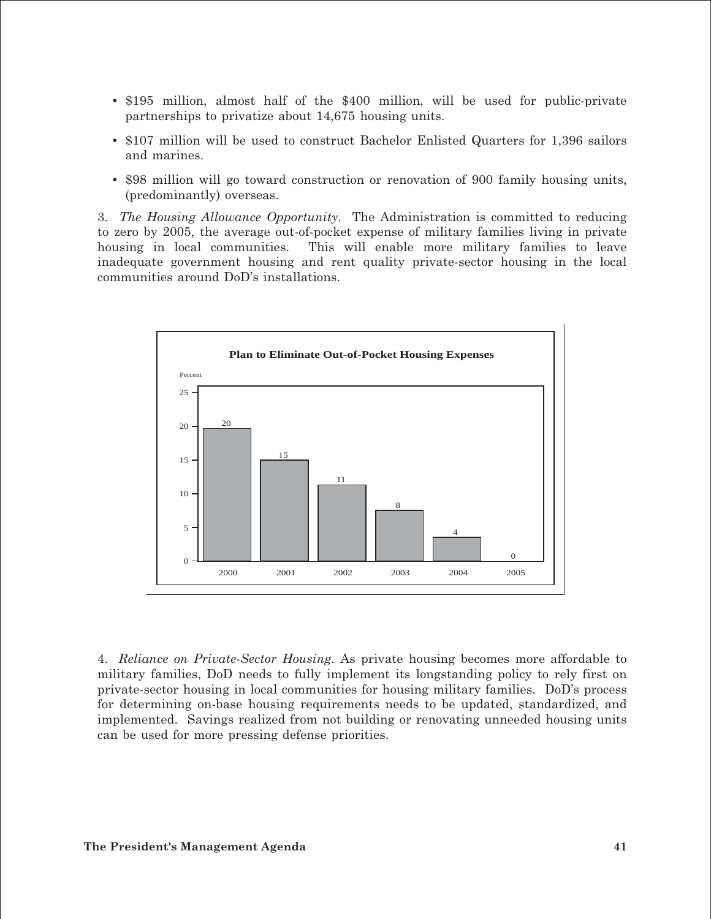- $195 million, almost half of the $400 million, will be used for public-private partnerships to privatize about 14,675 housing units.
- $107 million will be used to construct Bachelor Enlisted Quarters for 1,396 sailors and marines.
- $98 million will go toward construction or renovation of 900 family housing units, (predominantly) overseas.

3. *The Housing Allowance Opportunity*. The Administration is committed to reducing to zero by 2005, the average out-of-pocket expense of military families living in private housing in local communities. This will enable more military families to leave inadequate government housing and rent quality private-sector housing in the local communities around DoD's installations.

**Plan to Eliminate Out-of-Pocket Housing Expenses**

| Year | Percent |
|---|---|
| 2000 | 20 |
| 2001 | 15 |
| 2002 | 11 |
| 2003 | 8 |
| 2004 | 4 |
| 2005 | 0 |

4. *Reliance on Private-Sector Housing*. As private housing becomes more affordable to military families, DoD needs to fully implement its longstanding policy to rely first on private-sector housing in local communities for housing military families. DoD's process for determining on-base housing requirements needs to be updated, standardized, and implemented. Savings realized from not building or renovating unneeded housing units can be used for more pressing defense priorities.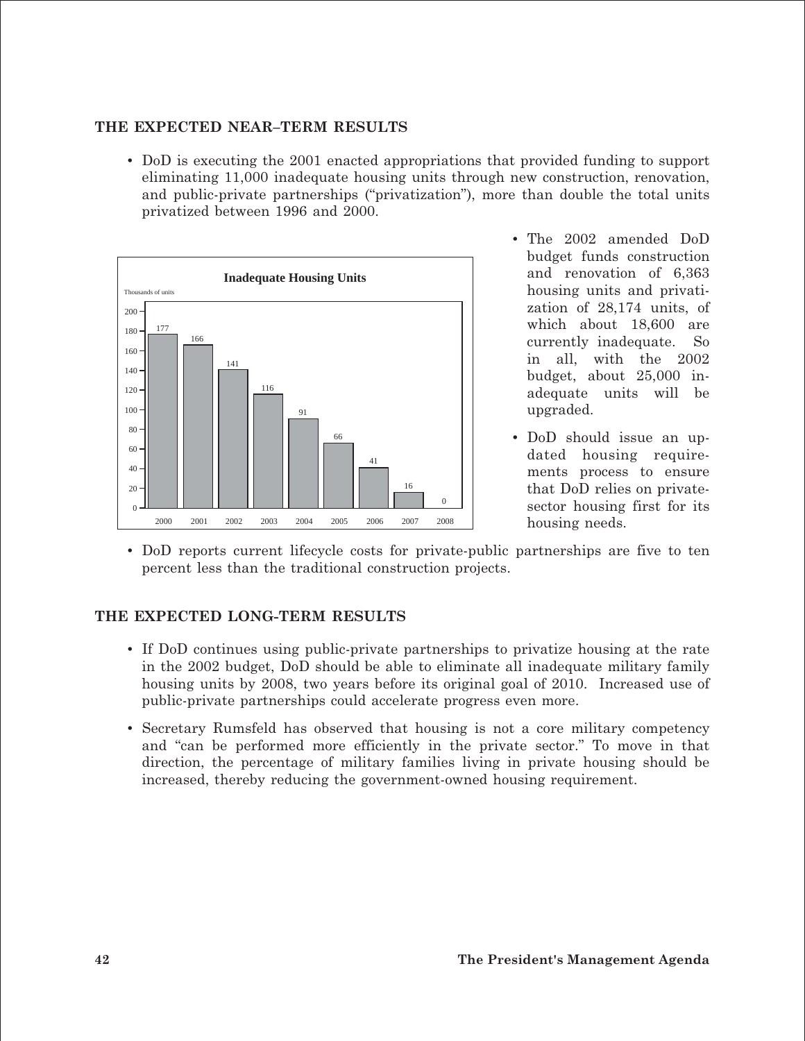## THE EXPECTED NEAR–TERM RESULTS

- DoD is executing the 2001 enacted appropriations that provided funding to support eliminating 11,000 inadequate housing units through new construction, renovation, and public-private partnerships ("privatization"), more than double the total units privatized between 1996 and 2000.

**Inadequate Housing Units**

Thousands of units

| Year | 2000 | 2001 | 2002 | 2003 | 2004 | 2005 | 2006 | 2007 | 2008 |
|---|---|---|---|---|---|---|---|---|---|
| Units | 177 | 166 | 141 | 116 | 91 | 66 | 41 | 16 | 0 |

- The 2002 amended DoD budget funds construction and renovation of 6,363 housing units and privatization of 28,174 units, of which about 18,600 are currently inadequate. So in all, with the 2002 budget, about 25,000 inadequate units will be upgraded.

- DoD should issue an updated housing requirements process to ensure that DoD relies on private-sector housing first for its housing needs.

- DoD reports current lifecycle costs for private-public partnerships are five to ten percent less than the traditional construction projects.

## THE EXPECTED LONG-TERM RESULTS

- If DoD continues using public-private partnerships to privatize housing at the rate in the 2002 budget, DoD should be able to eliminate all inadequate military family housing units by 2008, two years before its original goal of 2010. Increased use of public-private partnerships could accelerate progress even more.

- Secretary Rumsfeld has observed that housing is not a core military competency and "can be performed more efficiently in the private sector." To move in that direction, the percentage of military families living in private housing should be increased, thereby reducing the government-owned housing requirement.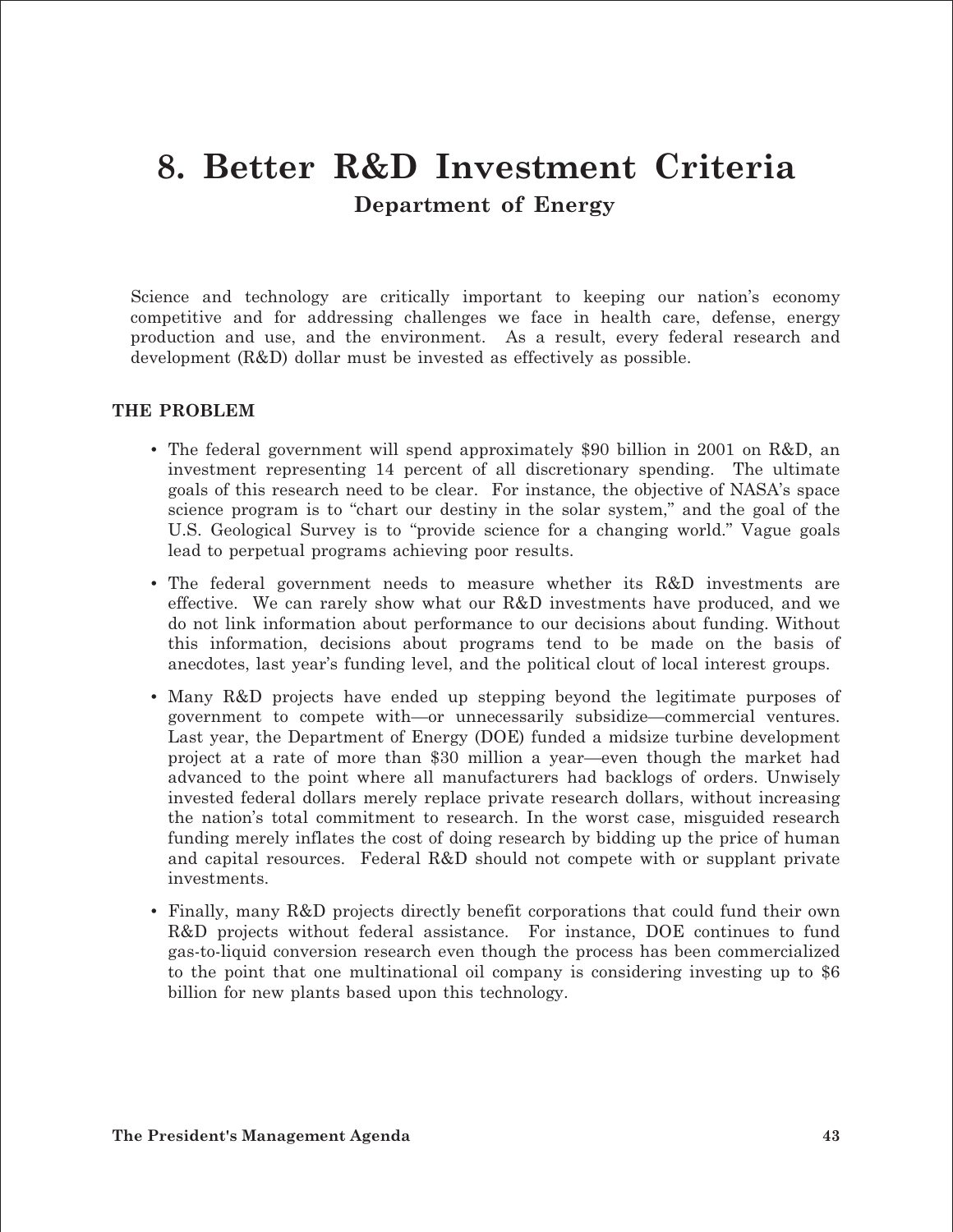# 8. Better R&D Investment Criteria

## Department of Energy

Science and technology are critically important to keeping our nation's economy competitive and for addressing challenges we face in health care, defense, energy production and use, and the environment. As a result, every federal research and development (R&D) dollar must be invested as effectively as possible.

### THE PROBLEM

- The federal government will spend approximately $90 billion in 2001 on R&D, an investment representing 14 percent of all discretionary spending. The ultimate goals of this research need to be clear. For instance, the objective of NASA's space science program is to "chart our destiny in the solar system," and the goal of the U.S. Geological Survey is to "provide science for a changing world." Vague goals lead to perpetual programs achieving poor results.
- The federal government needs to measure whether its R&D investments are effective. We can rarely show what our R&D investments have produced, and we do not link information about performance to our decisions about funding. Without this information, decisions about programs tend to be made on the basis of anecdotes, last year's funding level, and the political clout of local interest groups.
- Many R&D projects have ended up stepping beyond the legitimate purposes of government to compete with—or unnecessarily subsidize—commercial ventures. Last year, the Department of Energy (DOE) funded a midsize turbine development project at a rate of more than $30 million a year—even though the market had advanced to the point where all manufacturers had backlogs of orders. Unwisely invested federal dollars merely replace private research dollars, without increasing the nation's total commitment to research. In the worst case, misguided research funding merely inflates the cost of doing research by bidding up the price of human and capital resources. Federal R&D should not compete with or supplant private investments.
- Finally, many R&D projects directly benefit corporations that could fund their own R&D projects without federal assistance. For instance, DOE continues to fund gas-to-liquid conversion research even though the process has been commercialized to the point that one multinational oil company is considering investing up to $6 billion for new plants based upon this technology.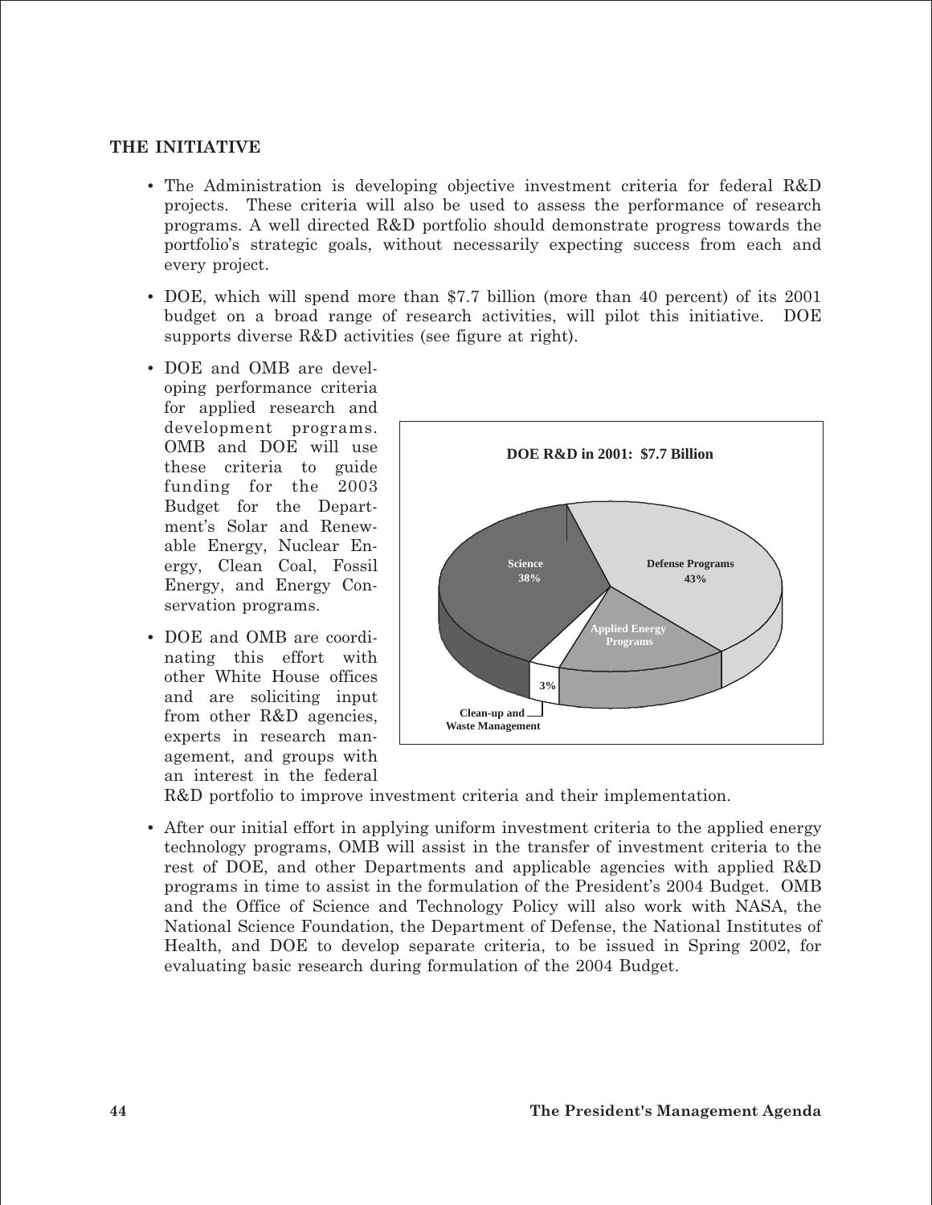**THE INITIATIVE**

- The Administration is developing objective investment criteria for federal R&D projects. These criteria will also be used to assess the performance of research programs. A well directed R&D portfolio should demonstrate progress towards the portfolio's strategic goals, without necessarily expecting success from each and every project.

- DOE, which will spend more than $7.7 billion (more than 40 percent) of its 2001 budget on a broad range of research activities, will pilot this initiative. DOE supports diverse R&D activities (see figure at right).

- DOE and OMB are developing performance criteria for applied research and development programs. OMB and DOE will use these criteria to guide funding for the 2003 Budget for the Department's Solar and Renewable Energy, Nuclear Energy, Clean Coal, Fossil Energy, and Energy Conservation programs.

- DOE and OMB are coordinating this effort with other White House offices and are soliciting input from other R&D agencies, experts in research management, and groups with an interest in the federal R&D portfolio to improve investment criteria and their implementation.

**DOE R&D in 2001: $7.7 Billion**

- Defense Programs 43%
- Science 38%
- Applied Energy Programs
- Clean-up and Waste Management 3%

- After our initial effort in applying uniform investment criteria to the applied energy technology programs, OMB will assist in the transfer of investment criteria to the rest of DOE, and other Departments and applicable agencies with applied R&D programs in time to assist in the formulation of the President's 2004 Budget. OMB and the Office of Science and Technology Policy will also work with NASA, the National Science Foundation, the Department of Defense, the National Institutes of Health, and DOE to develop separate criteria, to be issued in Spring 2002, for evaluating basic research during formulation of the 2004 Budget.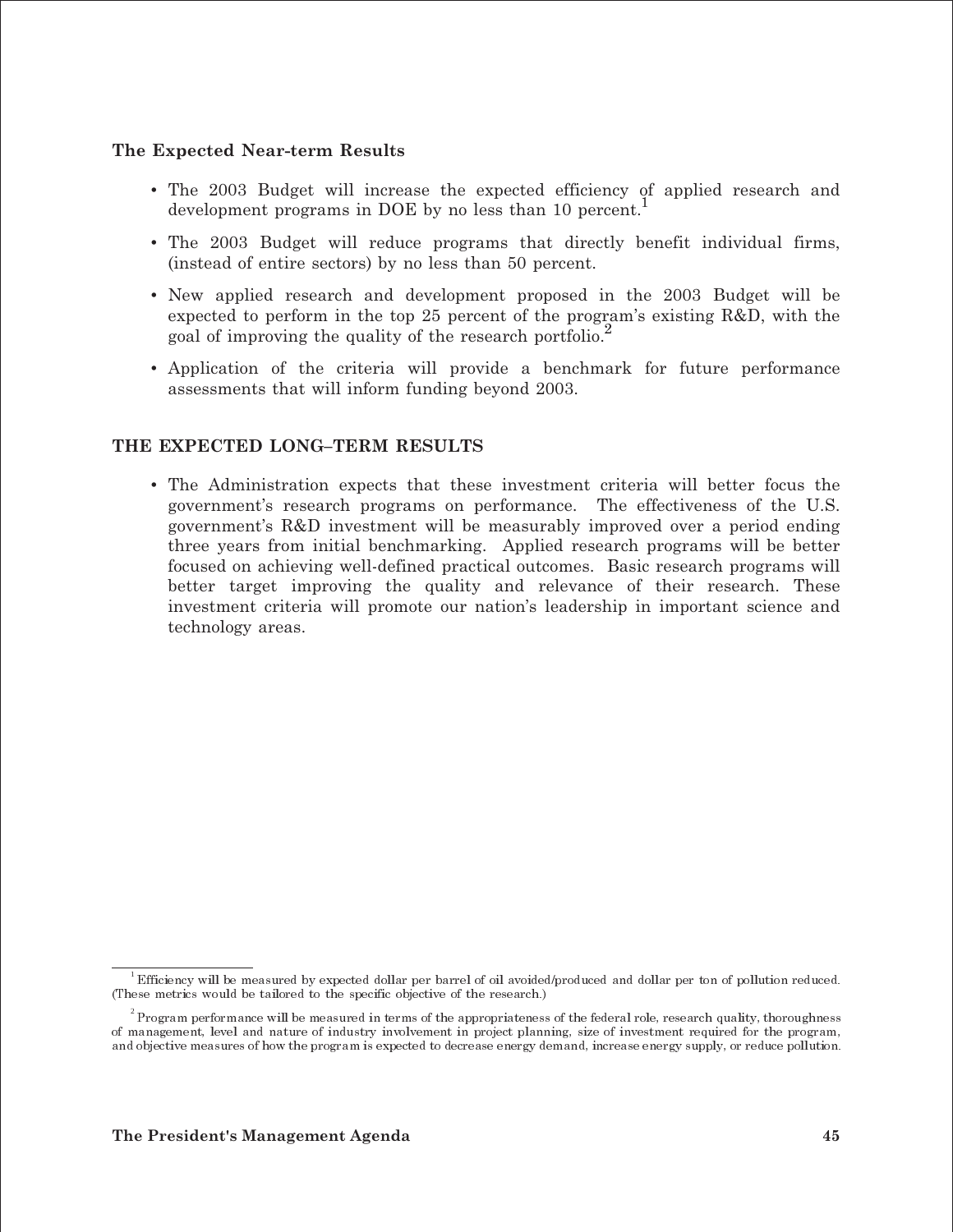### The Expected Near-term Results

- The 2003 Budget will increase the expected efficiency of applied research and development programs in DOE by no less than 10 percent.[1]
- The 2003 Budget will reduce programs that directly benefit individual firms, (instead of entire sectors) by no less than 50 percent.
- New applied research and development proposed in the 2003 Budget will be expected to perform in the top 25 percent of the program's existing R&D, with the goal of improving the quality of the research portfolio.[2]
- Application of the criteria will provide a benchmark for future performance assessments that will inform funding beyond 2003.

### THE EXPECTED LONG–TERM RESULTS

- The Administration expects that these investment criteria will better focus the government's research programs on performance. The effectiveness of the U.S. government's R&D investment will be measurably improved over a period ending three years from initial benchmarking. Applied research programs will be better focused on achieving well-defined practical outcomes. Basic research programs will better target improving the quality and relevance of their research. These investment criteria will promote our nation's leadership in important science and technology areas.

---

[1] Efficiency will be measured by expected dollar per barrel of oil avoided/produced and dollar per ton of pollution reduced. (These metrics would be tailored to the specific objective of the research.)

[2] Program performance will be measured in terms of the appropriateness of the federal role, research quality, thoroughness of management, level and nature of industry involvement in project planning, size of investment required for the program, and objective measures of how the program is expected to decrease energy demand, increase energy supply, or reduce pollution.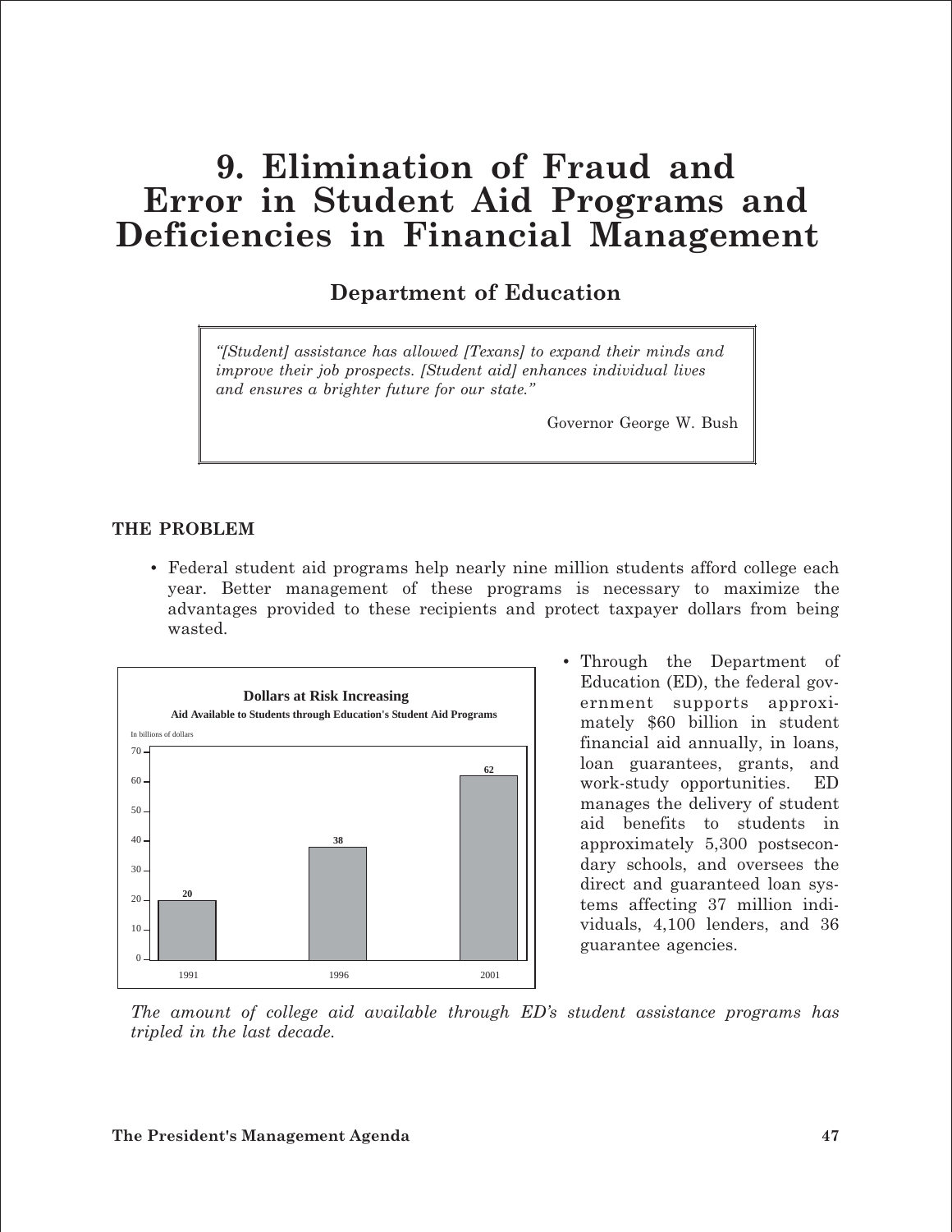# 9. Elimination of Fraud and Error in Student Aid Programs and Deficiencies in Financial Management

## Department of Education

> *"[Student] assistance has allowed [Texans] to expand their minds and improve their job prospects. [Student aid] enhances individual lives and ensures a brighter future for our state."*
>
> Governor George W. Bush

### THE PROBLEM

- Federal student aid programs help nearly nine million students afford college each year. Better management of these programs is necessary to maximize the advantages provided to these recipients and protect taxpayer dollars from being wasted.

**Dollars at Risk Increasing**

**Aid Available to Students through Education's Student Aid Programs**

In billions of dollars

| Year | Amount |
|---|---|
| 1991 | 20 |
| 1996 | 38 |
| 2001 | 62 |

- Through the Department of Education (ED), the federal government supports approximately $60 billion in student financial aid annually, in loans, loan guarantees, grants, and work-study opportunities. ED manages the delivery of student aid benefits to students in approximately 5,300 postsecondary schools, and oversees the direct and guaranteed loan systems affecting 37 million individuals, 4,100 lenders, and 36 guarantee agencies.

*The amount of college aid available through ED's student assistance programs has tripled in the last decade.*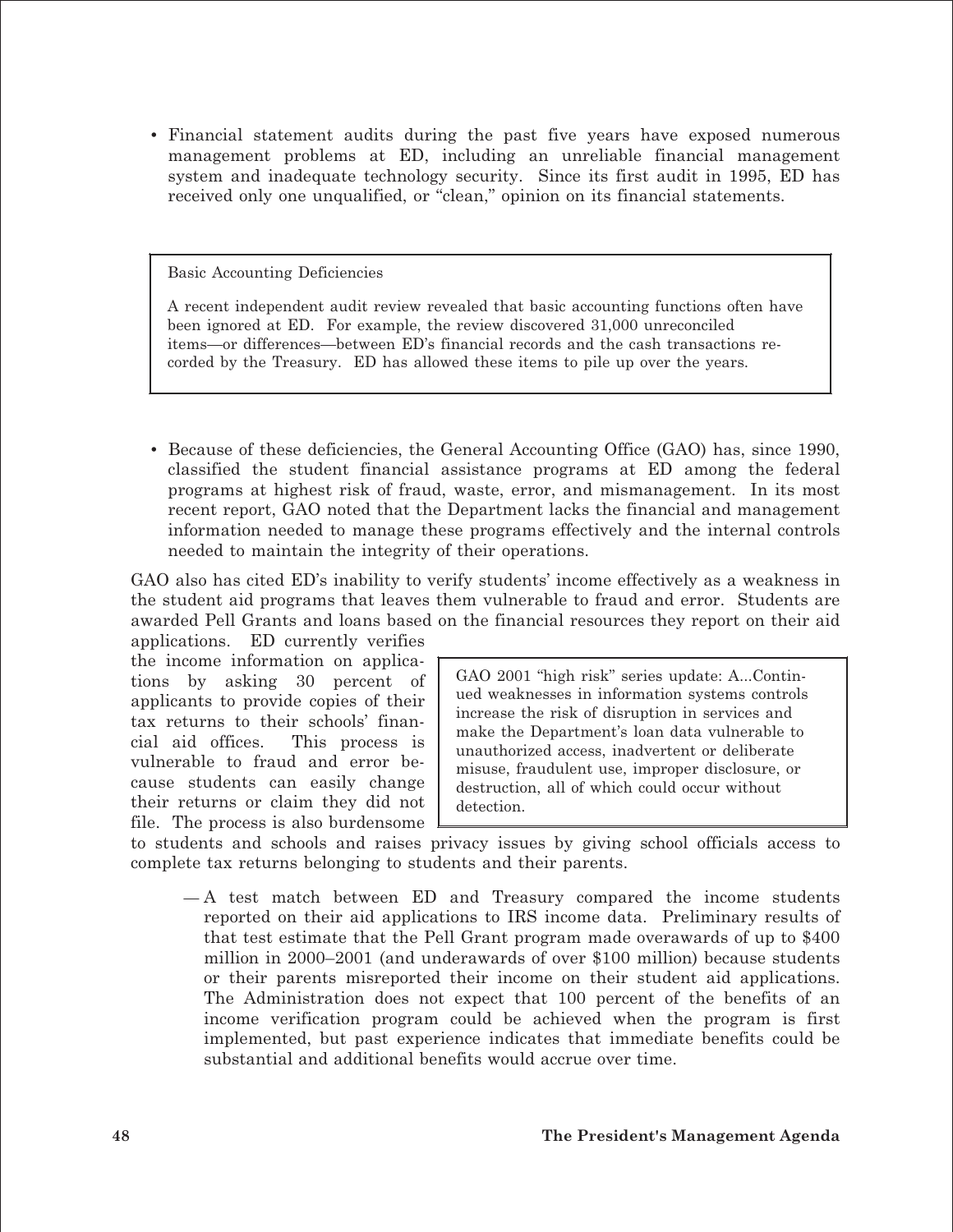- Financial statement audits during the past five years have exposed numerous management problems at ED, including an unreliable financial management system and inadequate technology security. Since its first audit in 1995, ED has received only one unqualified, or "clean," opinion on its financial statements.

> Basic Accounting Deficiencies
>
> A recent independent audit review revealed that basic accounting functions often have been ignored at ED. For example, the review discovered 31,000 unreconciled items—or differences—between ED's financial records and the cash transactions recorded by the Treasury. ED has allowed these items to pile up over the years.

- Because of these deficiencies, the General Accounting Office (GAO) has, since 1990, classified the student financial assistance programs at ED among the federal programs at highest risk of fraud, waste, error, and mismanagement. In its most recent report, GAO noted that the Department lacks the financial and management information needed to manage these programs effectively and the internal controls needed to maintain the integrity of their operations.

GAO also has cited ED's inability to verify students' income effectively as a weakness in the student aid programs that leaves them vulnerable to fraud and error. Students are awarded Pell Grants and loans based on the financial resources they report on their aid applications. ED currently verifies the income information on applications by asking 30 percent of applicants to provide copies of their tax returns to their schools' financial aid offices. This process is vulnerable to fraud and error because students can easily change their returns or claim they did not file. The process is also burdensome to students and schools and raises privacy issues by giving school officials access to complete tax returns belonging to students and their parents.

> GAO 2001 "high risk" series update: A...Continued weaknesses in information systems controls increase the risk of disruption in services and make the Department's loan data vulnerable to unauthorized access, inadvertent or deliberate misuse, fraudulent use, improper disclosure, or destruction, all of which could occur without detection.

— A test match between ED and Treasury compared the income students reported on their aid applications to IRS income data. Preliminary results of that test estimate that the Pell Grant program made overawards of up to $400 million in 2000–2001 (and underawards of over $100 million) because students or their parents misreported their income on their student aid applications. The Administration does not expect that 100 percent of the benefits of an income verification program could be achieved when the program is first implemented, but past experience indicates that immediate benefits could be substantial and additional benefits would accrue over time.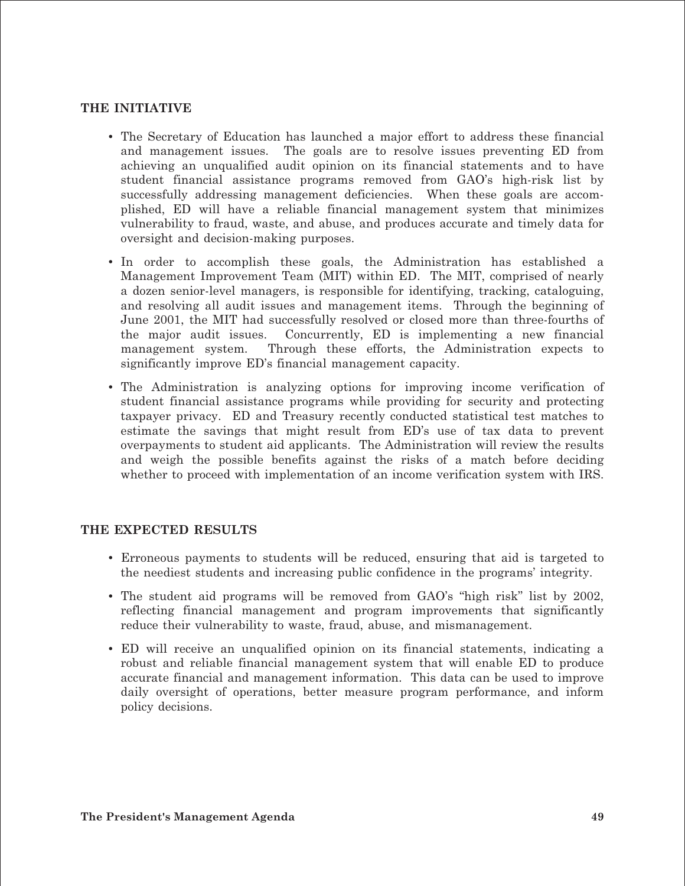## THE INITIATIVE

- The Secretary of Education has launched a major effort to address these financial and management issues. The goals are to resolve issues preventing ED from achieving an unqualified audit opinion on its financial statements and to have student financial assistance programs removed from GAO's high-risk list by successfully addressing management deficiencies. When these goals are accomplished, ED will have a reliable financial management system that minimizes vulnerability to fraud, waste, and abuse, and produces accurate and timely data for oversight and decision-making purposes.
- In order to accomplish these goals, the Administration has established a Management Improvement Team (MIT) within ED. The MIT, comprised of nearly a dozen senior-level managers, is responsible for identifying, tracking, cataloguing, and resolving all audit issues and management items. Through the beginning of June 2001, the MIT had successfully resolved or closed more than three-fourths of the major audit issues. Concurrently, ED is implementing a new financial management system. Through these efforts, the Administration expects to significantly improve ED's financial management capacity.
- The Administration is analyzing options for improving income verification of student financial assistance programs while providing for security and protecting taxpayer privacy. ED and Treasury recently conducted statistical test matches to estimate the savings that might result from ED's use of tax data to prevent overpayments to student aid applicants. The Administration will review the results and weigh the possible benefits against the risks of a match before deciding whether to proceed with implementation of an income verification system with IRS.

## THE EXPECTED RESULTS

- Erroneous payments to students will be reduced, ensuring that aid is targeted to the neediest students and increasing public confidence in the programs' integrity.
- The student aid programs will be removed from GAO's "high risk" list by 2002, reflecting financial management and program improvements that significantly reduce their vulnerability to waste, fraud, abuse, and mismanagement.
- ED will receive an unqualified opinion on its financial statements, indicating a robust and reliable financial management system that will enable ED to produce accurate financial and management information. This data can be used to improve daily oversight of operations, better measure program performance, and inform policy decisions.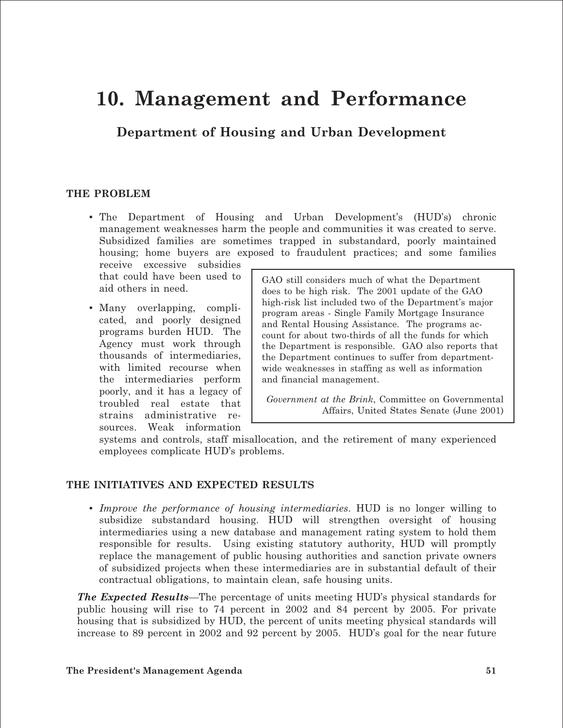# 10. Management and Performance

## Department of Housing and Urban Development

### THE PROBLEM

- The Department of Housing and Urban Development's (HUD's) chronic management weaknesses harm the people and communities it was created to serve. Subsidized families are sometimes trapped in substandard, poorly maintained housing; home buyers are exposed to fraudulent practices; and some families receive excessive subsidies that could have been used to aid others in need.

- Many overlapping, complicated, and poorly designed programs burden HUD. The Agency must work through thousands of intermediaries, with limited recourse when the intermediaries perform poorly, and it has a legacy of troubled real estate that strains administrative resources. Weak information systems and controls, staff misallocation, and the retirement of many experienced employees complicate HUD's problems.

> GAO still considers much of what the Department does to be high risk. The 2001 update of the GAO high-risk list included two of the Department's major program areas - Single Family Mortgage Insurance and Rental Housing Assistance. The programs account for about two-thirds of all the funds for which the Department is responsible. GAO also reports that the Department continues to suffer from department-wide weaknesses in staffing as well as information and financial management.
>
> *Government at the Brink*, Committee on Governmental Affairs, United States Senate (June 2001)

### THE INITIATIVES AND EXPECTED RESULTS

- *Improve the performance of housing intermediaries*. HUD is no longer willing to subsidize substandard housing. HUD will strengthen oversight of housing intermediaries using a new database and management rating system to hold them responsible for results. Using existing statutory authority, HUD will promptly replace the management of public housing authorities and sanction private owners of subsidized projects when these intermediaries are in substantial default of their contractual obligations, to maintain clean, safe housing units.

***The Expected Results***—The percentage of units meeting HUD's physical standards for public housing will rise to 74 percent in 2002 and 84 percent by 2005. For private housing that is subsidized by HUD, the percent of units meeting physical standards will increase to 89 percent in 2002 and 92 percent by 2005. HUD's goal for the near future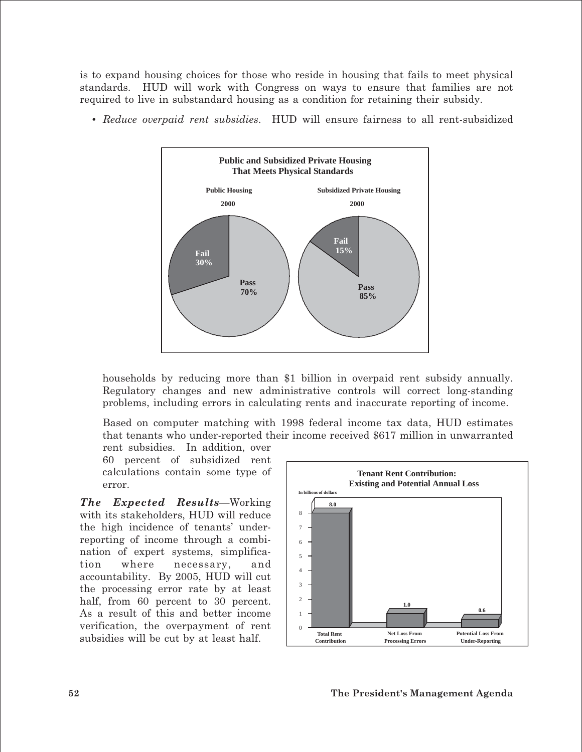is to expand housing choices for those who reside in housing that fails to meet physical standards. HUD will work with Congress on ways to ensure that families are not required to live in substandard housing as a condition for retaining their subsidy.

- *Reduce overpaid rent subsidies*. HUD will ensure fairness to all rent-subsidized households by reducing more than $1 billion in overpaid rent subsidy annually. Regulatory changes and new administrative controls will correct long-standing problems, including errors in calculating rents and inaccurate reporting of income.

  Based on computer matching with 1998 federal income tax data, HUD estimates that tenants who under-reported their income received $617 million in unwarranted rent subsidies. In addition, over 60 percent of subsidized rent calculations contain some type of error.

**Public and Subsidized Private Housing That Meets Physical Standards**

| | Public Housing 2000 | Subsidized Private Housing 2000 |
|---|---|---|
| Fail | 30% | 15% |
| Pass | 70% | 85% |

***The Expected Results***—Working with its stakeholders, HUD will reduce the high incidence of tenants' under-reporting of income through a combination of expert systems, simplification where necessary, and accountability. By 2005, HUD will cut the processing error rate by at least half, from 60 percent to 30 percent. As a result of this and better income verification, the overpayment of rent subsidies will be cut by at least half.

**Tenant Rent Contribution: Existing and Potential Annual Loss**

In billions of dollars

| Total Rent Contribution | Net Loss From Processing Errors | Potential Loss From Under-Reporting |
|---|---|---|
| 8.0 | 1.0 | 0.6 |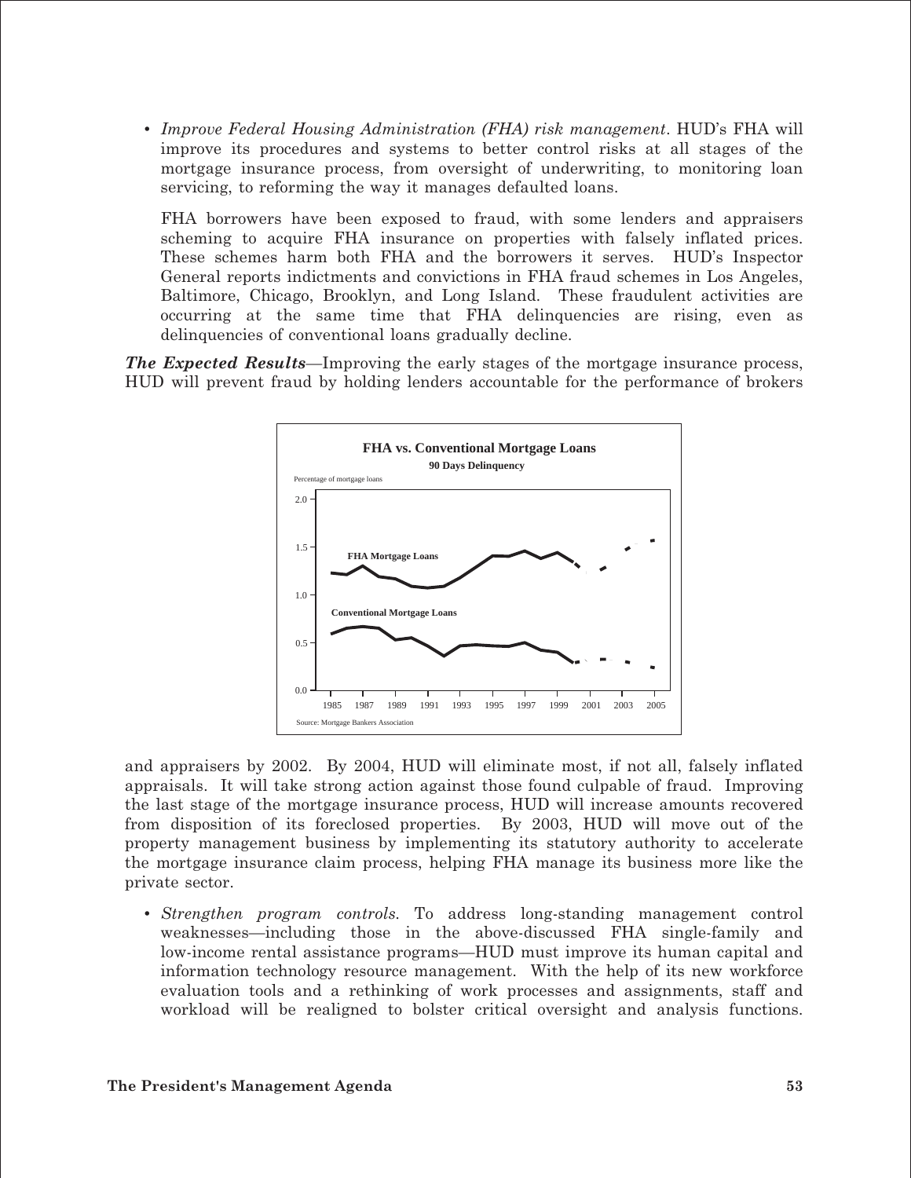- *Improve Federal Housing Administration (FHA) risk management*. HUD's FHA will improve its procedures and systems to better control risks at all stages of the mortgage insurance process, from oversight of underwriting, to monitoring loan servicing, to reforming the way it manages defaulted loans.

  FHA borrowers have been exposed to fraud, with some lenders and appraisers scheming to acquire FHA insurance on properties with falsely inflated prices. These schemes harm both FHA and the borrowers it serves. HUD's Inspector General reports indictments and convictions in FHA fraud schemes in Los Angeles, Baltimore, Chicago, Brooklyn, and Long Island. These fraudulent activities are occurring at the same time that FHA delinquencies are rising, even as delinquencies of conventional loans gradually decline.

***The Expected Results***—Improving the early stages of the mortgage insurance process, HUD will prevent fraud by holding lenders accountable for the performance of brokers and appraisers by 2002. By 2004, HUD will eliminate most, if not all, falsely inflated appraisals. It will take strong action against those found culpable of fraud. Improving the last stage of the mortgage insurance process, HUD will increase amounts recovered from disposition of its foreclosed properties. By 2003, HUD will move out of the property management business by implementing its statutory authority to accelerate the mortgage insurance claim process, helping FHA manage its business more like the private sector.

- *Strengthen program controls*. To address long-standing management control weaknesses—including those in the above-discussed FHA single-family and low-income rental assistance programs—HUD must improve its human capital and information technology resource management. With the help of its new workforce evaluation tools and a rethinking of work processes and assignments, staff and workload will be realigned to bolster critical oversight and analysis functions.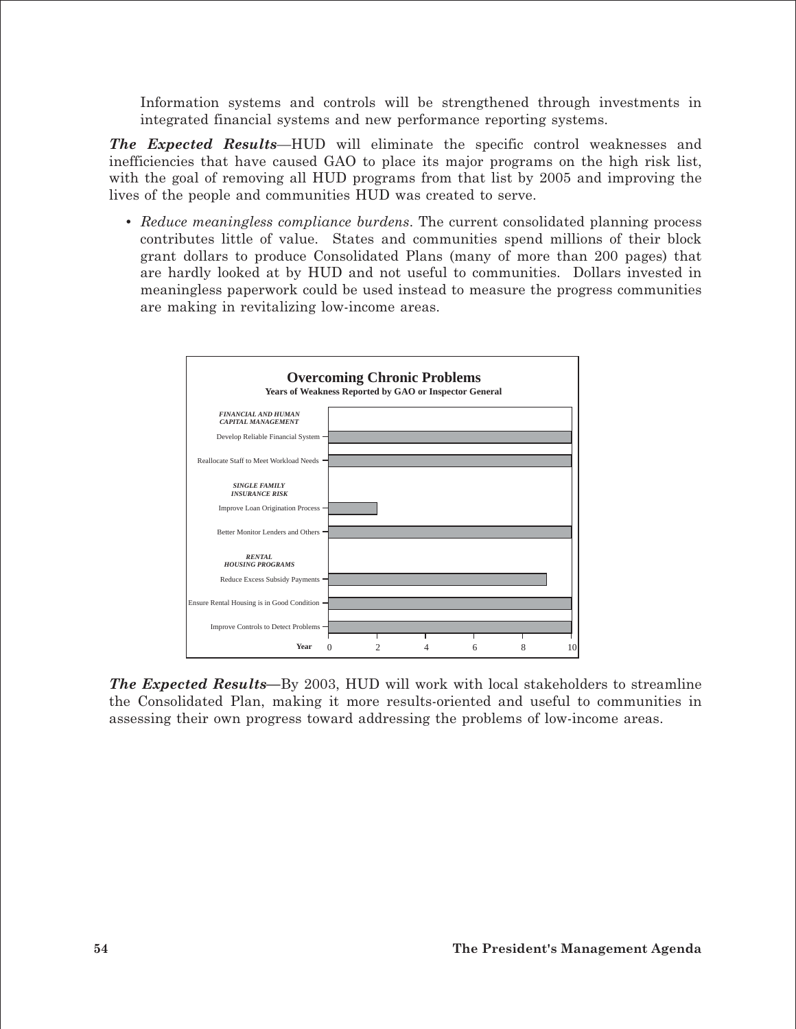Information systems and controls will be strengthened through investments in integrated financial systems and new performance reporting systems.

***The Expected Results***—HUD will eliminate the specific control weaknesses and inefficiencies that have caused GAO to place its major programs on the high risk list, with the goal of removing all HUD programs from that list by 2005 and improving the lives of the people and communities HUD was created to serve.

- *Reduce meaningless compliance burdens*. The current consolidated planning process contributes little of value. States and communities spend millions of their block grant dollars to produce Consolidated Plans (many of more than 200 pages) that are hardly looked at by HUD and not useful to communities. Dollars invested in meaningless paperwork could be used instead to measure the progress communities are making in revitalizing low-income areas.

**Overcoming Chronic Problems**

**Years of Weakness Reported by GAO or Inspector General**

| Category / Item | Years |
|---|---|
| ***FINANCIAL AND HUMAN CAPITAL MANAGEMENT*** | |
| Develop Reliable Financial System | 10 |
| Reallocate Staff to Meet Workload Needs | 10 |
| ***SINGLE FAMILY INSURANCE RISK*** | |
| Improve Loan Origination Process | 2 |
| Better Monitor Lenders and Others | 10 |
| ***RENTAL HOUSING PROGRAMS*** | |
| Reduce Excess Subsidy Payments | 9 |
| Ensure Rental Housing is in Good Condition | 10 |
| Improve Controls to Detect Problems | 10 |

***The Expected Results***—By 2003, HUD will work with local stakeholders to streamline the Consolidated Plan, making it more results-oriented and useful to communities in assessing their own progress toward addressing the problems of low-income areas.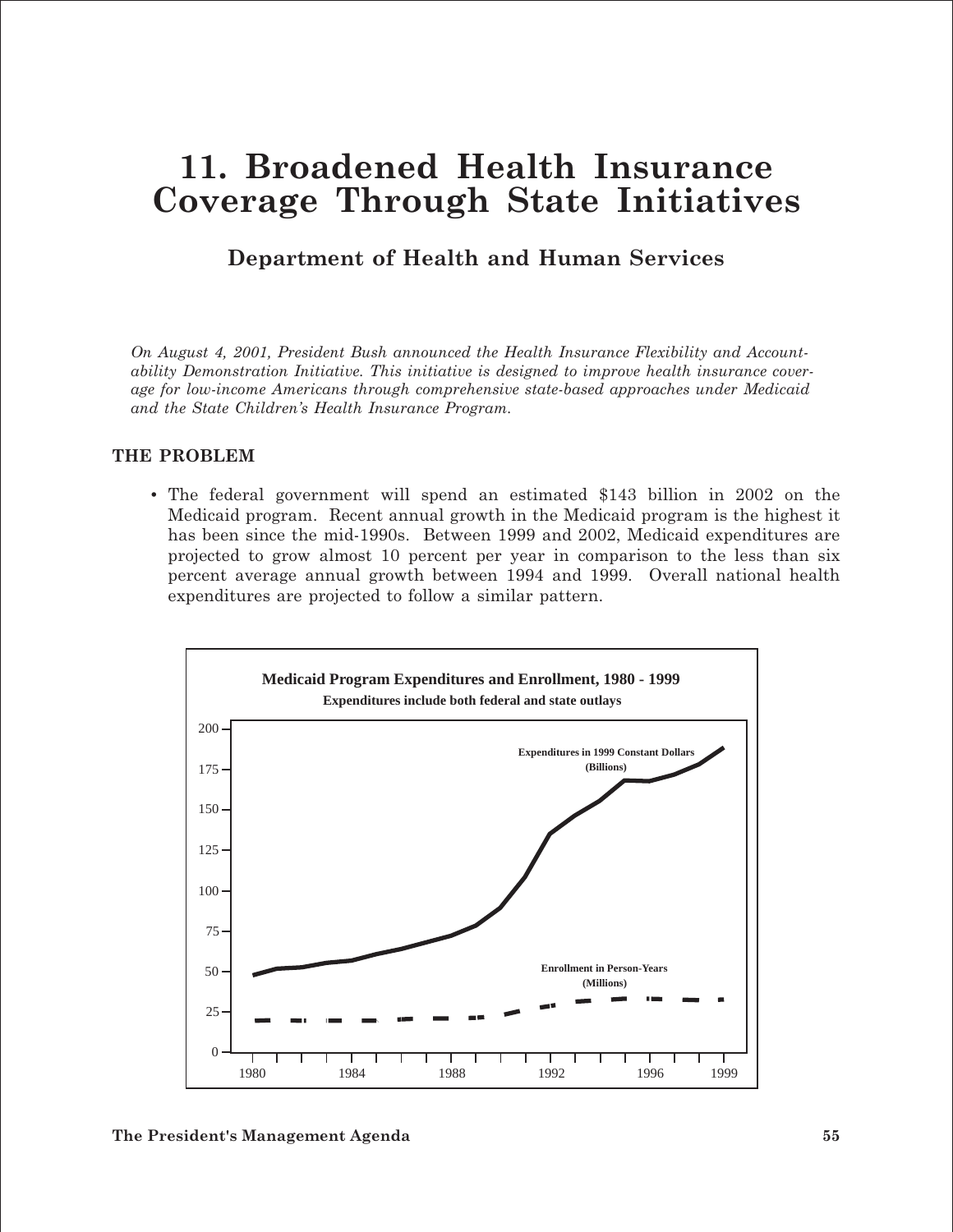# 11. Broadened Health Insurance Coverage Through State Initiatives

## Department of Health and Human Services

*On August 4, 2001, President Bush announced the Health Insurance Flexibility and Accountability Demonstration Initiative. This initiative is designed to improve health insurance coverage for low-income Americans through comprehensive state-based approaches under Medicaid and the State Children's Health Insurance Program.*

### THE PROBLEM

- The federal government will spend an estimated $143 billion in 2002 on the Medicaid program. Recent annual growth in the Medicaid program is the highest it has been since the mid-1990s. Between 1999 and 2002, Medicaid expenditures are projected to grow almost 10 percent per year in comparison to the less than six percent average annual growth between 1994 and 1999. Overall national health expenditures are projected to follow a similar pattern.

**Medicaid Program Expenditures and Enrollment, 1980 - 1999**

**Expenditures include both federal and state outlays**

Expenditures in 1999 Constant Dollars (Billions)

Enrollment in Person-Years (Millions)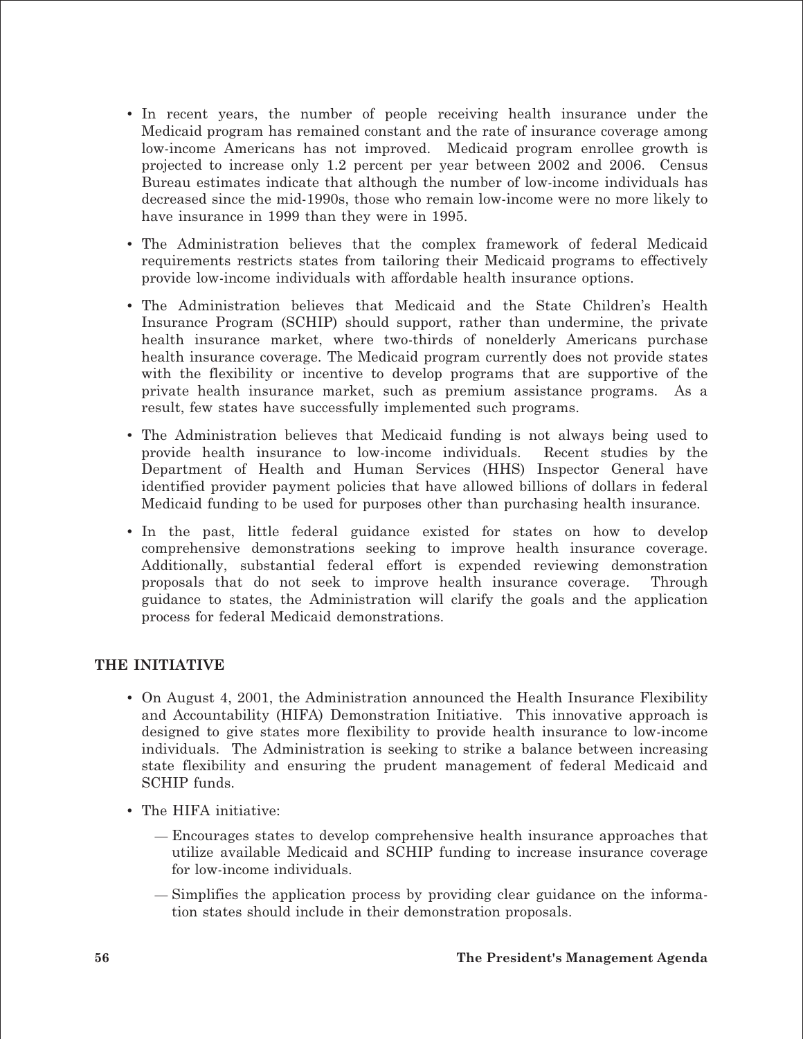- In recent years, the number of people receiving health insurance under the Medicaid program has remained constant and the rate of insurance coverage among low-income Americans has not improved. Medicaid program enrollee growth is projected to increase only 1.2 percent per year between 2002 and 2006. Census Bureau estimates indicate that although the number of low-income individuals has decreased since the mid-1990s, those who remain low-income were no more likely to have insurance in 1999 than they were in 1995.

- The Administration believes that the complex framework of federal Medicaid requirements restricts states from tailoring their Medicaid programs to effectively provide low-income individuals with affordable health insurance options.

- The Administration believes that Medicaid and the State Children's Health Insurance Program (SCHIP) should support, rather than undermine, the private health insurance market, where two-thirds of nonelderly Americans purchase health insurance coverage. The Medicaid program currently does not provide states with the flexibility or incentive to develop programs that are supportive of the private health insurance market, such as premium assistance programs. As a result, few states have successfully implemented such programs.

- The Administration believes that Medicaid funding is not always being used to provide health insurance to low-income individuals. Recent studies by the Department of Health and Human Services (HHS) Inspector General have identified provider payment policies that have allowed billions of dollars in federal Medicaid funding to be used for purposes other than purchasing health insurance.

- In the past, little federal guidance existed for states on how to develop comprehensive demonstrations seeking to improve health insurance coverage. Additionally, substantial federal effort is expended reviewing demonstration proposals that do not seek to improve health insurance coverage. Through guidance to states, the Administration will clarify the goals and the application process for federal Medicaid demonstrations.

## THE INITIATIVE

- On August 4, 2001, the Administration announced the Health Insurance Flexibility and Accountability (HIFA) Demonstration Initiative. This innovative approach is designed to give states more flexibility to provide health insurance to low-income individuals. The Administration is seeking to strike a balance between increasing state flexibility and ensuring the prudent management of federal Medicaid and SCHIP funds.

- The HIFA initiative:
  - Encourages states to develop comprehensive health insurance approaches that utilize available Medicaid and SCHIP funding to increase insurance coverage for low-income individuals.
  - Simplifies the application process by providing clear guidance on the information states should include in their demonstration proposals.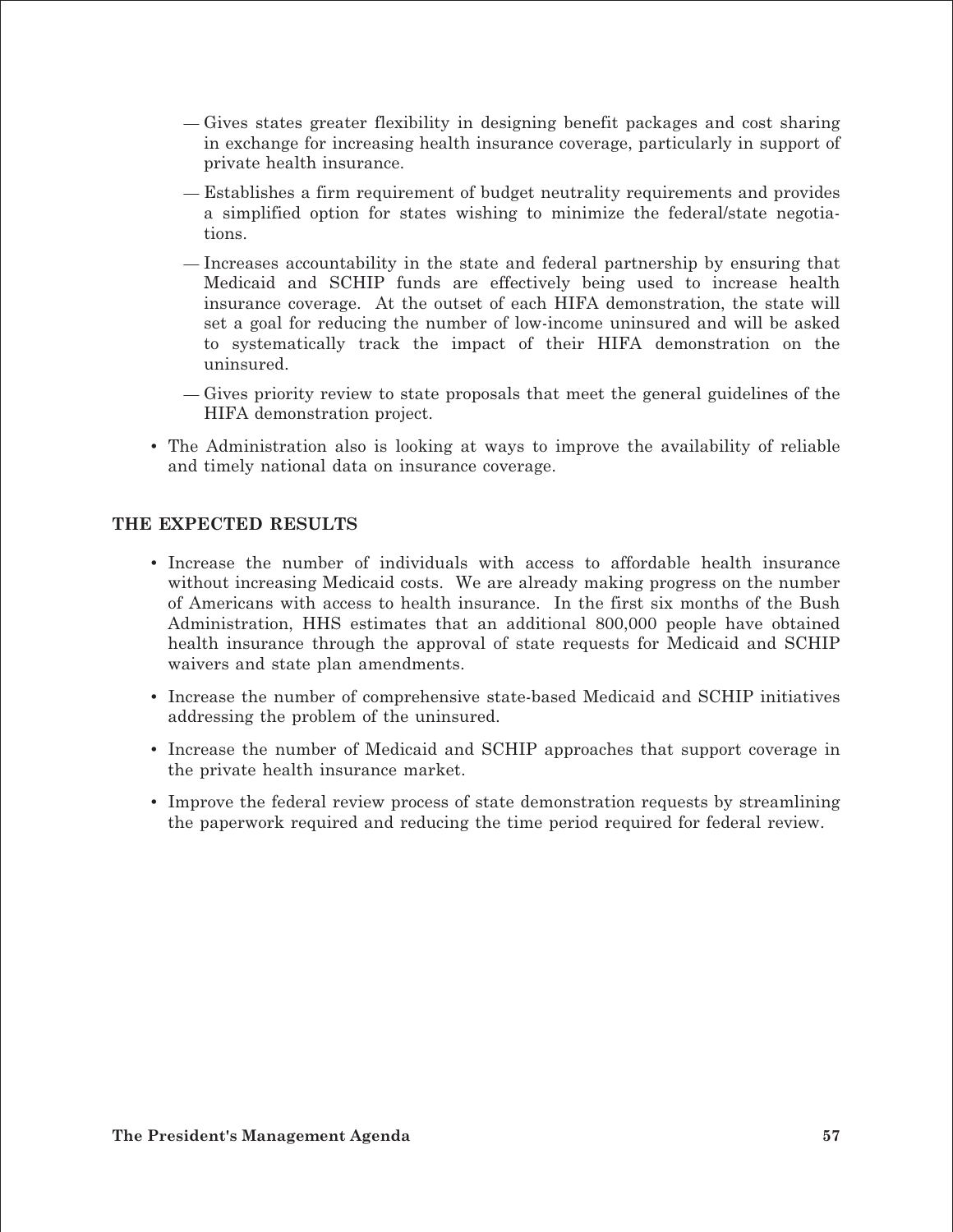- Gives states greater flexibility in designing benefit packages and cost sharing in exchange for increasing health insurance coverage, particularly in support of private health insurance.
  - Establishes a firm requirement of budget neutrality requirements and provides a simplified option for states wishing to minimize the federal/state negotiations.
  - Increases accountability in the state and federal partnership by ensuring that Medicaid and SCHIP funds are effectively being used to increase health insurance coverage. At the outset of each HIFA demonstration, the state will set a goal for reducing the number of low-income uninsured and will be asked to systematically track the impact of their HIFA demonstration on the uninsured.
  - Gives priority review to state proposals that meet the general guidelines of the HIFA demonstration project.
- The Administration also is looking at ways to improve the availability of reliable and timely national data on insurance coverage.

## THE EXPECTED RESULTS

- Increase the number of individuals with access to affordable health insurance without increasing Medicaid costs. We are already making progress on the number of Americans with access to health insurance. In the first six months of the Bush Administration, HHS estimates that an additional 800,000 people have obtained health insurance through the approval of state requests for Medicaid and SCHIP waivers and state plan amendments.
- Increase the number of comprehensive state-based Medicaid and SCHIP initiatives addressing the problem of the uninsured.
- Increase the number of Medicaid and SCHIP approaches that support coverage in the private health insurance market.
- Improve the federal review process of state demonstration requests by streamlining the paperwork required and reducing the time period required for federal review.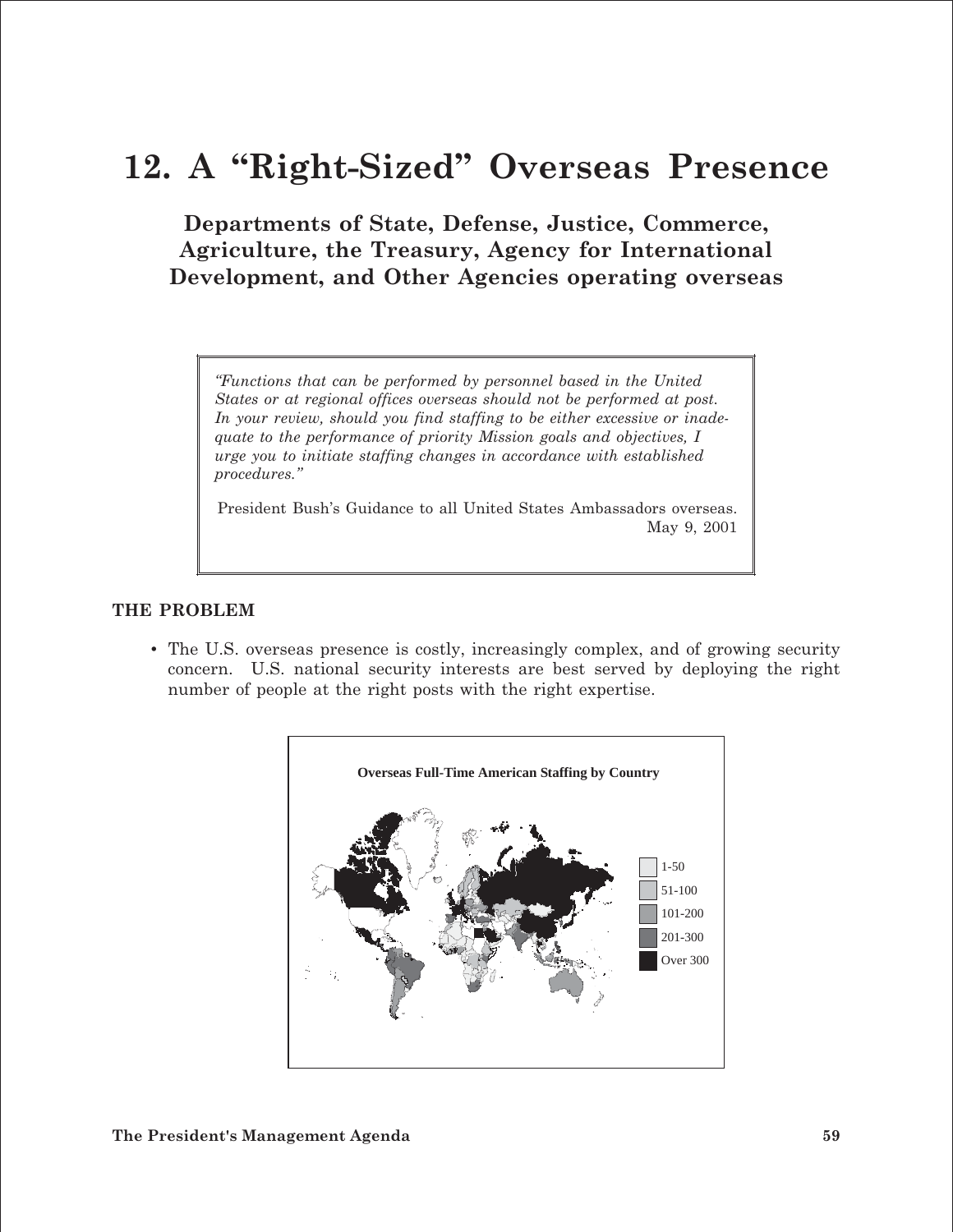# 12. A "Right-Sized" Overseas Presence

## Departments of State, Defense, Justice, Commerce, Agriculture, the Treasury, Agency for International Development, and Other Agencies operating overseas

> *"Functions that can be performed by personnel based in the United States or at regional offices overseas should not be performed at post. In your review, should you find staffing to be either excessive or inadequate to the performance of priority Mission goals and objectives, I urge you to initiate staffing changes in accordance with established procedures."*
>
> President Bush's Guidance to all United States Ambassadors overseas. May 9, 2001

### THE PROBLEM

- The U.S. overseas presence is costly, increasingly complex, and of growing security concern. U.S. national security interests are best served by deploying the right number of people at the right posts with the right expertise.

**Overseas Full-Time American Staffing by Country**

1-50
51-100
101-200
201-300
Over 300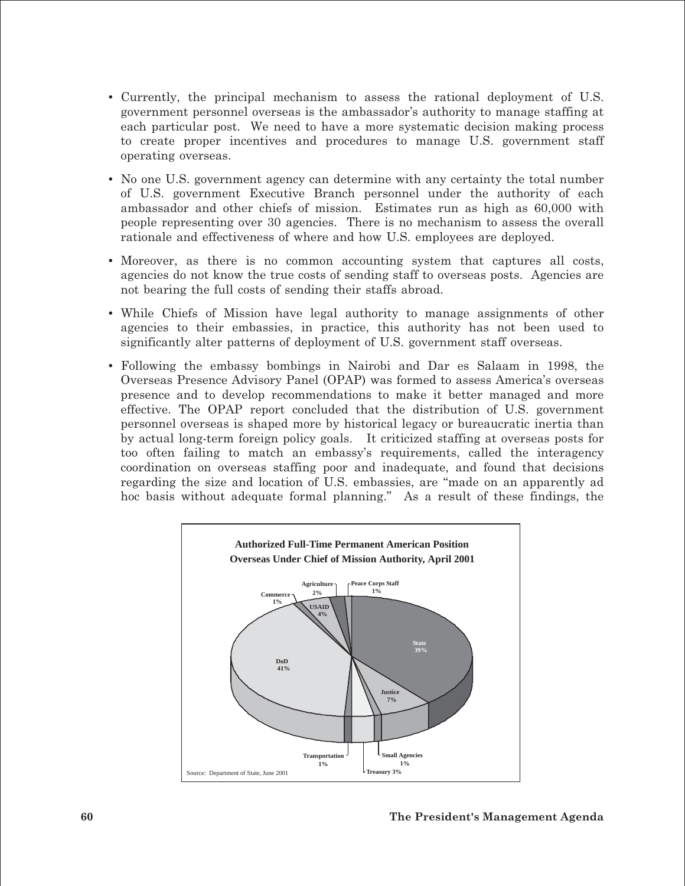- Currently, the principal mechanism to assess the rational deployment of U.S. government personnel overseas is the ambassador's authority to manage staffing at each particular post. We need to have a more systematic decision making process to create proper incentives and procedures to manage U.S. government staff operating overseas.
- No one U.S. government agency can determine with any certainty the total number of U.S. government Executive Branch personnel under the authority of each ambassador and other chiefs of mission. Estimates run as high as 60,000 with people representing over 30 agencies. There is no mechanism to assess the overall rationale and effectiveness of where and how U.S. employees are deployed.
- Moreover, as there is no common accounting system that captures all costs, agencies do not know the true costs of sending staff to overseas posts. Agencies are not bearing the full costs of sending their staffs abroad.
- While Chiefs of Mission have legal authority to manage assignments of other agencies to their embassies, in practice, this authority has not been used to significantly alter patterns of deployment of U.S. government staff overseas.
- Following the embassy bombings in Nairobi and Dar es Salaam in 1998, the Overseas Presence Advisory Panel (OPAP) was formed to assess America's overseas presence and to develop recommendations to make it better managed and more effective. The OPAP report concluded that the distribution of U.S. government personnel overseas is shaped more by historical legacy or bureaucratic inertia than by actual long-term foreign policy goals. It criticized staffing at overseas posts for too often failing to match an embassy's requirements, called the interagency coordination on overseas staffing poor and inadequate, and found that decisions regarding the size and location of U.S. embassies, are "made on an apparently ad hoc basis without adequate formal planning." As a result of these findings, the

**Authorized Full-Time Permanent American Position Overseas Under Chief of Mission Authority, April 2001**

| Agency | Share |
|---|---|
| DoD | 41% |
| State | 39% |
| Justice | 7% |
| USAID | 4% |
| Treasury | 3% |
| Agriculture | 2% |
| Commerce | 1% |
| Peace Corps Staff | 1% |
| Transportation | 1% |
| Small Agencies | 1% |

Source: Department of State, June 2001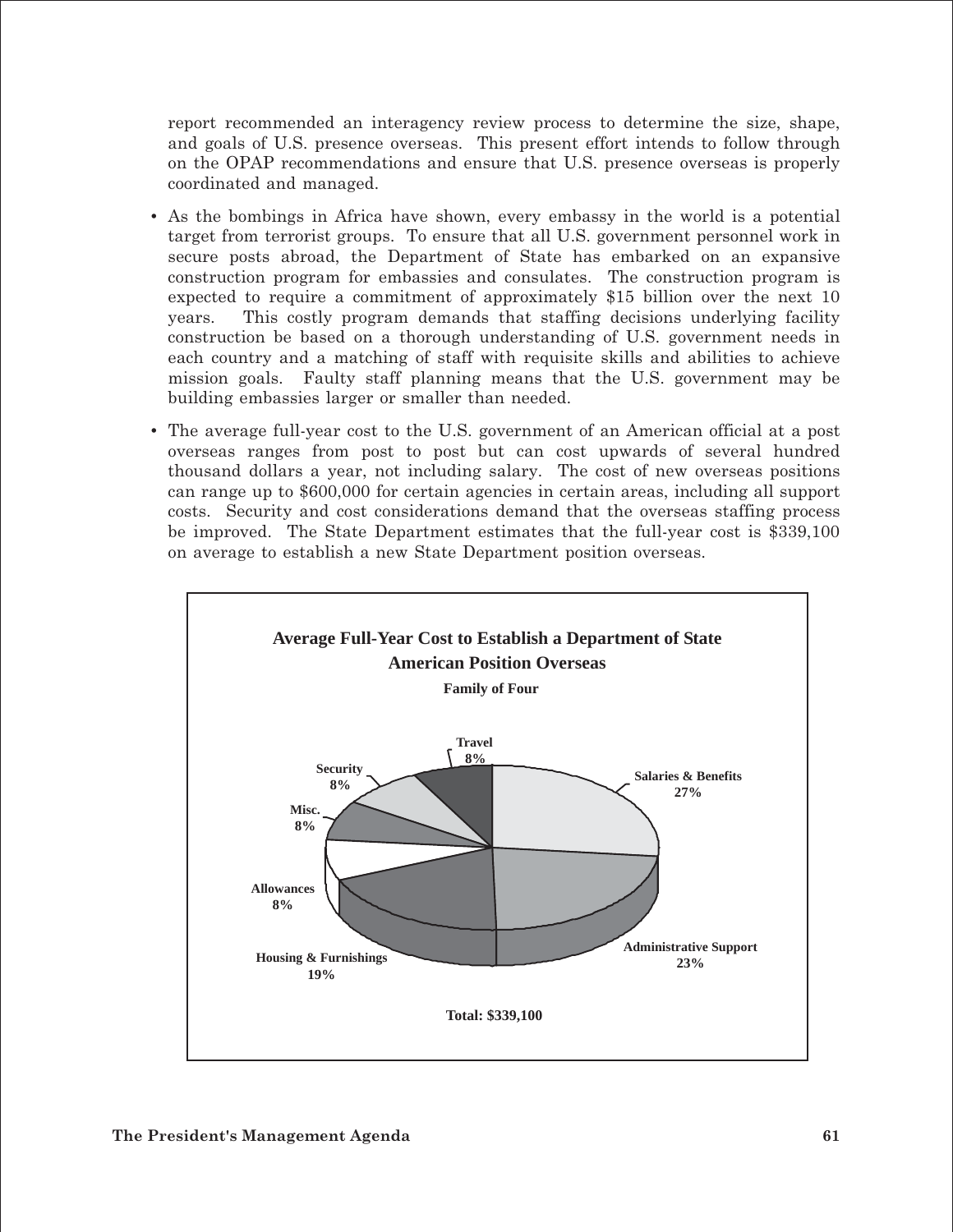report recommended an interagency review process to determine the size, shape, and goals of U.S. presence overseas. This present effort intends to follow through on the OPAP recommendations and ensure that U.S. presence overseas is properly coordinated and managed.

- As the bombings in Africa have shown, every embassy in the world is a potential target from terrorist groups. To ensure that all U.S. government personnel work in secure posts abroad, the Department of State has embarked on an expansive construction program for embassies and consulates. The construction program is expected to require a commitment of approximately $15 billion over the next 10 years. This costly program demands that staffing decisions underlying facility construction be based on a thorough understanding of U.S. government needs in each country and a matching of staff with requisite skills and abilities to achieve mission goals. Faulty staff planning means that the U.S. government may be building embassies larger or smaller than needed.

- The average full-year cost to the U.S. government of an American official at a post overseas ranges from post to post but can cost upwards of several hundred thousand dollars a year, not including salary. The cost of new overseas positions can range up to $600,000 for certain agencies in certain areas, including all support costs. Security and cost considerations demand that the overseas staffing process be improved. The State Department estimates that the full-year cost is $339,100 on average to establish a new State Department position overseas.

**Average Full-Year Cost to Establish a Department of State American Position Overseas**

**Family of Four**

| Category | Share |
|---|---|
| Salaries & Benefits | 27% |
| Administrative Support | 23% |
| Housing & Furnishings | 19% |
| Allowances | 8% |
| Misc. | 8% |
| Security | 8% |
| Travel | 8% |

**Total: $339,100**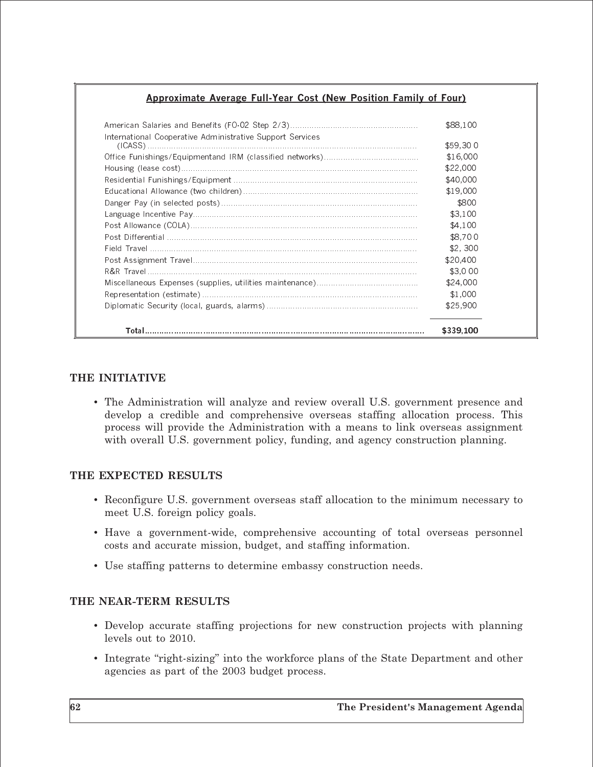**Approximate Average Full-Year Cost (New Position Family of Four)**

| Item | Cost |
| --- | --- |
| American Salaries and Benefits (FO-02 Step 2/3) | $88,100 |
| International Cooperative Administrative Support Services (ICASS) | $59,300 |
| Office Furnishings/Equipmentand IRM (classified networks) | $16,000 |
| Housing (lease cost) | $22,000 |
| Residential Funishings/Equipment | $40,000 |
| Educational Allowance (two children) | $19,000 |
| Danger Pay (in selected posts) | $800 |
| Language Incentive Pay | $3,100 |
| Post Allowance (COLA) | $4,100 |
| Post Differential | $8,700 |
| Field Travel | $2,300 |
| Post Assignment Travel | $20,400 |
| R&R Travel | $3,000 |
| Miscellaneous Expenses (supplies, utilities maintenance) | $24,000 |
| Representation (estimate) | $1,000 |
| Diplomatic Security (local, guards, alarms) | $25,900 |
| **Total** | **$339,100** |

## THE INITIATIVE

- The Administration will analyze and review overall U.S. government presence and develop a credible and comprehensive overseas staffing allocation process. This process will provide the Administration with a means to link overseas assignment with overall U.S. government policy, funding, and agency construction planning.

## THE EXPECTED RESULTS

- Reconfigure U.S. government overseas staff allocation to the minimum necessary to meet U.S. foreign policy goals.
- Have a government-wide, comprehensive accounting of total overseas personnel costs and accurate mission, budget, and staffing information.
- Use staffing patterns to determine embassy construction needs.

## THE NEAR-TERM RESULTS

- Develop accurate staffing projections for new construction projects with planning levels out to 2010.
- Integrate "right-sizing" into the workforce plans of the State Department and other agencies as part of the 2003 budget process.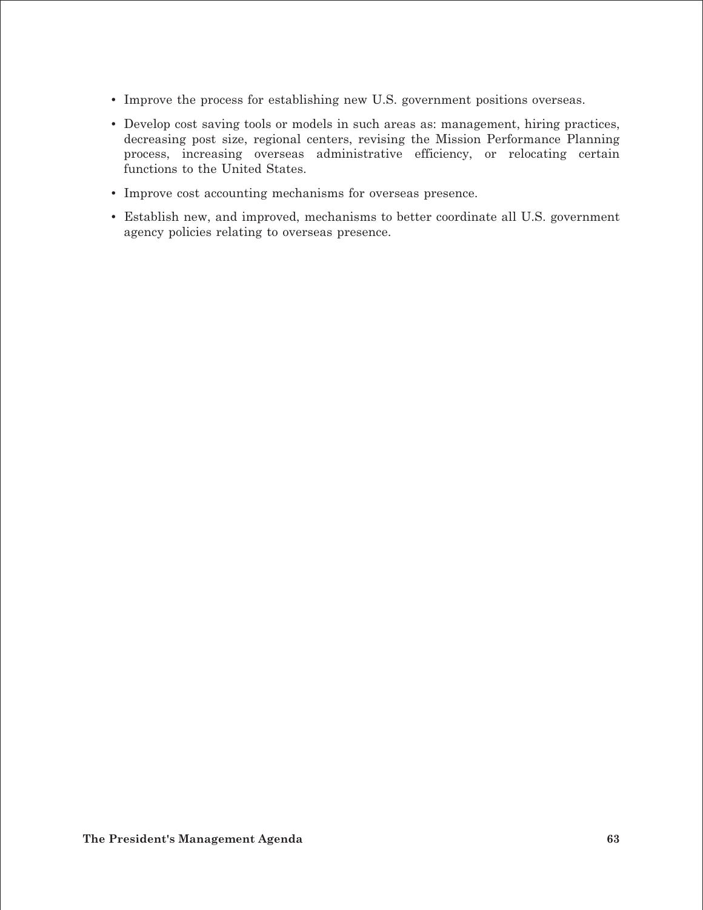- Improve the process for establishing new U.S. government positions overseas.
- Develop cost saving tools or models in such areas as: management, hiring practices, decreasing post size, regional centers, revising the Mission Performance Planning process, increasing overseas administrative efficiency, or relocating certain functions to the United States.
- Improve cost accounting mechanisms for overseas presence.
- Establish new, and improved, mechanisms to better coordinate all U.S. government agency policies relating to overseas presence.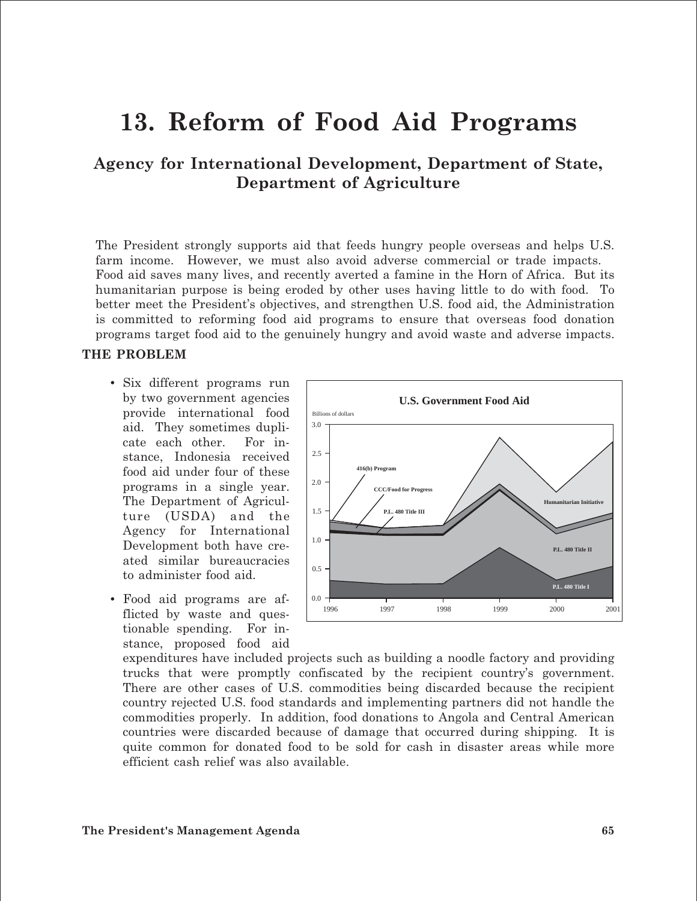# 13. Reform of Food Aid Programs

## Agency for International Development, Department of State, Department of Agriculture

The President strongly supports aid that feeds hungry people overseas and helps U.S. farm income. However, we must also avoid adverse commercial or trade impacts. Food aid saves many lives, and recently averted a famine in the Horn of Africa. But its humanitarian purpose is being eroded by other uses having little to do with food. To better meet the President's objectives, and strengthen U.S. food aid, the Administration is committed to reforming food aid programs to ensure that overseas food donation programs target food aid to the genuinely hungry and avoid waste and adverse impacts.

### THE PROBLEM

- Six different programs run by two government agencies provide international food aid. They sometimes duplicate each other. For instance, Indonesia received food aid under four of these programs in a single year. The Department of Agriculture (USDA) and the Agency for International Development both have created similar bureaucracies to administer food aid.

- Food aid programs are afflicted by waste and questionable spending. For instance, proposed food aid expenditures have included projects such as building a noodle factory and providing trucks that were promptly confiscated by the recipient country's government. There are other cases of U.S. commodities being discarded because the recipient country rejected U.S. food standards and implementing partners did not handle the commodities properly. In addition, food donations to Angola and Central American countries were discarded because of damage that occurred during shipping. It is quite common for donated food to be sold for cash in disaster areas while more efficient cash relief was also available.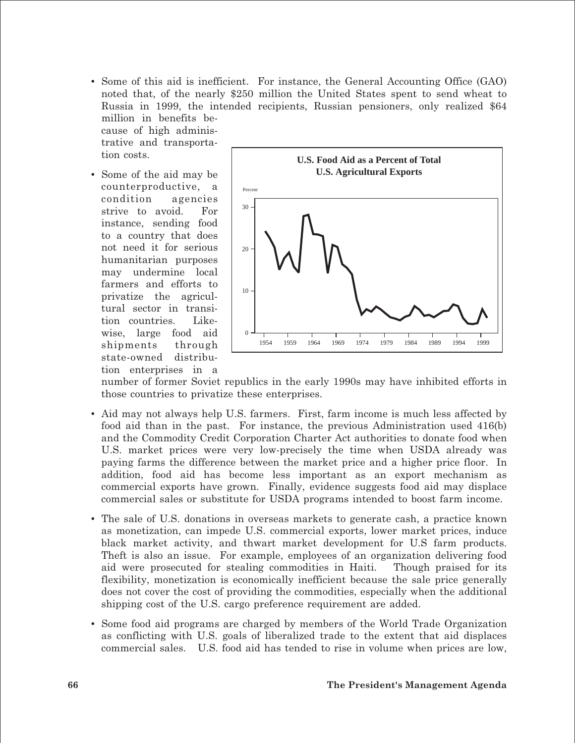- Some of this aid is inefficient. For instance, the General Accounting Office (GAO) noted that, of the nearly $250 million the United States spent to send wheat to Russia in 1999, the intended recipients, Russian pensioners, only realized $64 million in benefits because of high administrative and transportation costs.

- Some of the aid may be counterproductive, a condition agencies strive to avoid. For instance, sending food to a country that does not need it for serious humanitarian purposes may undermine local farmers and efforts to privatize the agricultural sector in transition countries. Likewise, large food aid shipments through state-owned distribution enterprises in a number of former Soviet republics in the early 1990s may have inhibited efforts in those countries to privatize these enterprises.

**U.S. Food Aid as a Percent of Total U.S. Agricultural Exports**

- Aid may not always help U.S. farmers. First, farm income is much less affected by food aid than in the past. For instance, the previous Administration used 416(b) and the Commodity Credit Corporation Charter Act authorities to donate food when U.S. market prices were very low-precisely the time when USDA already was paying farms the difference between the market price and a higher price floor. In addition, food aid has become less important as an export mechanism as commercial exports have grown. Finally, evidence suggests food aid may displace commercial sales or substitute for USDA programs intended to boost farm income.

- The sale of U.S. donations in overseas markets to generate cash, a practice known as monetization, can impede U.S. commercial exports, lower market prices, induce black market activity, and thwart market development for U.S farm products. Theft is also an issue. For example, employees of an organization delivering food aid were prosecuted for stealing commodities in Haiti. Though praised for its flexibility, monetization is economically inefficient because the sale price generally does not cover the cost of providing the commodities, especially when the additional shipping cost of the U.S. cargo preference requirement are added.

- Some food aid programs are charged by members of the World Trade Organization as conflicting with U.S. goals of liberalized trade to the extent that aid displaces commercial sales. U.S. food aid has tended to rise in volume when prices are low,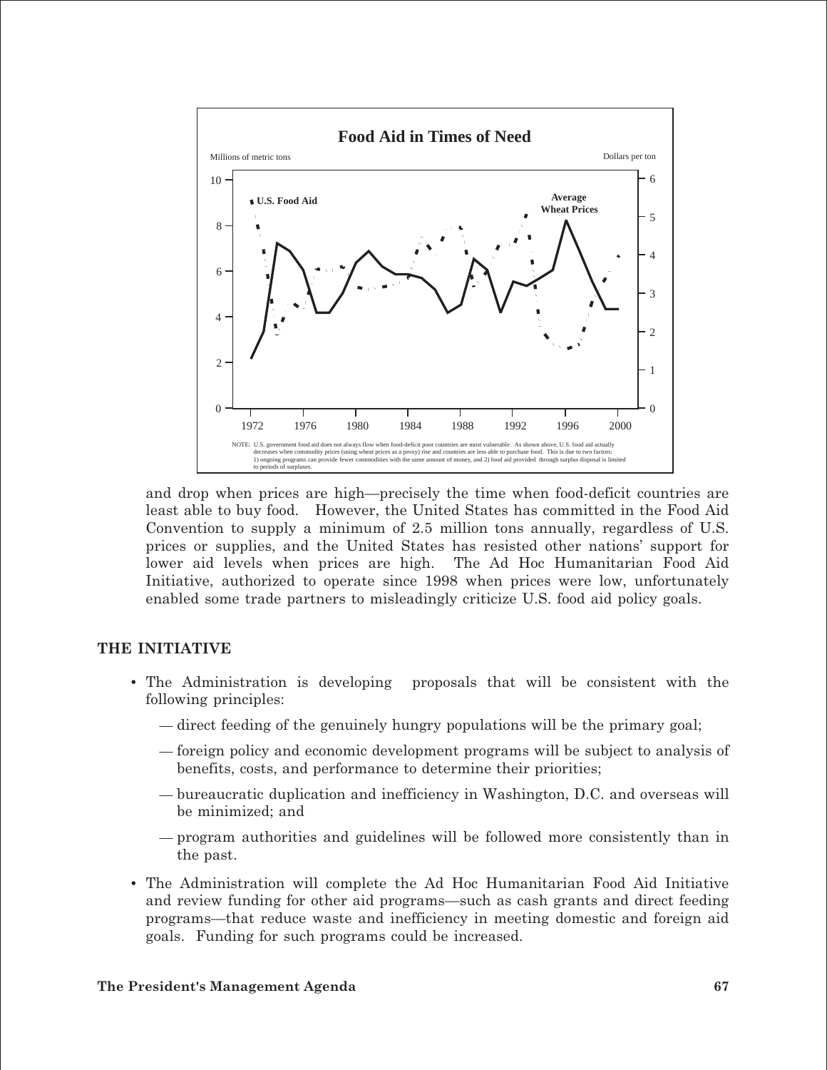**Food Aid in Times of Need**

Millions of metric tons

Dollars per ton

NOTE: U.S. government food aid does not always flow when food-deficit poor countries are most vulnerable. As shown above, U.S. food aid actually decreases when commodity prices (using wheat prices as a proxy) rise and countries are less able to purchase food. This is due to two factors: 1) ongoing programs can provide fewer commodities with the same amount of money, and 2) food aid provided through surplus disposal is limited to periods of surpluses.

and drop when prices are high—precisely the time when food-deficit countries are least able to buy food. However, the United States has committed in the Food Aid Convention to supply a minimum of 2.5 million tons annually, regardless of U.S. prices or supplies, and the United States has resisted other nations' support for lower aid levels when prices are high. The Ad Hoc Humanitarian Food Aid Initiative, authorized to operate since 1998 when prices were low, unfortunately enabled some trade partners to misleadingly criticize U.S. food aid policy goals.

## THE INITIATIVE

- The Administration is developing proposals that will be consistent with the following principles:
  - — direct feeding of the genuinely hungry populations will be the primary goal;
  - — foreign policy and economic development programs will be subject to analysis of benefits, costs, and performance to determine their priorities;
  - — bureaucratic duplication and inefficiency in Washington, D.C. and overseas will be minimized; and
  - — program authorities and guidelines will be followed more consistently than in the past.
- The Administration will complete the Ad Hoc Humanitarian Food Aid Initiative and review funding for other aid programs—such as cash grants and direct feeding programs—that reduce waste and inefficiency in meeting domestic and foreign aid goals. Funding for such programs could be increased.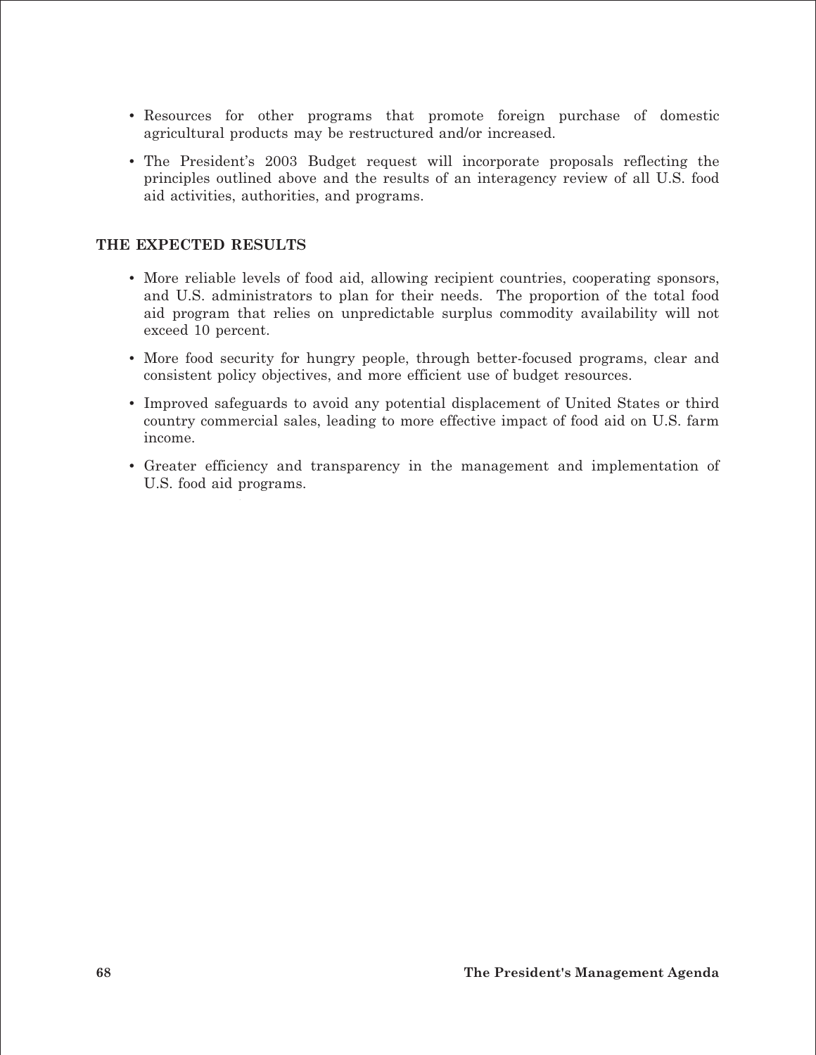- Resources for other programs that promote foreign purchase of domestic agricultural products may be restructured and/or increased.
- The President's 2003 Budget request will incorporate proposals reflecting the principles outlined above and the results of an interagency review of all U.S. food aid activities, authorities, and programs.

## THE EXPECTED RESULTS

- More reliable levels of food aid, allowing recipient countries, cooperating sponsors, and U.S. administrators to plan for their needs. The proportion of the total food aid program that relies on unpredictable surplus commodity availability will not exceed 10 percent.
- More food security for hungry people, through better-focused programs, clear and consistent policy objectives, and more efficient use of budget resources.
- Improved safeguards to avoid any potential displacement of United States or third country commercial sales, leading to more effective impact of food aid on U.S. farm income.
- Greater efficiency and transparency in the management and implementation of U.S. food aid programs.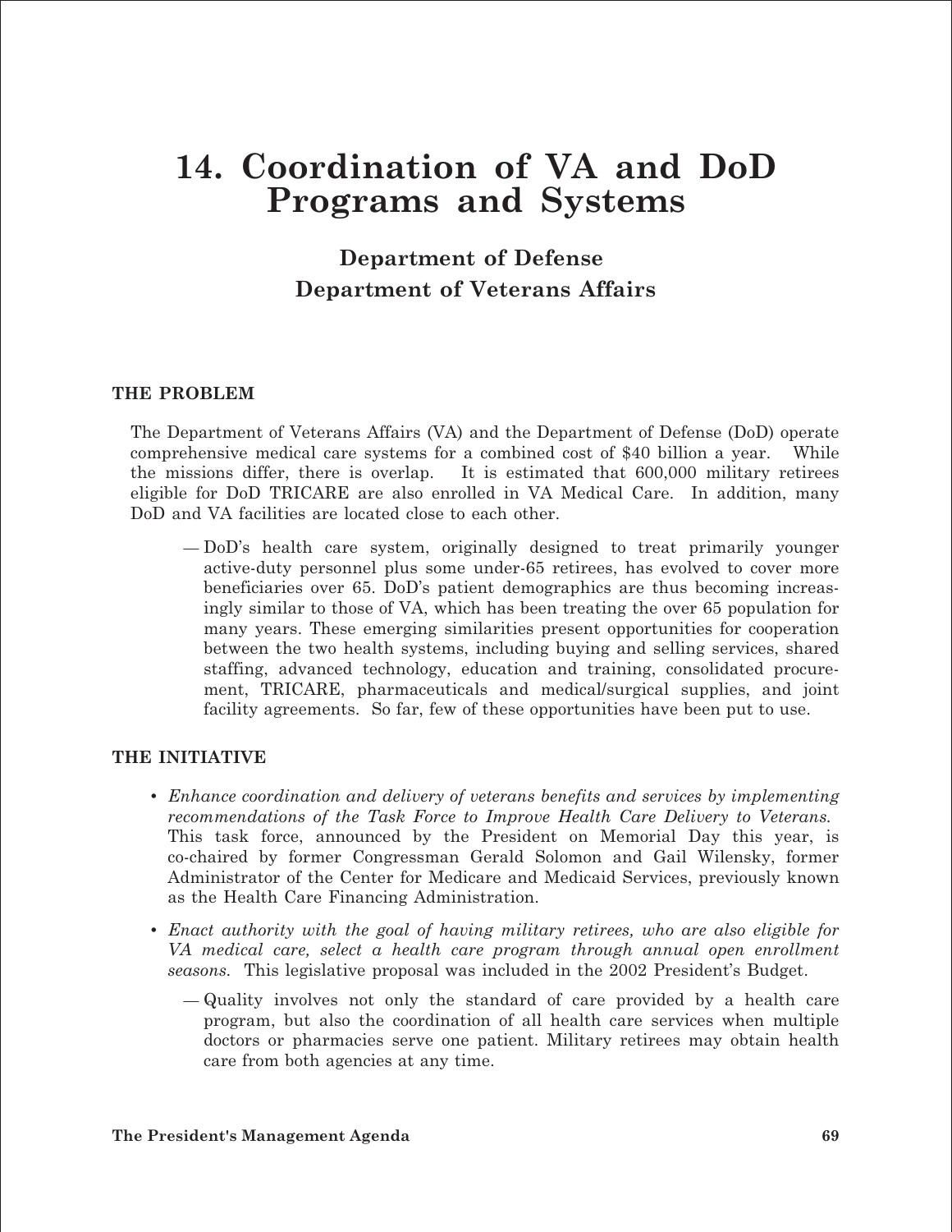# 14. Coordination of VA and DoD Programs and Systems

## Department of Defense
## Department of Veterans Affairs

### THE PROBLEM

The Department of Veterans Affairs (VA) and the Department of Defense (DoD) operate comprehensive medical care systems for a combined cost of $40 billion a year. While the missions differ, there is overlap. It is estimated that 600,000 military retirees eligible for DoD TRICARE are also enrolled in VA Medical Care. In addition, many DoD and VA facilities are located close to each other.

— DoD's health care system, originally designed to treat primarily younger active-duty personnel plus some under-65 retirees, has evolved to cover more beneficiaries over 65. DoD's patient demographics are thus becoming increasingly similar to those of VA, which has been treating the over 65 population for many years. These emerging similarities present opportunities for cooperation between the two health systems, including buying and selling services, shared staffing, advanced technology, education and training, consolidated procurement, TRICARE, pharmaceuticals and medical/surgical supplies, and joint facility agreements. So far, few of these opportunities have been put to use.

### THE INITIATIVE

- *Enhance coordination and delivery of veterans benefits and services by implementing recommendations of the Task Force to Improve Health Care Delivery to Veterans.* This task force, announced by the President on Memorial Day this year, is co-chaired by former Congressman Gerald Solomon and Gail Wilensky, former Administrator of the Center for Medicare and Medicaid Services, previously known as the Health Care Financing Administration.

- *Enact authority with the goal of having military retirees, who are also eligible for VA medical care, select a health care program through annual open enrollment seasons.* This legislative proposal was included in the 2002 President's Budget.

  — Quality involves not only the standard of care provided by a health care program, but also the coordination of all health care services when multiple doctors or pharmacies serve one patient. Military retirees may obtain health care from both agencies at any time.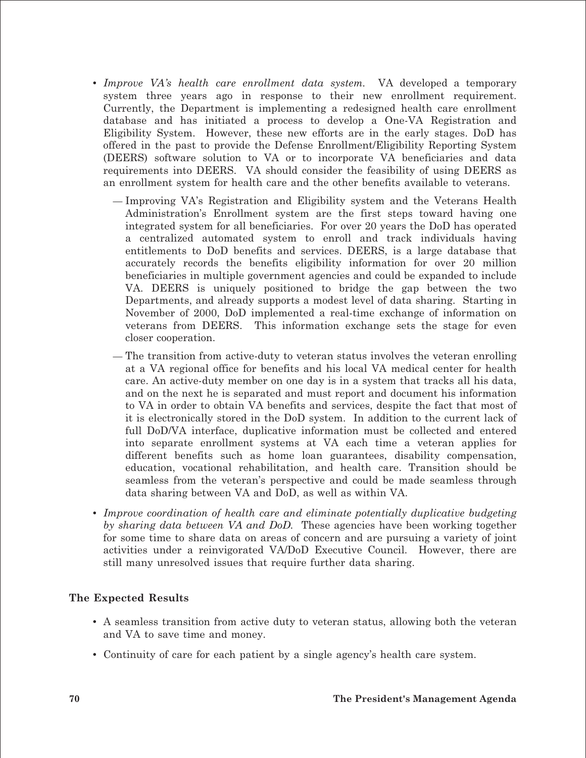- *Improve VA's health care enrollment data system.* VA developed a temporary system three years ago in response to their new enrollment requirement. Currently, the Department is implementing a redesigned health care enrollment database and has initiated a process to develop a One-VA Registration and Eligibility System. However, these new efforts are in the early stages. DoD has offered in the past to provide the Defense Enrollment/Eligibility Reporting System (DEERS) software solution to VA or to incorporate VA beneficiaries and data requirements into DEERS. VA should consider the feasibility of using DEERS as an enrollment system for health care and the other benefits available to veterans.
  - Improving VA's Registration and Eligibility system and the Veterans Health Administration's Enrollment system are the first steps toward having one integrated system for all beneficiaries. For over 20 years the DoD has operated a centralized automated system to enroll and track individuals having entitlements to DoD benefits and services. DEERS, is a large database that accurately records the benefits eligibility information for over 20 million beneficiaries in multiple government agencies and could be expanded to include VA. DEERS is uniquely positioned to bridge the gap between the two Departments, and already supports a modest level of data sharing. Starting in November of 2000, DoD implemented a real-time exchange of information on veterans from DEERS. This information exchange sets the stage for even closer cooperation.
  - The transition from active-duty to veteran status involves the veteran enrolling at a VA regional office for benefits and his local VA medical center for health care. An active-duty member on one day is in a system that tracks all his data, and on the next he is separated and must report and document his information to VA in order to obtain VA benefits and services, despite the fact that most of it is electronically stored in the DoD system. In addition to the current lack of full DoD/VA interface, duplicative information must be collected and entered into separate enrollment systems at VA each time a veteran applies for different benefits such as home loan guarantees, disability compensation, education, vocational rehabilitation, and health care. Transition should be seamless from the veteran's perspective and could be made seamless through data sharing between VA and DoD, as well as within VA.
- *Improve coordination of health care and eliminate potentially duplicative budgeting by sharing data between VA and DoD.* These agencies have been working together for some time to share data on areas of concern and are pursuing a variety of joint activities under a reinvigorated VA/DoD Executive Council. However, there are still many unresolved issues that require further data sharing.

**The Expected Results**

- A seamless transition from active duty to veteran status, allowing both the veteran and VA to save time and money.
- Continuity of care for each patient by a single agency's health care system.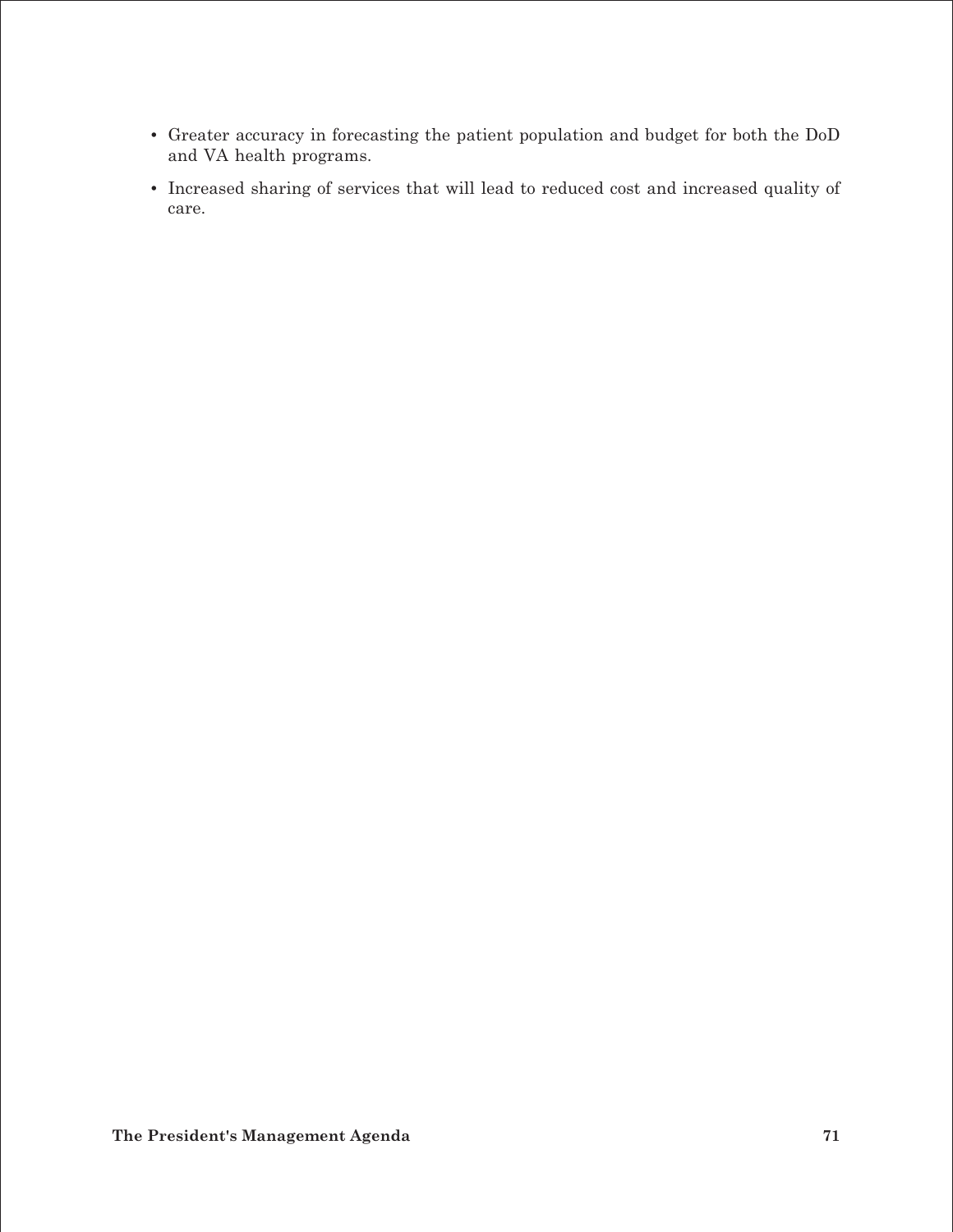- Greater accuracy in forecasting the patient population and budget for both the DoD and VA health programs.
- Increased sharing of services that will lead to reduced cost and increased quality of care.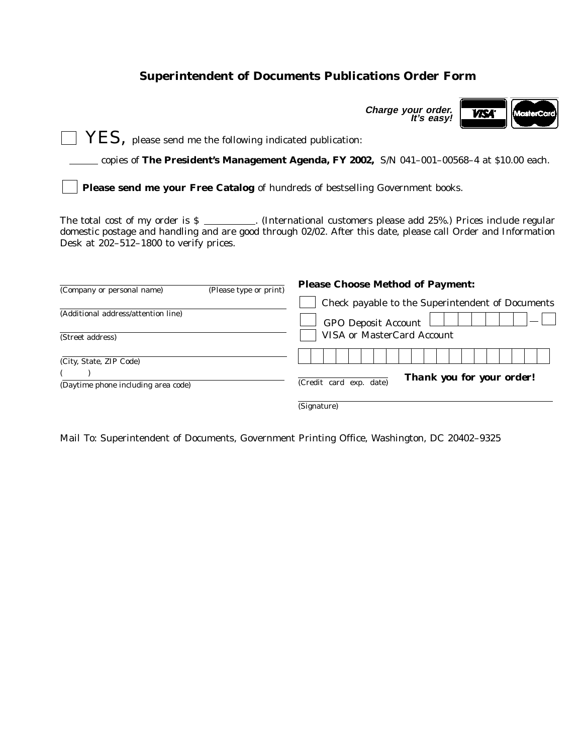## Superintendent of Documents Publications Order Form

***Charge your order. It's easy!*** VISA MasterCard

☐ YES, please send me the following indicated publication:

_____ copies of **The President's Management Agenda, FY 2002,** S/N 041–001–00568–4 at $10.00 each.

☐ **Please send me your Free Catalog** of hundreds of bestselling Government books.

The total cost of my order is $ __________. (International customers please add 25%.) Prices include regular domestic postage and handling and are good through 02/02. After this date, please call Order and Information Desk at 202–512–1800 to verify prices.

_______________________________________
(Company or personal name) (Please type or print)

_______________________________________
(Additional address/attention line)

_______________________________________
(Street address)

_______________________________________
(City, State, ZIP Code)

( )_____________________________________
(Daytime phone including area code)

**Please Choose Method of Payment:**

☐ Check payable to the Superintendent of Documents

☐ GPO Deposit Account ☐☐☐☐☐☐☐ — ☐

☐ VISA or MasterCard Account

☐☐☐☐☐☐☐☐☐☐☐☐☐☐☐☐☐☐☐☐

_______________
(Credit card exp. date)

***Thank you for your order!***

_______________________________________
(Signature)

Mail To: Superintendent of Documents, Government Printing Office, Washington, DC 20402–9325